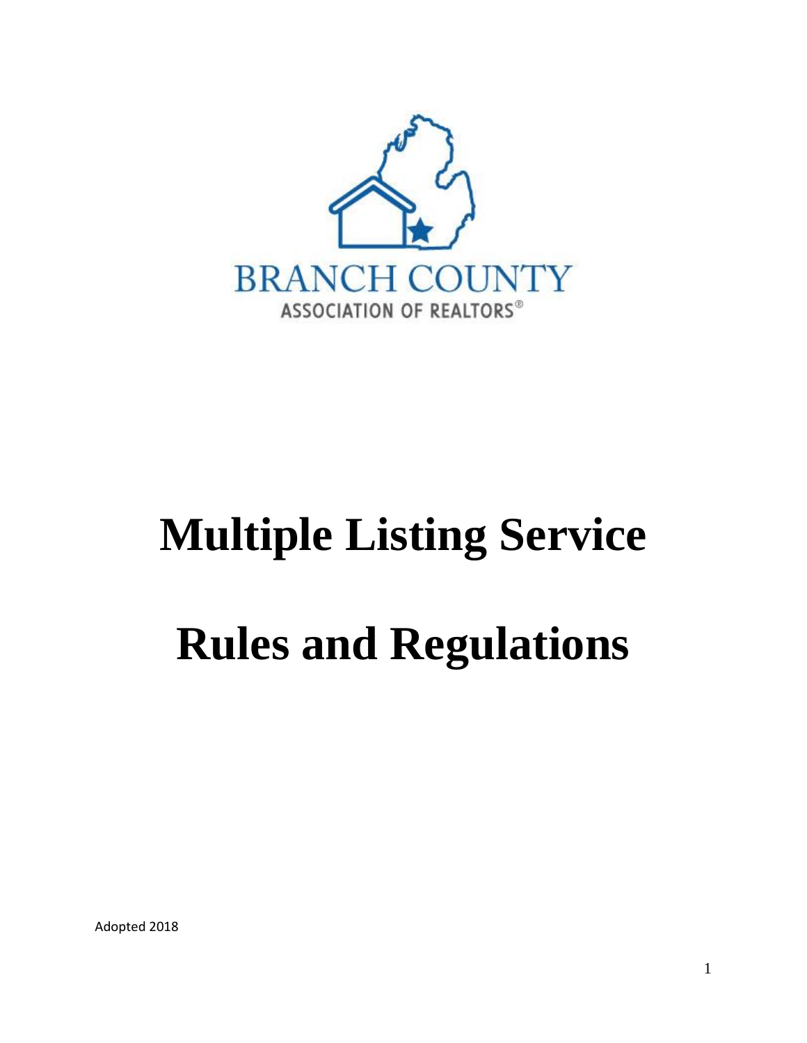BRANCH COUNTY

ASSOCIATION OF REALTORS®

# Multiple Listing Service

# Rules and Regulations

Adopted 2018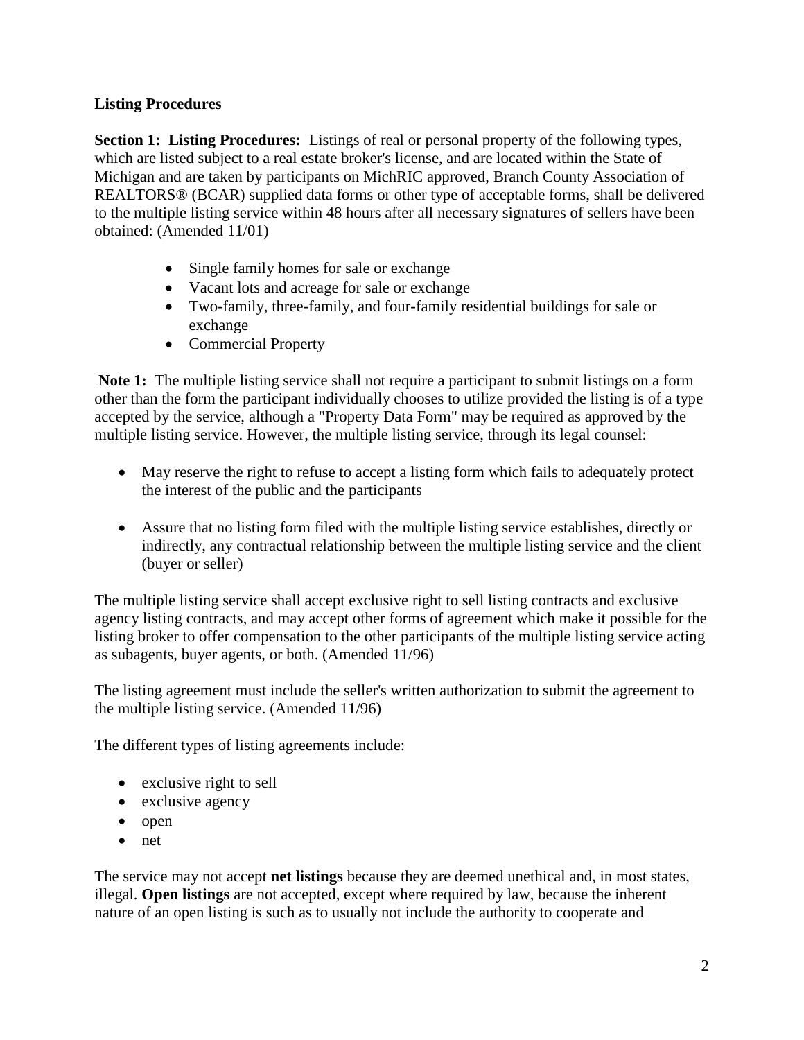## Listing Procedures

**Section 1: Listing Procedures:** Listings of real or personal property of the following types, which are listed subject to a real estate broker's license, and are located within the State of Michigan and are taken by participants on MichRIC approved, Branch County Association of REALTORS® (BCAR) supplied data forms or other type of acceptable forms, shall be delivered to the multiple listing service within 48 hours after all necessary signatures of sellers have been obtained: (Amended 11/01)

- Single family homes for sale or exchange
- Vacant lots and acreage for sale or exchange
- Two-family, three-family, and four-family residential buildings for sale or exchange
- Commercial Property

**Note 1:** The multiple listing service shall not require a participant to submit listings on a form other than the form the participant individually chooses to utilize provided the listing is of a type accepted by the service, although a "Property Data Form" may be required as approved by the multiple listing service. However, the multiple listing service, through its legal counsel:

- May reserve the right to refuse to accept a listing form which fails to adequately protect the interest of the public and the participants
- Assure that no listing form filed with the multiple listing service establishes, directly or indirectly, any contractual relationship between the multiple listing service and the client (buyer or seller)

The multiple listing service shall accept exclusive right to sell listing contracts and exclusive agency listing contracts, and may accept other forms of agreement which make it possible for the listing broker to offer compensation to the other participants of the multiple listing service acting as subagents, buyer agents, or both. (Amended 11/96)

The listing agreement must include the seller's written authorization to submit the agreement to the multiple listing service. (Amended 11/96)

The different types of listing agreements include:

- exclusive right to sell
- exclusive agency
- open
- net

The service may not accept **net listings** because they are deemed unethical and, in most states, illegal. **Open listings** are not accepted, except where required by law, because the inherent nature of an open listing is such as to usually not include the authority to cooperate and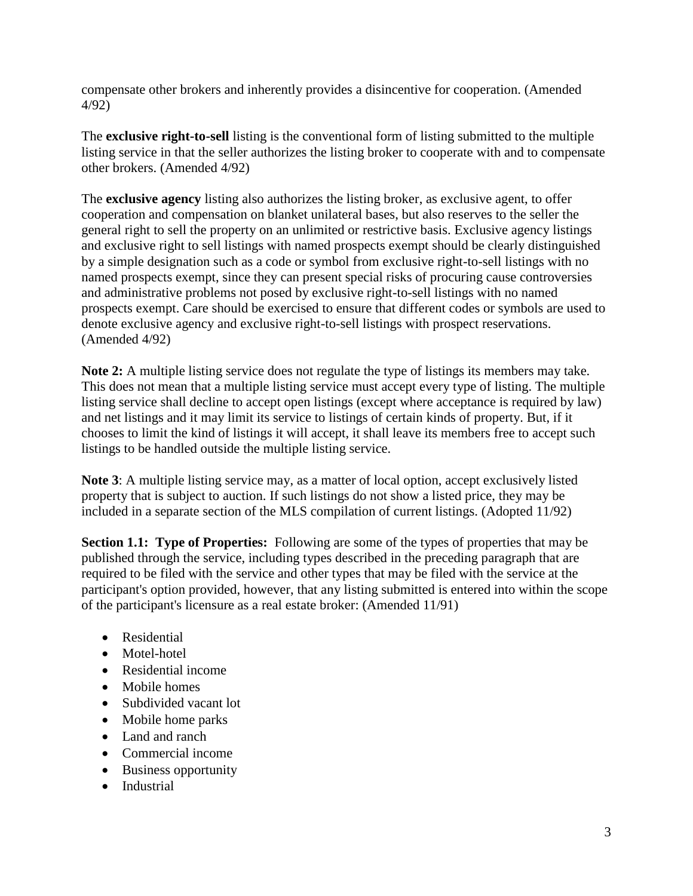compensate other brokers and inherently provides a disincentive for cooperation. (Amended 4/92)

The **exclusive right-to-sell** listing is the conventional form of listing submitted to the multiple listing service in that the seller authorizes the listing broker to cooperate with and to compensate other brokers. (Amended 4/92)

The **exclusive agency** listing also authorizes the listing broker, as exclusive agent, to offer cooperation and compensation on blanket unilateral bases, but also reserves to the seller the general right to sell the property on an unlimited or restrictive basis. Exclusive agency listings and exclusive right to sell listings with named prospects exempt should be clearly distinguished by a simple designation such as a code or symbol from exclusive right-to-sell listings with no named prospects exempt, since they can present special risks of procuring cause controversies and administrative problems not posed by exclusive right-to-sell listings with no named prospects exempt. Care should be exercised to ensure that different codes or symbols are used to denote exclusive agency and exclusive right-to-sell listings with prospect reservations. (Amended 4/92)

**Note 2:** A multiple listing service does not regulate the type of listings its members may take. This does not mean that a multiple listing service must accept every type of listing. The multiple listing service shall decline to accept open listings (except where acceptance is required by law) and net listings and it may limit its service to listings of certain kinds of property. But, if it chooses to limit the kind of listings it will accept, it shall leave its members free to accept such listings to be handled outside the multiple listing service.

**Note 3**: A multiple listing service may, as a matter of local option, accept exclusively listed property that is subject to auction. If such listings do not show a listed price, they may be included in a separate section of the MLS compilation of current listings. (Adopted 11/92)

**Section 1.1: Type of Properties:** Following are some of the types of properties that may be published through the service, including types described in the preceding paragraph that are required to be filed with the service and other types that may be filed with the service at the participant's option provided, however, that any listing submitted is entered into within the scope of the participant's licensure as a real estate broker: (Amended 11/91)

- Residential
- Motel-hotel
- Residential income
- Mobile homes
- Subdivided vacant lot
- Mobile home parks
- Land and ranch
- Commercial income
- Business opportunity
- Industrial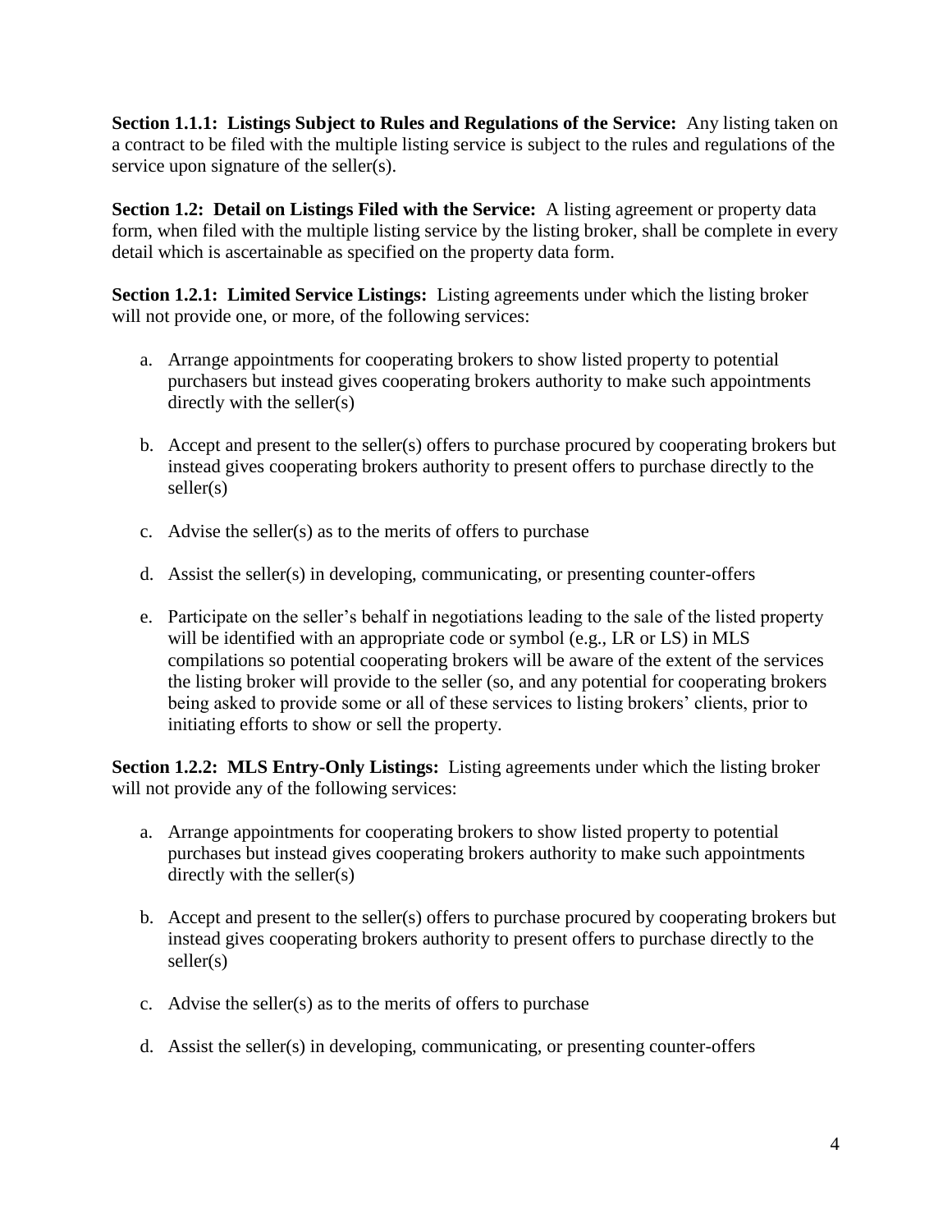**Section 1.1.1: Listings Subject to Rules and Regulations of the Service:** Any listing taken on a contract to be filed with the multiple listing service is subject to the rules and regulations of the service upon signature of the seller(s).

**Section 1.2: Detail on Listings Filed with the Service:** A listing agreement or property data form, when filed with the multiple listing service by the listing broker, shall be complete in every detail which is ascertainable as specified on the property data form.

**Section 1.2.1: Limited Service Listings:** Listing agreements under which the listing broker will not provide one, or more, of the following services:

a. Arrange appointments for cooperating brokers to show listed property to potential purchasers but instead gives cooperating brokers authority to make such appointments directly with the seller(s)

b. Accept and present to the seller(s) offers to purchase procured by cooperating brokers but instead gives cooperating brokers authority to present offers to purchase directly to the seller(s)

c. Advise the seller(s) as to the merits of offers to purchase

d. Assist the seller(s) in developing, communicating, or presenting counter-offers

e. Participate on the seller's behalf in negotiations leading to the sale of the listed property will be identified with an appropriate code or symbol (e.g., LR or LS) in MLS compilations so potential cooperating brokers will be aware of the extent of the services the listing broker will provide to the seller (so, and any potential for cooperating brokers being asked to provide some or all of these services to listing brokers' clients, prior to initiating efforts to show or sell the property.

**Section 1.2.2: MLS Entry-Only Listings:** Listing agreements under which the listing broker will not provide any of the following services:

a. Arrange appointments for cooperating brokers to show listed property to potential purchases but instead gives cooperating brokers authority to make such appointments directly with the seller(s)

b. Accept and present to the seller(s) offers to purchase procured by cooperating brokers but instead gives cooperating brokers authority to present offers to purchase directly to the seller(s)

c. Advise the seller(s) as to the merits of offers to purchase

d. Assist the seller(s) in developing, communicating, or presenting counter-offers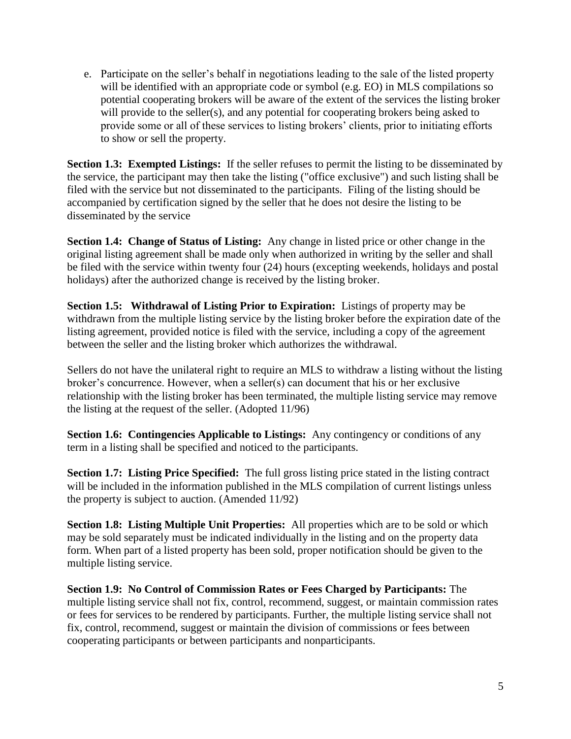e. Participate on the seller's behalf in negotiations leading to the sale of the listed property will be identified with an appropriate code or symbol (e.g. EO) in MLS compilations so potential cooperating brokers will be aware of the extent of the services the listing broker will provide to the seller(s), and any potential for cooperating brokers being asked to provide some or all of these services to listing brokers' clients, prior to initiating efforts to show or sell the property.

**Section 1.3: Exempted Listings:** If the seller refuses to permit the listing to be disseminated by the service, the participant may then take the listing ("office exclusive") and such listing shall be filed with the service but not disseminated to the participants. Filing of the listing should be accompanied by certification signed by the seller that he does not desire the listing to be disseminated by the service

**Section 1.4: Change of Status of Listing:** Any change in listed price or other change in the original listing agreement shall be made only when authorized in writing by the seller and shall be filed with the service within twenty four (24) hours (excepting weekends, holidays and postal holidays) after the authorized change is received by the listing broker.

**Section 1.5: Withdrawal of Listing Prior to Expiration:** Listings of property may be withdrawn from the multiple listing service by the listing broker before the expiration date of the listing agreement, provided notice is filed with the service, including a copy of the agreement between the seller and the listing broker which authorizes the withdrawal.

Sellers do not have the unilateral right to require an MLS to withdraw a listing without the listing broker's concurrence. However, when a seller(s) can document that his or her exclusive relationship with the listing broker has been terminated, the multiple listing service may remove the listing at the request of the seller. (Adopted 11/96)

**Section 1.6: Contingencies Applicable to Listings:** Any contingency or conditions of any term in a listing shall be specified and noticed to the participants.

**Section 1.7: Listing Price Specified:** The full gross listing price stated in the listing contract will be included in the information published in the MLS compilation of current listings unless the property is subject to auction. (Amended 11/92)

**Section 1.8: Listing Multiple Unit Properties:** All properties which are to be sold or which may be sold separately must be indicated individually in the listing and on the property data form. When part of a listed property has been sold, proper notification should be given to the multiple listing service.

**Section 1.9: No Control of Commission Rates or Fees Charged by Participants:** The multiple listing service shall not fix, control, recommend, suggest, or maintain commission rates or fees for services to be rendered by participants. Further, the multiple listing service shall not fix, control, recommend, suggest or maintain the division of commissions or fees between cooperating participants or between participants and nonparticipants.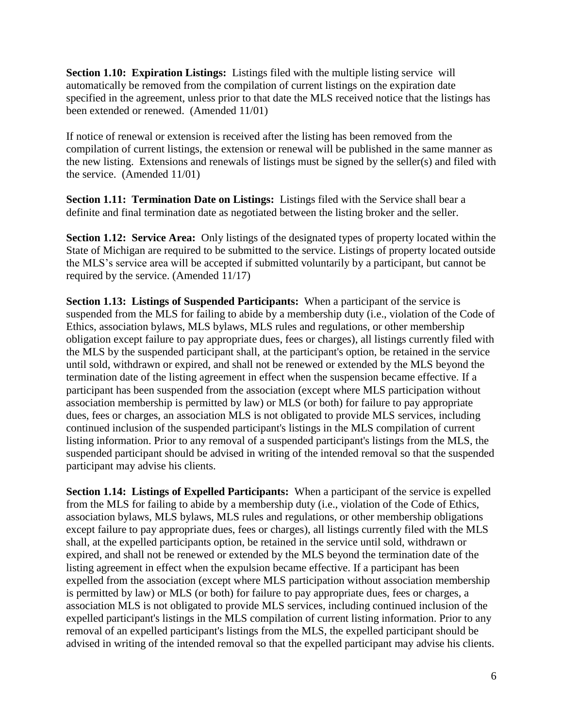**Section 1.10: Expiration Listings:** Listings filed with the multiple listing service will automatically be removed from the compilation of current listings on the expiration date specified in the agreement, unless prior to that date the MLS received notice that the listings has been extended or renewed. (Amended 11/01)

If notice of renewal or extension is received after the listing has been removed from the compilation of current listings, the extension or renewal will be published in the same manner as the new listing. Extensions and renewals of listings must be signed by the seller(s) and filed with the service. (Amended 11/01)

**Section 1.11: Termination Date on Listings:** Listings filed with the Service shall bear a definite and final termination date as negotiated between the listing broker and the seller.

**Section 1.12: Service Area:** Only listings of the designated types of property located within the State of Michigan are required to be submitted to the service. Listings of property located outside the MLS's service area will be accepted if submitted voluntarily by a participant, but cannot be required by the service. (Amended 11/17)

**Section 1.13: Listings of Suspended Participants:** When a participant of the service is suspended from the MLS for failing to abide by a membership duty (i.e., violation of the Code of Ethics, association bylaws, MLS bylaws, MLS rules and regulations, or other membership obligation except failure to pay appropriate dues, fees or charges), all listings currently filed with the MLS by the suspended participant shall, at the participant's option, be retained in the service until sold, withdrawn or expired, and shall not be renewed or extended by the MLS beyond the termination date of the listing agreement in effect when the suspension became effective. If a participant has been suspended from the association (except where MLS participation without association membership is permitted by law) or MLS (or both) for failure to pay appropriate dues, fees or charges, an association MLS is not obligated to provide MLS services, including continued inclusion of the suspended participant's listings in the MLS compilation of current listing information. Prior to any removal of a suspended participant's listings from the MLS, the suspended participant should be advised in writing of the intended removal so that the suspended participant may advise his clients.

**Section 1.14: Listings of Expelled Participants:** When a participant of the service is expelled from the MLS for failing to abide by a membership duty (i.e., violation of the Code of Ethics, association bylaws, MLS bylaws, MLS rules and regulations, or other membership obligations except failure to pay appropriate dues, fees or charges), all listings currently filed with the MLS shall, at the expelled participants option, be retained in the service until sold, withdrawn or expired, and shall not be renewed or extended by the MLS beyond the termination date of the listing agreement in effect when the expulsion became effective. If a participant has been expelled from the association (except where MLS participation without association membership is permitted by law) or MLS (or both) for failure to pay appropriate dues, fees or charges, a association MLS is not obligated to provide MLS services, including continued inclusion of the expelled participant's listings in the MLS compilation of current listing information. Prior to any removal of an expelled participant's listings from the MLS, the expelled participant should be advised in writing of the intended removal so that the expelled participant may advise his clients.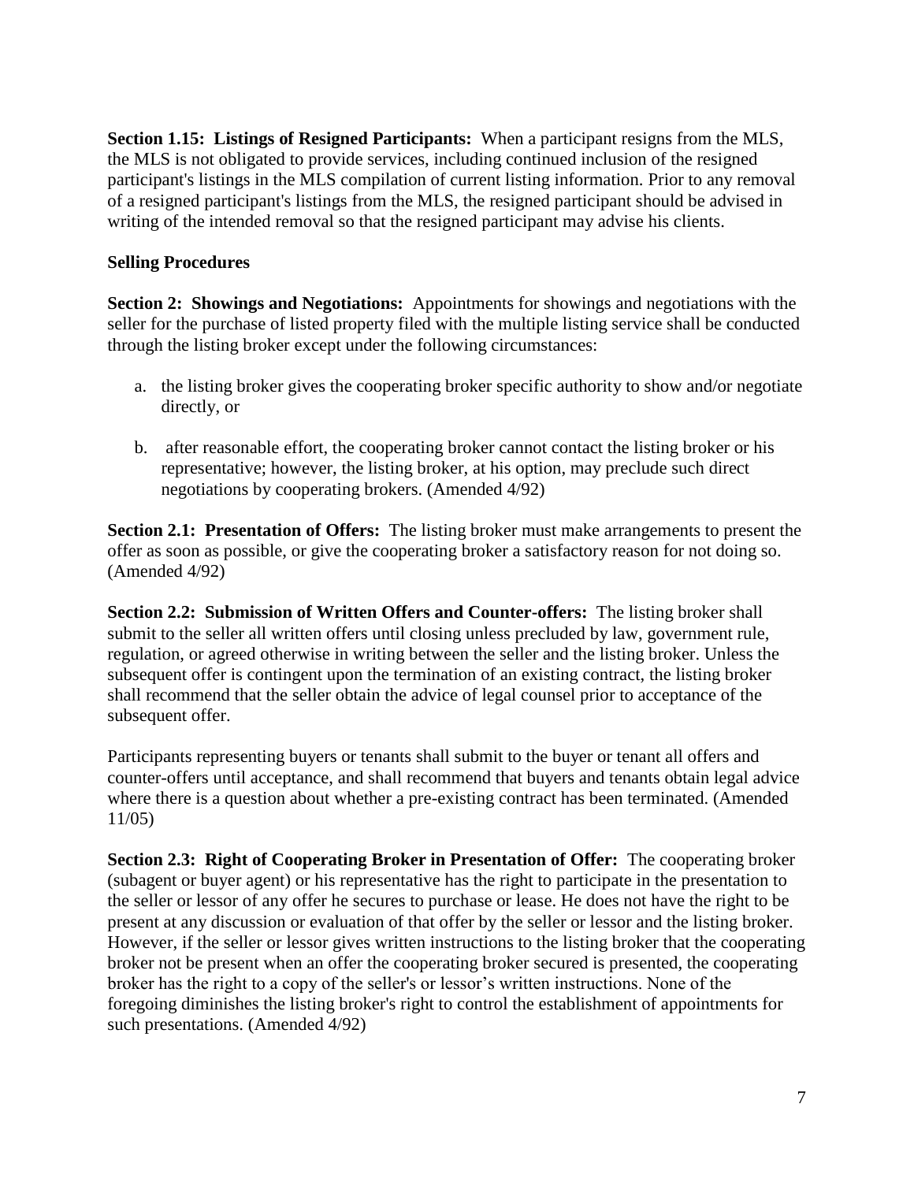**Section 1.15: Listings of Resigned Participants:** When a participant resigns from the MLS, the MLS is not obligated to provide services, including continued inclusion of the resigned participant's listings in the MLS compilation of current listing information. Prior to any removal of a resigned participant's listings from the MLS, the resigned participant should be advised in writing of the intended removal so that the resigned participant may advise his clients.

**Selling Procedures**

**Section 2: Showings and Negotiations:** Appointments for showings and negotiations with the seller for the purchase of listed property filed with the multiple listing service shall be conducted through the listing broker except under the following circumstances:

a. the listing broker gives the cooperating broker specific authority to show and/or negotiate directly, or

b. after reasonable effort, the cooperating broker cannot contact the listing broker or his representative; however, the listing broker, at his option, may preclude such direct negotiations by cooperating brokers. (Amended 4/92)

**Section 2.1: Presentation of Offers:** The listing broker must make arrangements to present the offer as soon as possible, or give the cooperating broker a satisfactory reason for not doing so. (Amended 4/92)

**Section 2.2: Submission of Written Offers and Counter-offers:** The listing broker shall submit to the seller all written offers until closing unless precluded by law, government rule, regulation, or agreed otherwise in writing between the seller and the listing broker. Unless the subsequent offer is contingent upon the termination of an existing contract, the listing broker shall recommend that the seller obtain the advice of legal counsel prior to acceptance of the subsequent offer.

Participants representing buyers or tenants shall submit to the buyer or tenant all offers and counter-offers until acceptance, and shall recommend that buyers and tenants obtain legal advice where there is a question about whether a pre-existing contract has been terminated. (Amended 11/05)

**Section 2.3: Right of Cooperating Broker in Presentation of Offer:** The cooperating broker (subagent or buyer agent) or his representative has the right to participate in the presentation to the seller or lessor of any offer he secures to purchase or lease. He does not have the right to be present at any discussion or evaluation of that offer by the seller or lessor and the listing broker. However, if the seller or lessor gives written instructions to the listing broker that the cooperating broker not be present when an offer the cooperating broker secured is presented, the cooperating broker has the right to a copy of the seller's or lessor's written instructions. None of the foregoing diminishes the listing broker's right to control the establishment of appointments for such presentations. (Amended 4/92)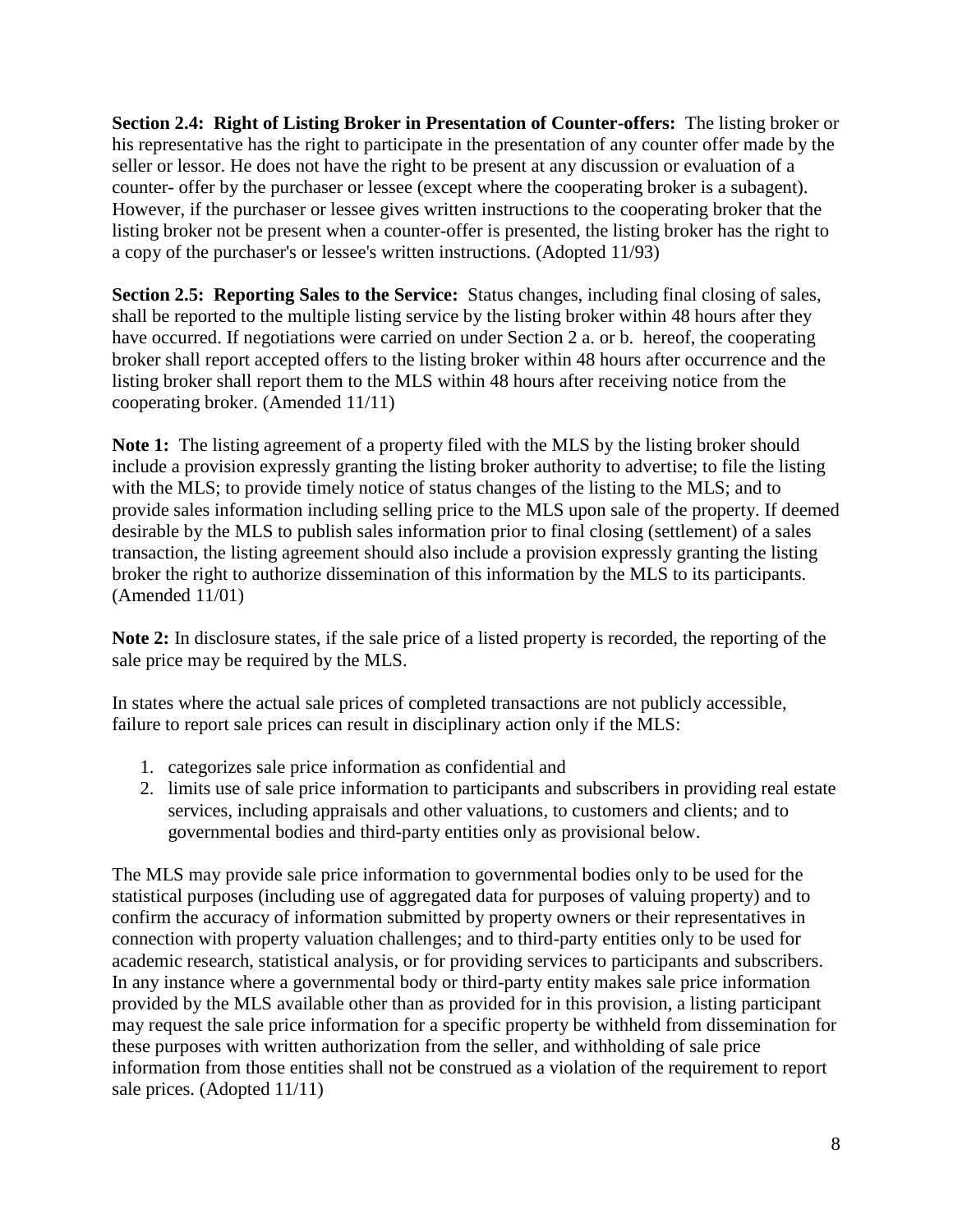**Section 2.4: Right of Listing Broker in Presentation of Counter-offers:** The listing broker or his representative has the right to participate in the presentation of any counter offer made by the seller or lessor. He does not have the right to be present at any discussion or evaluation of a counter- offer by the purchaser or lessee (except where the cooperating broker is a subagent). However, if the purchaser or lessee gives written instructions to the cooperating broker that the listing broker not be present when a counter-offer is presented, the listing broker has the right to a copy of the purchaser's or lessee's written instructions. (Adopted 11/93)

**Section 2.5: Reporting Sales to the Service:** Status changes, including final closing of sales, shall be reported to the multiple listing service by the listing broker within 48 hours after they have occurred. If negotiations were carried on under Section 2 a. or b. hereof, the cooperating broker shall report accepted offers to the listing broker within 48 hours after occurrence and the listing broker shall report them to the MLS within 48 hours after receiving notice from the cooperating broker. (Amended 11/11)

**Note 1:** The listing agreement of a property filed with the MLS by the listing broker should include a provision expressly granting the listing broker authority to advertise; to file the listing with the MLS; to provide timely notice of status changes of the listing to the MLS; and to provide sales information including selling price to the MLS upon sale of the property. If deemed desirable by the MLS to publish sales information prior to final closing (settlement) of a sales transaction, the listing agreement should also include a provision expressly granting the listing broker the right to authorize dissemination of this information by the MLS to its participants. (Amended 11/01)

**Note 2:** In disclosure states, if the sale price of a listed property is recorded, the reporting of the sale price may be required by the MLS.

In states where the actual sale prices of completed transactions are not publicly accessible, failure to report sale prices can result in disciplinary action only if the MLS:

1. categorizes sale price information as confidential and
2. limits use of sale price information to participants and subscribers in providing real estate services, including appraisals and other valuations, to customers and clients; and to governmental bodies and third-party entities only as provisional below.

The MLS may provide sale price information to governmental bodies only to be used for the statistical purposes (including use of aggregated data for purposes of valuing property) and to confirm the accuracy of information submitted by property owners or their representatives in connection with property valuation challenges; and to third-party entities only to be used for academic research, statistical analysis, or for providing services to participants and subscribers. In any instance where a governmental body or third-party entity makes sale price information provided by the MLS available other than as provided for in this provision, a listing participant may request the sale price information for a specific property be withheld from dissemination for these purposes with written authorization from the seller, and withholding of sale price information from those entities shall not be construed as a violation of the requirement to report sale prices. (Adopted 11/11)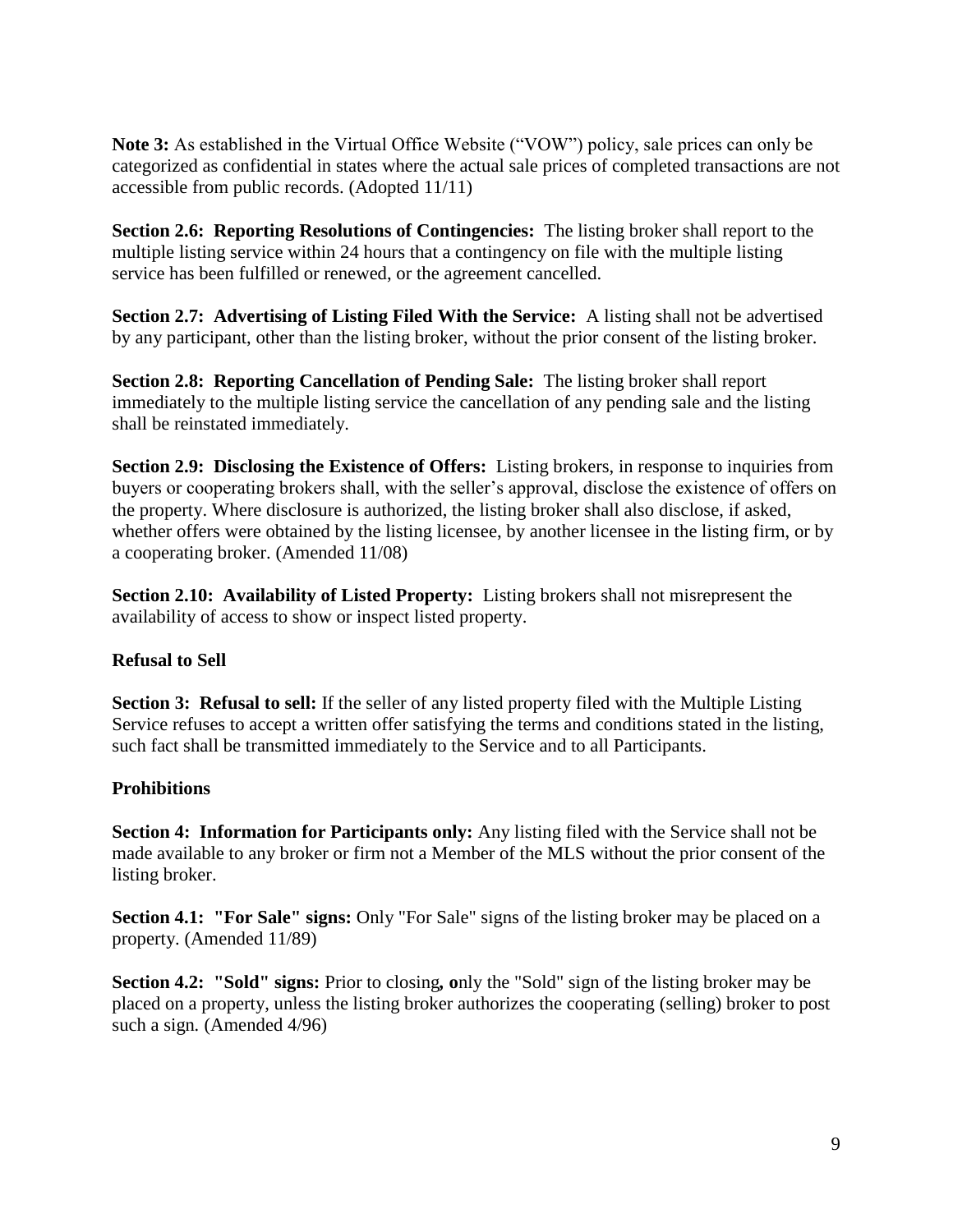**Note 3:** As established in the Virtual Office Website ("VOW") policy, sale prices can only be categorized as confidential in states where the actual sale prices of completed transactions are not accessible from public records. (Adopted 11/11)

**Section 2.6: Reporting Resolutions of Contingencies:** The listing broker shall report to the multiple listing service within 24 hours that a contingency on file with the multiple listing service has been fulfilled or renewed, or the agreement cancelled.

**Section 2.7: Advertising of Listing Filed With the Service:** A listing shall not be advertised by any participant, other than the listing broker, without the prior consent of the listing broker.

**Section 2.8: Reporting Cancellation of Pending Sale:** The listing broker shall report immediately to the multiple listing service the cancellation of any pending sale and the listing shall be reinstated immediately.

**Section 2.9: Disclosing the Existence of Offers:** Listing brokers, in response to inquiries from buyers or cooperating brokers shall, with the seller's approval, disclose the existence of offers on the property. Where disclosure is authorized, the listing broker shall also disclose, if asked, whether offers were obtained by the listing licensee, by another licensee in the listing firm, or by a cooperating broker. (Amended 11/08)

**Section 2.10: Availability of Listed Property:** Listing brokers shall not misrepresent the availability of access to show or inspect listed property.

**Refusal to Sell**

**Section 3: Refusal to sell:** If the seller of any listed property filed with the Multiple Listing Service refuses to accept a written offer satisfying the terms and conditions stated in the listing, such fact shall be transmitted immediately to the Service and to all Participants.

**Prohibitions**

**Section 4: Information for Participants only:** Any listing filed with the Service shall not be made available to any broker or firm not a Member of the MLS without the prior consent of the listing broker.

**Section 4.1: "For Sale" signs:** Only "For Sale" signs of the listing broker may be placed on a property. (Amended 11/89)

**Section 4.2: "Sold" signs:** Prior to closing, only the "Sold" sign of the listing broker may be placed on a property, unless the listing broker authorizes the cooperating (selling) broker to post such a sign. (Amended 4/96)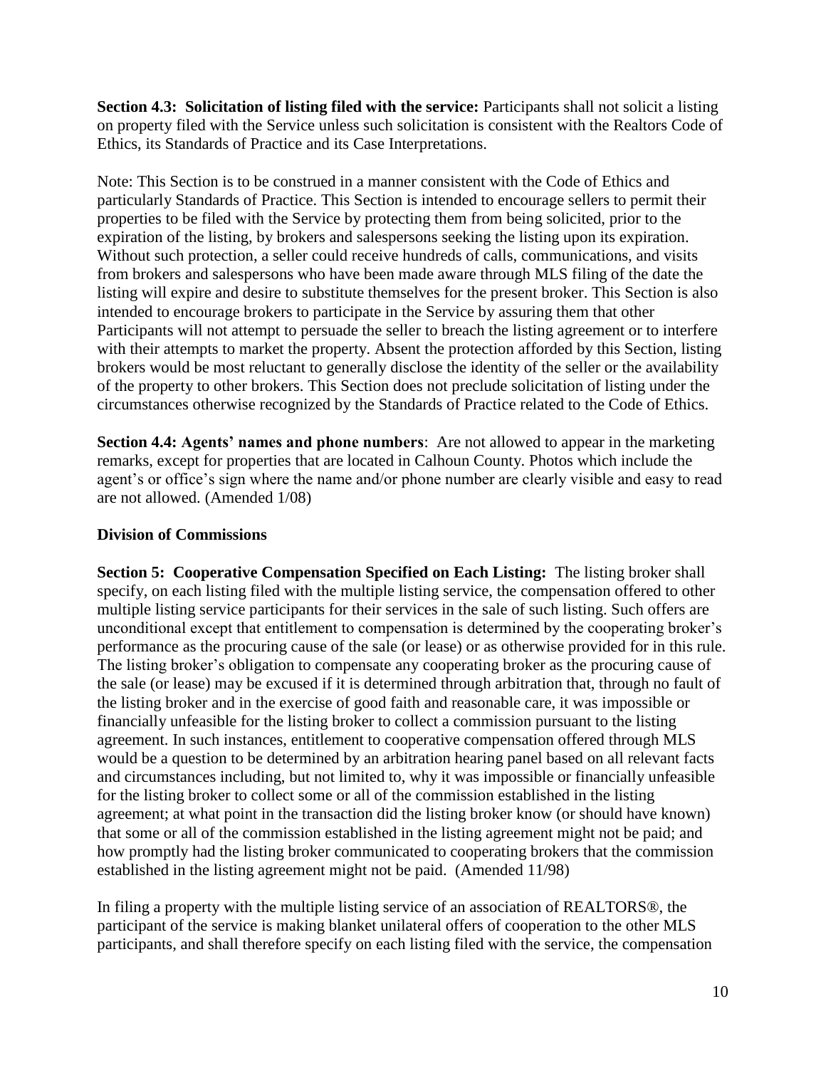**Section 4.3: Solicitation of listing filed with the service:** Participants shall not solicit a listing on property filed with the Service unless such solicitation is consistent with the Realtors Code of Ethics, its Standards of Practice and its Case Interpretations.

Note: This Section is to be construed in a manner consistent with the Code of Ethics and particularly Standards of Practice. This Section is intended to encourage sellers to permit their properties to be filed with the Service by protecting them from being solicited, prior to the expiration of the listing, by brokers and salespersons seeking the listing upon its expiration. Without such protection, a seller could receive hundreds of calls, communications, and visits from brokers and salespersons who have been made aware through MLS filing of the date the listing will expire and desire to substitute themselves for the present broker. This Section is also intended to encourage brokers to participate in the Service by assuring them that other Participants will not attempt to persuade the seller to breach the listing agreement or to interfere with their attempts to market the property. Absent the protection afforded by this Section, listing brokers would be most reluctant to generally disclose the identity of the seller or the availability of the property to other brokers. This Section does not preclude solicitation of listing under the circumstances otherwise recognized by the Standards of Practice related to the Code of Ethics.

**Section 4.4: Agents' names and phone numbers**: Are not allowed to appear in the marketing remarks, except for properties that are located in Calhoun County. Photos which include the agent's or office's sign where the name and/or phone number are clearly visible and easy to read are not allowed. (Amended 1/08)

**Division of Commissions**

**Section 5: Cooperative Compensation Specified on Each Listing:** The listing broker shall specify, on each listing filed with the multiple listing service, the compensation offered to other multiple listing service participants for their services in the sale of such listing. Such offers are unconditional except that entitlement to compensation is determined by the cooperating broker's performance as the procuring cause of the sale (or lease) or as otherwise provided for in this rule. The listing broker's obligation to compensate any cooperating broker as the procuring cause of the sale (or lease) may be excused if it is determined through arbitration that, through no fault of the listing broker and in the exercise of good faith and reasonable care, it was impossible or financially unfeasible for the listing broker to collect a commission pursuant to the listing agreement. In such instances, entitlement to cooperative compensation offered through MLS would be a question to be determined by an arbitration hearing panel based on all relevant facts and circumstances including, but not limited to, why it was impossible or financially unfeasible for the listing broker to collect some or all of the commission established in the listing agreement; at what point in the transaction did the listing broker know (or should have known) that some or all of the commission established in the listing agreement might not be paid; and how promptly had the listing broker communicated to cooperating brokers that the commission established in the listing agreement might not be paid. (Amended 11/98)

In filing a property with the multiple listing service of an association of REALTORS®, the participant of the service is making blanket unilateral offers of cooperation to the other MLS participants, and shall therefore specify on each listing filed with the service, the compensation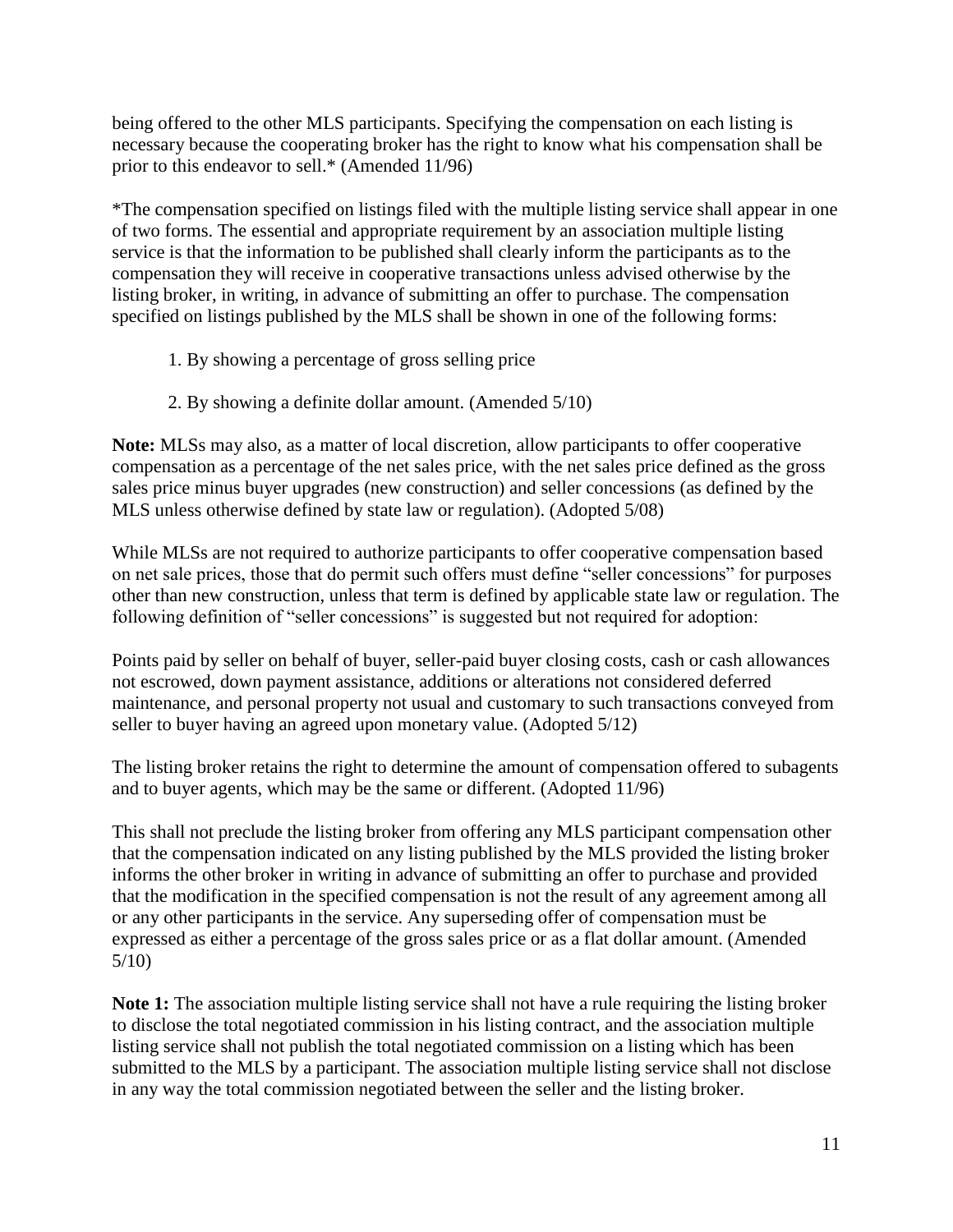being offered to the other MLS participants. Specifying the compensation on each listing is necessary because the cooperating broker has the right to know what his compensation shall be prior to this endeavor to sell.* (Amended 11/96)

*The compensation specified on listings filed with the multiple listing service shall appear in one of two forms. The essential and appropriate requirement by an association multiple listing service is that the information to be published shall clearly inform the participants as to the compensation they will receive in cooperative transactions unless advised otherwise by the listing broker, in writing, in advance of submitting an offer to purchase. The compensation specified on listings published by the MLS shall be shown in one of the following forms:

1. By showing a percentage of gross selling price
2. By showing a definite dollar amount. (Amended 5/10)

**Note:** MLSs may also, as a matter of local discretion, allow participants to offer cooperative compensation as a percentage of the net sales price, with the net sales price defined as the gross sales price minus buyer upgrades (new construction) and seller concessions (as defined by the MLS unless otherwise defined by state law or regulation). (Adopted 5/08)

While MLSs are not required to authorize participants to offer cooperative compensation based on net sale prices, those that do permit such offers must define "seller concessions" for purposes other than new construction, unless that term is defined by applicable state law or regulation. The following definition of "seller concessions" is suggested but not required for adoption:

Points paid by seller on behalf of buyer, seller-paid buyer closing costs, cash or cash allowances not escrowed, down payment assistance, additions or alterations not considered deferred maintenance, and personal property not usual and customary to such transactions conveyed from seller to buyer having an agreed upon monetary value. (Adopted 5/12)

The listing broker retains the right to determine the amount of compensation offered to subagents and to buyer agents, which may be the same or different. (Adopted 11/96)

This shall not preclude the listing broker from offering any MLS participant compensation other that the compensation indicated on any listing published by the MLS provided the listing broker informs the other broker in writing in advance of submitting an offer to purchase and provided that the modification in the specified compensation is not the result of any agreement among all or any other participants in the service. Any superseding offer of compensation must be expressed as either a percentage of the gross sales price or as a flat dollar amount. (Amended 5/10)

**Note 1:** The association multiple listing service shall not have a rule requiring the listing broker to disclose the total negotiated commission in his listing contract, and the association multiple listing service shall not publish the total negotiated commission on a listing which has been submitted to the MLS by a participant. The association multiple listing service shall not disclose in any way the total commission negotiated between the seller and the listing broker.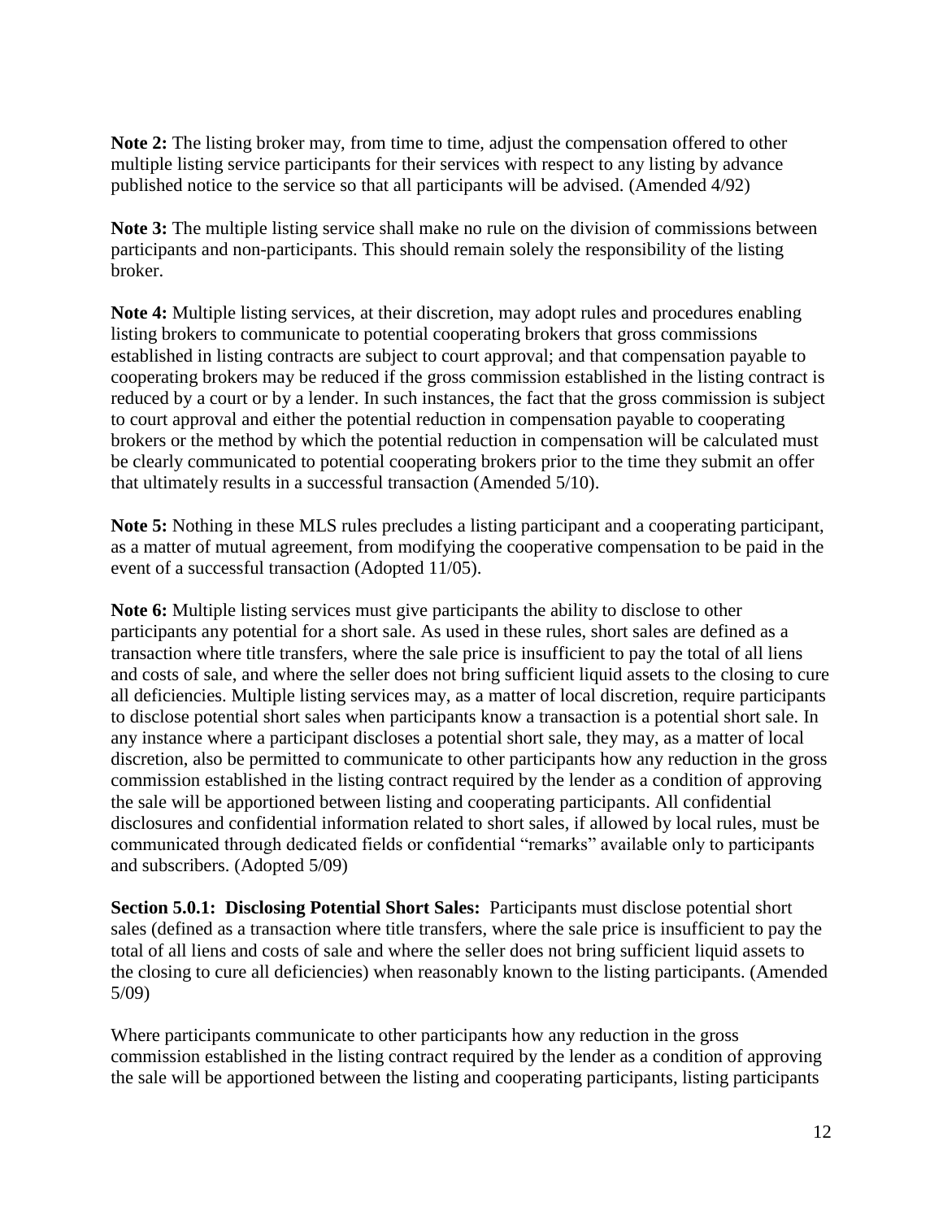**Note 2:** The listing broker may, from time to time, adjust the compensation offered to other multiple listing service participants for their services with respect to any listing by advance published notice to the service so that all participants will be advised. (Amended 4/92)

**Note 3:** The multiple listing service shall make no rule on the division of commissions between participants and non-participants. This should remain solely the responsibility of the listing broker.

**Note 4:** Multiple listing services, at their discretion, may adopt rules and procedures enabling listing brokers to communicate to potential cooperating brokers that gross commissions established in listing contracts are subject to court approval; and that compensation payable to cooperating brokers may be reduced if the gross commission established in the listing contract is reduced by a court or by a lender. In such instances, the fact that the gross commission is subject to court approval and either the potential reduction in compensation payable to cooperating brokers or the method by which the potential reduction in compensation will be calculated must be clearly communicated to potential cooperating brokers prior to the time they submit an offer that ultimately results in a successful transaction (Amended 5/10).

**Note 5:** Nothing in these MLS rules precludes a listing participant and a cooperating participant, as a matter of mutual agreement, from modifying the cooperative compensation to be paid in the event of a successful transaction (Adopted 11/05).

**Note 6:** Multiple listing services must give participants the ability to disclose to other participants any potential for a short sale. As used in these rules, short sales are defined as a transaction where title transfers, where the sale price is insufficient to pay the total of all liens and costs of sale, and where the seller does not bring sufficient liquid assets to the closing to cure all deficiencies. Multiple listing services may, as a matter of local discretion, require participants to disclose potential short sales when participants know a transaction is a potential short sale. In any instance where a participant discloses a potential short sale, they may, as a matter of local discretion, also be permitted to communicate to other participants how any reduction in the gross commission established in the listing contract required by the lender as a condition of approving the sale will be apportioned between listing and cooperating participants. All confidential disclosures and confidential information related to short sales, if allowed by local rules, must be communicated through dedicated fields or confidential "remarks" available only to participants and subscribers. (Adopted 5/09)

**Section 5.0.1: Disclosing Potential Short Sales:** Participants must disclose potential short sales (defined as a transaction where title transfers, where the sale price is insufficient to pay the total of all liens and costs of sale and where the seller does not bring sufficient liquid assets to the closing to cure all deficiencies) when reasonably known to the listing participants. (Amended 5/09)

Where participants communicate to other participants how any reduction in the gross commission established in the listing contract required by the lender as a condition of approving the sale will be apportioned between the listing and cooperating participants, listing participants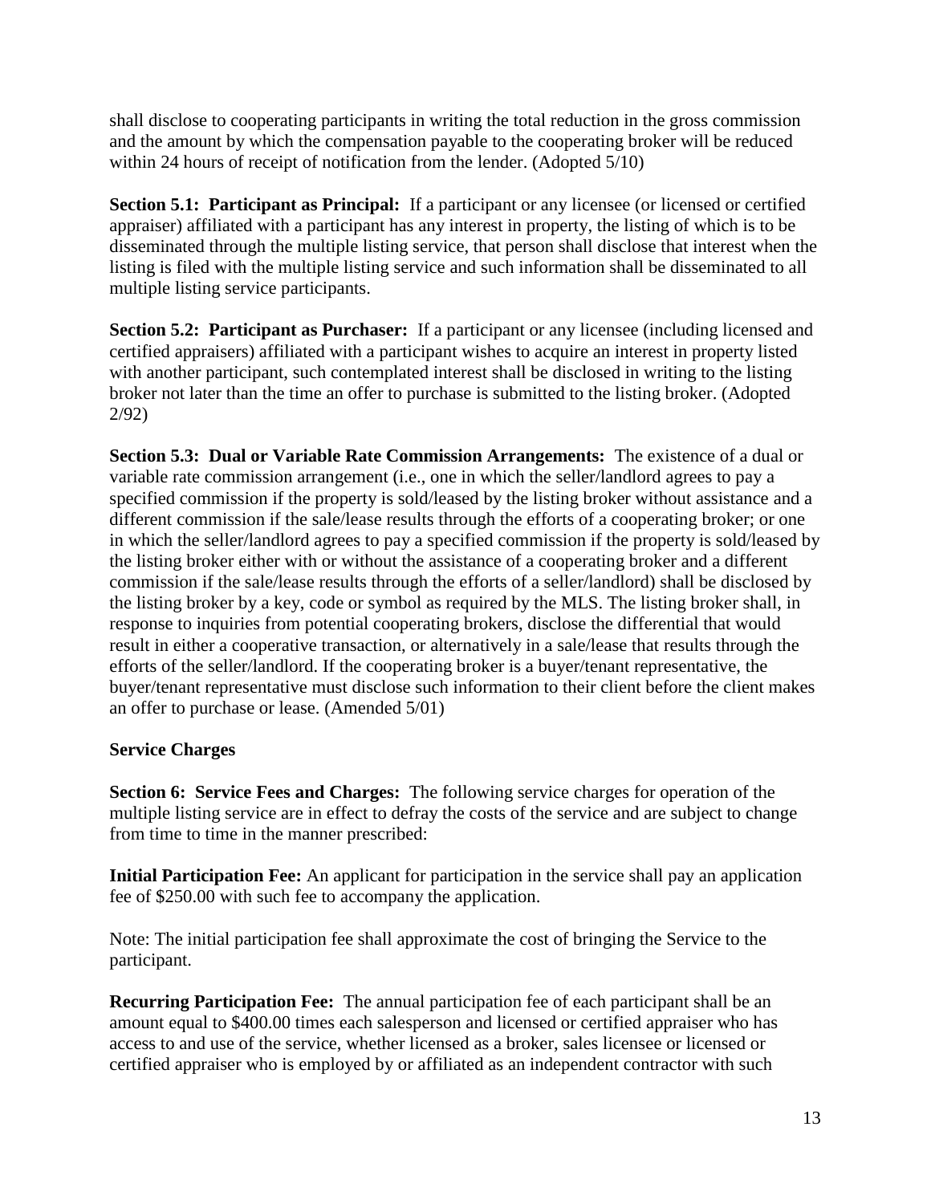shall disclose to cooperating participants in writing the total reduction in the gross commission and the amount by which the compensation payable to the cooperating broker will be reduced within 24 hours of receipt of notification from the lender. (Adopted 5/10)

**Section 5.1: Participant as Principal:** If a participant or any licensee (or licensed or certified appraiser) affiliated with a participant has any interest in property, the listing of which is to be disseminated through the multiple listing service, that person shall disclose that interest when the listing is filed with the multiple listing service and such information shall be disseminated to all multiple listing service participants.

**Section 5.2: Participant as Purchaser:** If a participant or any licensee (including licensed and certified appraisers) affiliated with a participant wishes to acquire an interest in property listed with another participant, such contemplated interest shall be disclosed in writing to the listing broker not later than the time an offer to purchase is submitted to the listing broker. (Adopted 2/92)

**Section 5.3: Dual or Variable Rate Commission Arrangements:** The existence of a dual or variable rate commission arrangement (i.e., one in which the seller/landlord agrees to pay a specified commission if the property is sold/leased by the listing broker without assistance and a different commission if the sale/lease results through the efforts of a cooperating broker; or one in which the seller/landlord agrees to pay a specified commission if the property is sold/leased by the listing broker either with or without the assistance of a cooperating broker and a different commission if the sale/lease results through the efforts of a seller/landlord) shall be disclosed by the listing broker by a key, code or symbol as required by the MLS. The listing broker shall, in response to inquiries from potential cooperating brokers, disclose the differential that would result in either a cooperative transaction, or alternatively in a sale/lease that results through the efforts of the seller/landlord. If the cooperating broker is a buyer/tenant representative, the buyer/tenant representative must disclose such information to their client before the client makes an offer to purchase or lease. (Amended 5/01)

**Service Charges**

**Section 6: Service Fees and Charges:** The following service charges for operation of the multiple listing service are in effect to defray the costs of the service and are subject to change from time to time in the manner prescribed:

**Initial Participation Fee:** An applicant for participation in the service shall pay an application fee of $250.00 with such fee to accompany the application.

Note: The initial participation fee shall approximate the cost of bringing the Service to the participant.

**Recurring Participation Fee:** The annual participation fee of each participant shall be an amount equal to $400.00 times each salesperson and licensed or certified appraiser who has access to and use of the service, whether licensed as a broker, sales licensee or licensed or certified appraiser who is employed by or affiliated as an independent contractor with such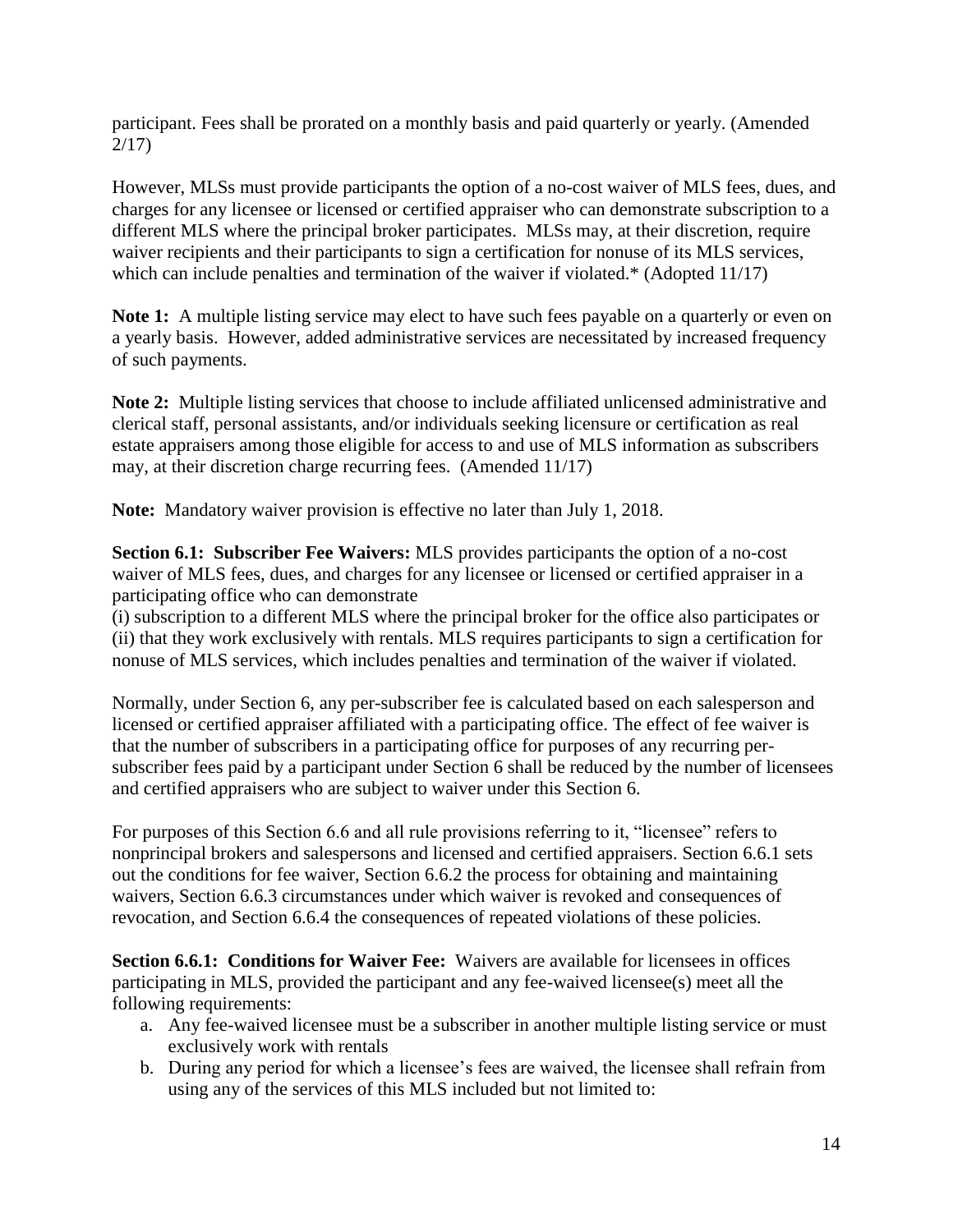participant. Fees shall be prorated on a monthly basis and paid quarterly or yearly. (Amended 2/17)

However, MLSs must provide participants the option of a no-cost waiver of MLS fees, dues, and charges for any licensee or licensed or certified appraiser who can demonstrate subscription to a different MLS where the principal broker participates. MLSs may, at their discretion, require waiver recipients and their participants to sign a certification for nonuse of its MLS services, which can include penalties and termination of the waiver if violated.* (Adopted 11/17)

**Note 1:** A multiple listing service may elect to have such fees payable on a quarterly or even on a yearly basis. However, added administrative services are necessitated by increased frequency of such payments.

**Note 2:** Multiple listing services that choose to include affiliated unlicensed administrative and clerical staff, personal assistants, and/or individuals seeking licensure or certification as real estate appraisers among those eligible for access to and use of MLS information as subscribers may, at their discretion charge recurring fees. (Amended 11/17)

**Note:** Mandatory waiver provision is effective no later than July 1, 2018.

**Section 6.1: Subscriber Fee Waivers:** MLS provides participants the option of a no-cost waiver of MLS fees, dues, and charges for any licensee or licensed or certified appraiser in a participating office who can demonstrate
(i) subscription to a different MLS where the principal broker for the office also participates or (ii) that they work exclusively with rentals. MLS requires participants to sign a certification for nonuse of MLS services, which includes penalties and termination of the waiver if violated.

Normally, under Section 6, any per-subscriber fee is calculated based on each salesperson and licensed or certified appraiser affiliated with a participating office. The effect of fee waiver is that the number of subscribers in a participating office for purposes of any recurring per-subscriber fees paid by a participant under Section 6 shall be reduced by the number of licensees and certified appraisers who are subject to waiver under this Section 6.

For purposes of this Section 6.6 and all rule provisions referring to it, "licensee" refers to nonprincipal brokers and salespersons and licensed and certified appraisers. Section 6.6.1 sets out the conditions for fee waiver, Section 6.6.2 the process for obtaining and maintaining waivers, Section 6.6.3 circumstances under which waiver is revoked and consequences of revocation, and Section 6.6.4 the consequences of repeated violations of these policies.

**Section 6.6.1: Conditions for Waiver Fee:** Waivers are available for licensees in offices participating in MLS, provided the participant and any fee-waived licensee(s) meet all the following requirements:

a. Any fee-waived licensee must be a subscriber in another multiple listing service or must exclusively work with rentals
b. During any period for which a licensee's fees are waived, the licensee shall refrain from using any of the services of this MLS included but not limited to: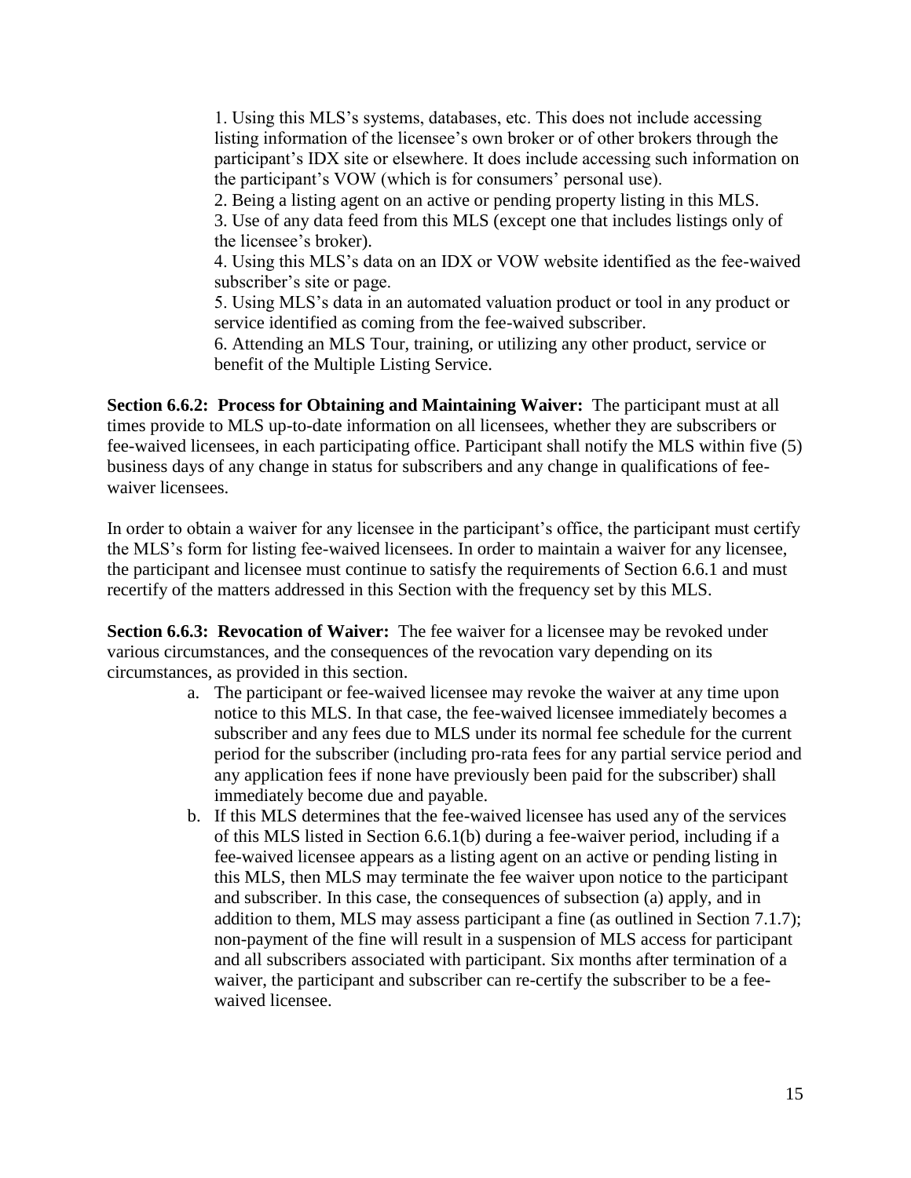1. Using this MLS's systems, databases, etc. This does not include accessing listing information of the licensee's own broker or of other brokers through the participant's IDX site or elsewhere. It does include accessing such information on the participant's VOW (which is for consumers' personal use).
2. Being a listing agent on an active or pending property listing in this MLS.
3. Use of any data feed from this MLS (except one that includes listings only of the licensee's broker).
4. Using this MLS's data on an IDX or VOW website identified as the fee-waived subscriber's site or page.
5. Using MLS's data in an automated valuation product or tool in any product or service identified as coming from the fee-waived subscriber.
6. Attending an MLS Tour, training, or utilizing any other product, service or benefit of the Multiple Listing Service.

**Section 6.6.2: Process for Obtaining and Maintaining Waiver:** The participant must at all times provide to MLS up-to-date information on all licensees, whether they are subscribers or fee-waived licensees, in each participating office. Participant shall notify the MLS within five (5) business days of any change in status for subscribers and any change in qualifications of fee-waiver licensees.

In order to obtain a waiver for any licensee in the participant's office, the participant must certify the MLS's form for listing fee-waived licensees. In order to maintain a waiver for any licensee, the participant and licensee must continue to satisfy the requirements of Section 6.6.1 and must recertify of the matters addressed in this Section with the frequency set by this MLS.

**Section 6.6.3: Revocation of Waiver:** The fee waiver for a licensee may be revoked under various circumstances, and the consequences of the revocation vary depending on its circumstances, as provided in this section.

a. The participant or fee-waived licensee may revoke the waiver at any time upon notice to this MLS. In that case, the fee-waived licensee immediately becomes a subscriber and any fees due to MLS under its normal fee schedule for the current period for the subscriber (including pro-rata fees for any partial service period and any application fees if none have previously been paid for the subscriber) shall immediately become due and payable.
b. If this MLS determines that the fee-waived licensee has used any of the services of this MLS listed in Section 6.6.1(b) during a fee-waiver period, including if a fee-waived licensee appears as a listing agent on an active or pending listing in this MLS, then MLS may terminate the fee waiver upon notice to the participant and subscriber. In this case, the consequences of subsection (a) apply, and in addition to them, MLS may assess participant a fine (as outlined in Section 7.1.7); non-payment of the fine will result in a suspension of MLS access for participant and all subscribers associated with participant. Six months after termination of a waiver, the participant and subscriber can re-certify the subscriber to be a fee-waived licensee.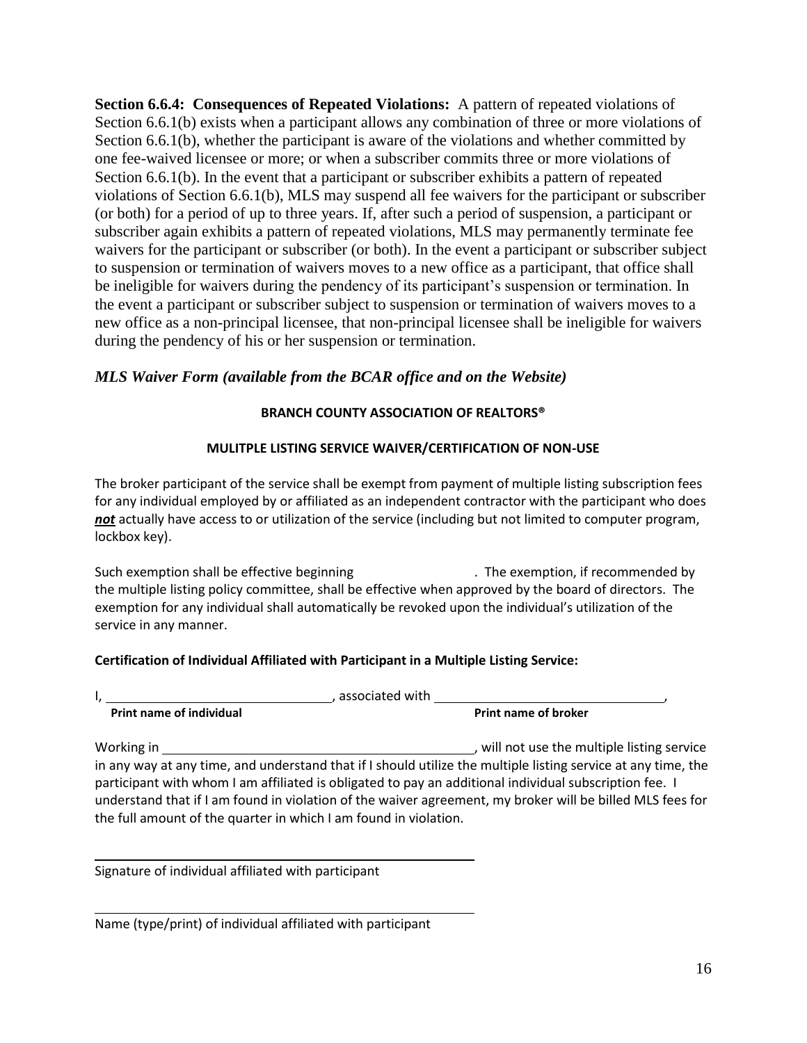**Section 6.6.4: Consequences of Repeated Violations:** A pattern of repeated violations of Section 6.6.1(b) exists when a participant allows any combination of three or more violations of Section 6.6.1(b), whether the participant is aware of the violations and whether committed by one fee-waived licensee or more; or when a subscriber commits three or more violations of Section 6.6.1(b). In the event that a participant or subscriber exhibits a pattern of repeated violations of Section 6.6.1(b), MLS may suspend all fee waivers for the participant or subscriber (or both) for a period of up to three years. If, after such a period of suspension, a participant or subscriber again exhibits a pattern of repeated violations, MLS may permanently terminate fee waivers for the participant or subscriber (or both). In the event a participant or subscriber subject to suspension or termination of waivers moves to a new office as a participant, that office shall be ineligible for waivers during the pendency of its participant's suspension or termination. In the event a participant or subscriber subject to suspension or termination of waivers moves to a new office as a non-principal licensee, that non-principal licensee shall be ineligible for waivers during the pendency of his or her suspension or termination.

## *MLS Waiver Form (available from the BCAR office and on the Website)*

**BRANCH COUNTY ASSOCIATION OF REALTORS®**

**MULITPLE LISTING SERVICE WAIVER/CERTIFICATION OF NON-USE**

The broker participant of the service shall be exempt from payment of multiple listing subscription fees for any individual employed by or affiliated as an independent contractor with the participant who does ***not*** actually have access to or utilization of the service (including but not limited to computer program, lockbox key).

Such exemption shall be effective beginning ____________________. The exemption, if recommended by the multiple listing policy committee, shall be effective when approved by the board of directors. The exemption for any individual shall automatically be revoked upon the individual's utilization of the service in any manner.

**Certification of Individual Affiliated with Participant in a Multiple Listing Service:**

I, ______________________________, associated with ______________________________,
**Print name of individual** **Print name of broker**

Working in ________________________________________, will not use the multiple listing service in any way at any time, and understand that if I should utilize the multiple listing service at any time, the participant with whom I am affiliated is obligated to pay an additional individual subscription fee. I understand that if I am found in violation of the waiver agreement, my broker will be billed MLS fees for the full amount of the quarter in which I am found in violation.

______________________________________________
Signature of individual affiliated with participant

______________________________________________
Name (type/print) of individual affiliated with participant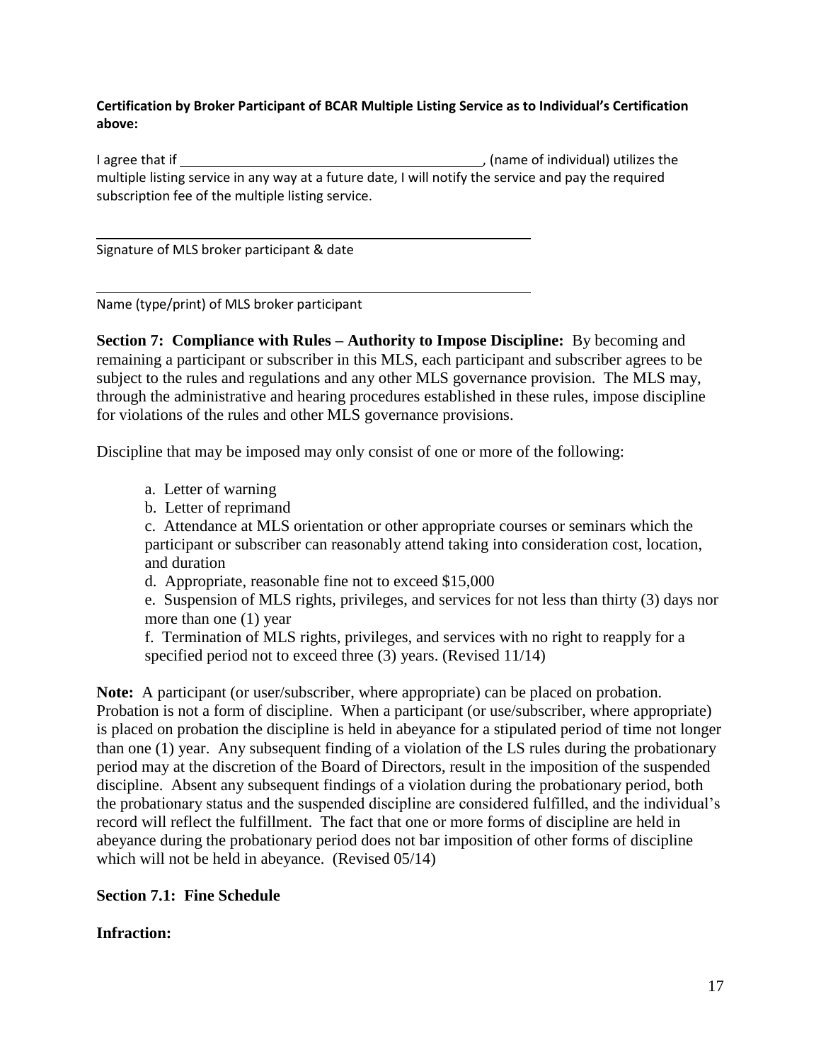**Certification by Broker Participant of BCAR Multiple Listing Service as to Individual's Certification above:**

I agree that if \_\_\_\_\_\_\_\_\_\_\_\_\_\_\_\_\_\_\_\_\_\_\_\_\_\_\_\_\_\_\_\_\_\_\_\_\_\_\_\_, (name of individual) utilizes the multiple listing service in any way at a future date, I will notify the service and pay the required subscription fee of the multiple listing service.

\_\_\_\_\_\_\_\_\_\_\_\_\_\_\_\_\_\_\_\_\_\_\_\_\_\_\_\_\_\_\_\_\_\_\_\_\_\_\_\_\_\_\_\_\_\_\_\_\_\_\_\_\_\_\_\_

Signature of MLS broker participant & date

\_\_\_\_\_\_\_\_\_\_\_\_\_\_\_\_\_\_\_\_\_\_\_\_\_\_\_\_\_\_\_\_\_\_\_\_\_\_\_\_\_\_\_\_\_\_\_\_\_\_\_\_\_\_\_\_

Name (type/print) of MLS broker participant

**Section 7: Compliance with Rules – Authority to Impose Discipline:** By becoming and remaining a participant or subscriber in this MLS, each participant and subscriber agrees to be subject to the rules and regulations and any other MLS governance provision. The MLS may, through the administrative and hearing procedures established in these rules, impose discipline for violations of the rules and other MLS governance provisions.

Discipline that may be imposed may only consist of one or more of the following:

a. Letter of warning
b. Letter of reprimand
c. Attendance at MLS orientation or other appropriate courses or seminars which the participant or subscriber can reasonably attend taking into consideration cost, location, and duration
d. Appropriate, reasonable fine not to exceed $15,000
e. Suspension of MLS rights, privileges, and services for not less than thirty (3) days nor more than one (1) year
f. Termination of MLS rights, privileges, and services with no right to reapply for a specified period not to exceed three (3) years. (Revised 11/14)

**Note:** A participant (or user/subscriber, where appropriate) can be placed on probation. Probation is not a form of discipline. When a participant (or use/subscriber, where appropriate) is placed on probation the discipline is held in abeyance for a stipulated period of time not longer than one (1) year. Any subsequent finding of a violation of the LS rules during the probationary period may at the discretion of the Board of Directors, result in the imposition of the suspended discipline. Absent any subsequent findings of a violation during the probationary period, both the probationary status and the suspended discipline are considered fulfilled, and the individual's record will reflect the fulfillment. The fact that one or more forms of discipline are held in abeyance during the probationary period does not bar imposition of other forms of discipline which will not be held in abeyance. (Revised 05/14)

**Section 7.1: Fine Schedule**

**Infraction:**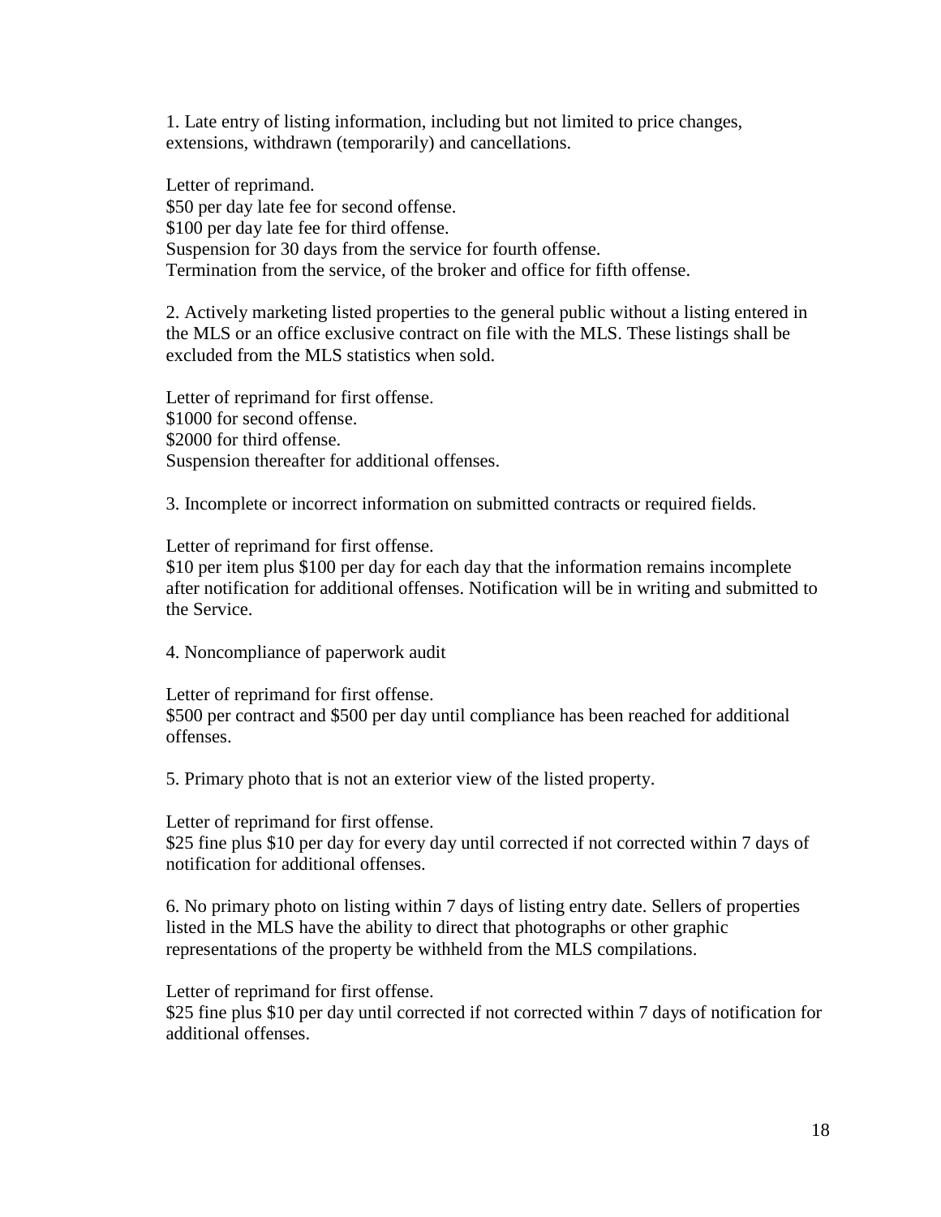1. Late entry of listing information, including but not limited to price changes, extensions, withdrawn (temporarily) and cancellations.

Letter of reprimand.
$50 per day late fee for second offense.
$100 per day late fee for third offense.
Suspension for 30 days from the service for fourth offense.
Termination from the service, of the broker and office for fifth offense.

2. Actively marketing listed properties to the general public without a listing entered in the MLS or an office exclusive contract on file with the MLS. These listings shall be excluded from the MLS statistics when sold.

Letter of reprimand for first offense.
$1000 for second offense.
$2000 for third offense.
Suspension thereafter for additional offenses.

3. Incomplete or incorrect information on submitted contracts or required fields.

Letter of reprimand for first offense.
$10 per item plus $100 per day for each day that the information remains incomplete after notification for additional offenses. Notification will be in writing and submitted to the Service.

4. Noncompliance of paperwork audit

Letter of reprimand for first offense.
$500 per contract and $500 per day until compliance has been reached for additional offenses.

5. Primary photo that is not an exterior view of the listed property.

Letter of reprimand for first offense.
$25 fine plus $10 per day for every day until corrected if not corrected within 7 days of notification for additional offenses.

6. No primary photo on listing within 7 days of listing entry date. Sellers of properties listed in the MLS have the ability to direct that photographs or other graphic representations of the property be withheld from the MLS compilations.

Letter of reprimand for first offense.
$25 fine plus $10 per day until corrected if not corrected within 7 days of notification for additional offenses.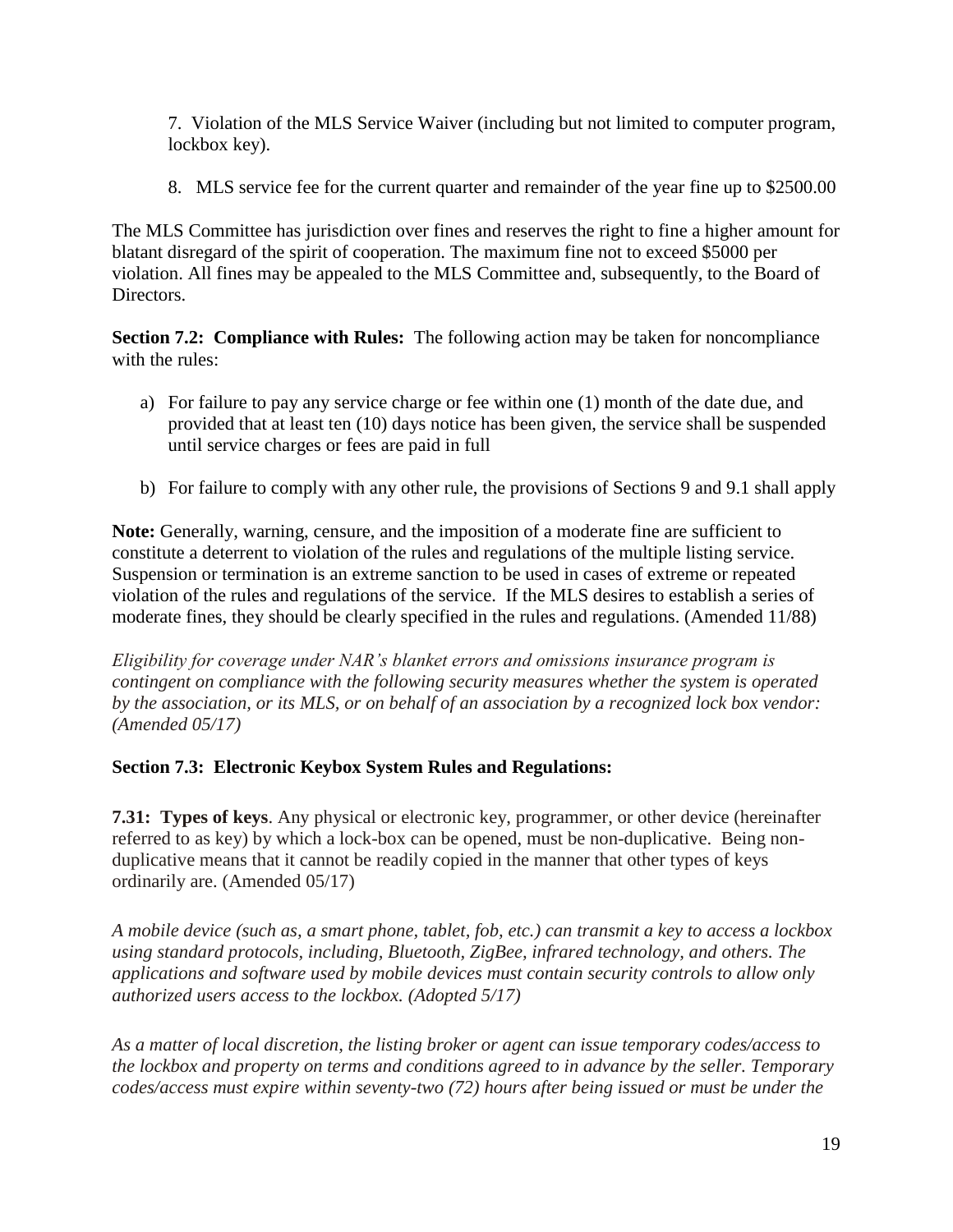7. Violation of the MLS Service Waiver (including but not limited to computer program, lockbox key).

8. MLS service fee for the current quarter and remainder of the year fine up to $2500.00

The MLS Committee has jurisdiction over fines and reserves the right to fine a higher amount for blatant disregard of the spirit of cooperation. The maximum fine not to exceed $5000 per violation. All fines may be appealed to the MLS Committee and, subsequently, to the Board of Directors.

**Section 7.2: Compliance with Rules:** The following action may be taken for noncompliance with the rules:

a) For failure to pay any service charge or fee within one (1) month of the date due, and provided that at least ten (10) days notice has been given, the service shall be suspended until service charges or fees are paid in full

b) For failure to comply with any other rule, the provisions of Sections 9 and 9.1 shall apply

**Note:** Generally, warning, censure, and the imposition of a moderate fine are sufficient to constitute a deterrent to violation of the rules and regulations of the multiple listing service. Suspension or termination is an extreme sanction to be used in cases of extreme or repeated violation of the rules and regulations of the service. If the MLS desires to establish a series of moderate fines, they should be clearly specified in the rules and regulations. (Amended 11/88)

*Eligibility for coverage under NAR's blanket errors and omissions insurance program is contingent on compliance with the following security measures whether the system is operated by the association, or its MLS, or on behalf of an association by a recognized lock box vendor: (Amended 05/17)*

**Section 7.3: Electronic Keybox System Rules and Regulations:**

**7.31: Types of keys**. Any physical or electronic key, programmer, or other device (hereinafter referred to as key) by which a lock-box can be opened, must be non-duplicative. Being non-duplicative means that it cannot be readily copied in the manner that other types of keys ordinarily are. (Amended 05/17)

*A mobile device (such as, a smart phone, tablet, fob, etc.) can transmit a key to access a lockbox using standard protocols, including, Bluetooth, ZigBee, infrared technology, and others. The applications and software used by mobile devices must contain security controls to allow only authorized users access to the lockbox. (Adopted 5/17)*

*As a matter of local discretion, the listing broker or agent can issue temporary codes/access to the lockbox and property on terms and conditions agreed to in advance by the seller. Temporary codes/access must expire within seventy-two (72) hours after being issued or must be under the*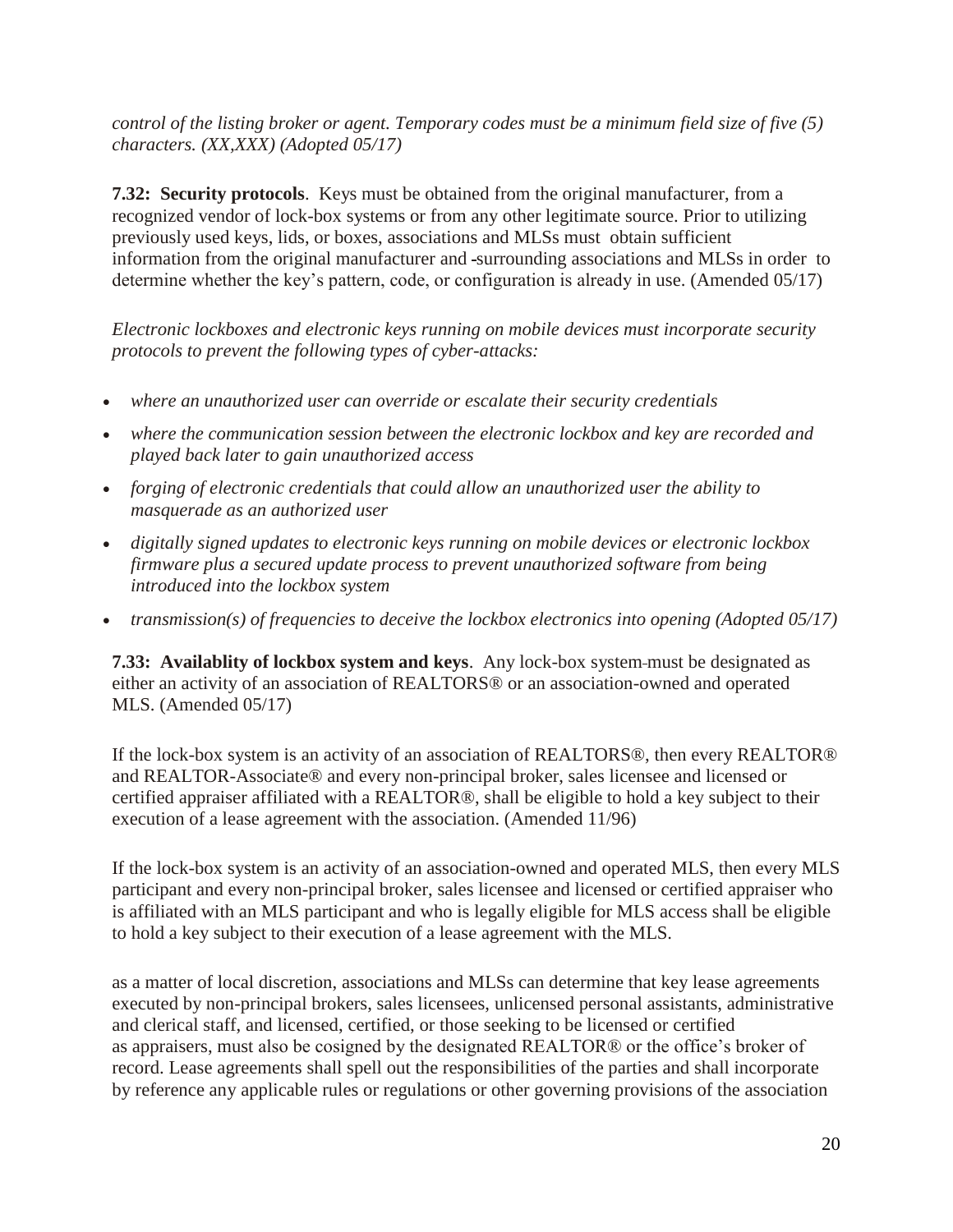*control of the listing broker or agent. Temporary codes must be a minimum field size of five (5) characters. (XX,XXX) (Adopted 05/17)*

**7.32: Security protocols**. Keys must be obtained from the original manufacturer, from a recognized vendor of lock-box systems or from any other legitimate source. Prior to utilizing previously used keys, lids, or boxes, associations and MLSs must obtain sufficient information from the original manufacturer and surrounding associations and MLSs in order to determine whether the key's pattern, code, or configuration is already in use. (Amended 05/17)

*Electronic lockboxes and electronic keys running on mobile devices must incorporate security protocols to prevent the following types of cyber-attacks:*

- *where an unauthorized user can override or escalate their security credentials*
- *where the communication session between the electronic lockbox and key are recorded and played back later to gain unauthorized access*
- *forging of electronic credentials that could allow an unauthorized user the ability to masquerade as an authorized user*
- *digitally signed updates to electronic keys running on mobile devices or electronic lockbox firmware plus a secured update process to prevent unauthorized software from being introduced into the lockbox system*
- *transmission(s) of frequencies to deceive the lockbox electronics into opening (Adopted 05/17)*

**7.33: Availablity of lockbox system and keys**. Any lock-box system must be designated as either an activity of an association of REALTORS® or an association-owned and operated MLS. (Amended 05/17)

If the lock-box system is an activity of an association of REALTORS®, then every REALTOR® and REALTOR-Associate® and every non-principal broker, sales licensee and licensed or certified appraiser affiliated with a REALTOR®, shall be eligible to hold a key subject to their execution of a lease agreement with the association. (Amended 11/96)

If the lock-box system is an activity of an association-owned and operated MLS, then every MLS participant and every non-principal broker, sales licensee and licensed or certified appraiser who is affiliated with an MLS participant and who is legally eligible for MLS access shall be eligible to hold a key subject to their execution of a lease agreement with the MLS.

as a matter of local discretion, associations and MLSs can determine that key lease agreements executed by non-principal brokers, sales licensees, unlicensed personal assistants, administrative and clerical staff, and licensed, certified, or those seeking to be licensed or certified as appraisers, must also be cosigned by the designated REALTOR® or the office's broker of record. Lease agreements shall spell out the responsibilities of the parties and shall incorporate by reference any applicable rules or regulations or other governing provisions of the association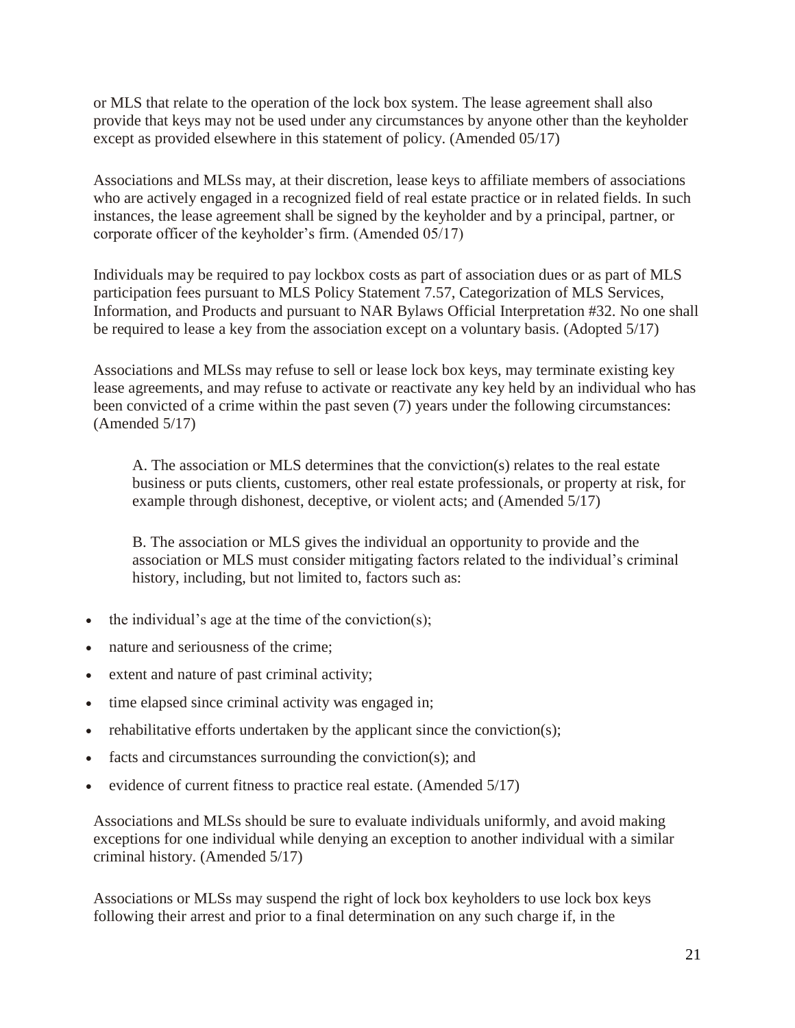or MLS that relate to the operation of the lock box system. The lease agreement shall also provide that keys may not be used under any circumstances by anyone other than the keyholder except as provided elsewhere in this statement of policy. (Amended 05/17)

Associations and MLSs may, at their discretion, lease keys to affiliate members of associations who are actively engaged in a recognized field of real estate practice or in related fields. In such instances, the lease agreement shall be signed by the keyholder and by a principal, partner, or corporate officer of the keyholder's firm. (Amended 05/17)

Individuals may be required to pay lockbox costs as part of association dues or as part of MLS participation fees pursuant to MLS Policy Statement 7.57, Categorization of MLS Services, Information, and Products and pursuant to NAR Bylaws Official Interpretation #32. No one shall be required to lease a key from the association except on a voluntary basis. (Adopted 5/17)

Associations and MLSs may refuse to sell or lease lock box keys, may terminate existing key lease agreements, and may refuse to activate or reactivate any key held by an individual who has been convicted of a crime within the past seven (7) years under the following circumstances: (Amended 5/17)

A. The association or MLS determines that the conviction(s) relates to the real estate business or puts clients, customers, other real estate professionals, or property at risk, for example through dishonest, deceptive, or violent acts; and (Amended 5/17)

B. The association or MLS gives the individual an opportunity to provide and the association or MLS must consider mitigating factors related to the individual's criminal history, including, but not limited to, factors such as:

- the individual's age at the time of the conviction(s);
- nature and seriousness of the crime;
- extent and nature of past criminal activity;
- time elapsed since criminal activity was engaged in;
- rehabilitative efforts undertaken by the applicant since the conviction(s);
- facts and circumstances surrounding the conviction(s); and
- evidence of current fitness to practice real estate. (Amended 5/17)

Associations and MLSs should be sure to evaluate individuals uniformly, and avoid making exceptions for one individual while denying an exception to another individual with a similar criminal history. (Amended 5/17)

Associations or MLSs may suspend the right of lock box keyholders to use lock box keys following their arrest and prior to a final determination on any such charge if, in the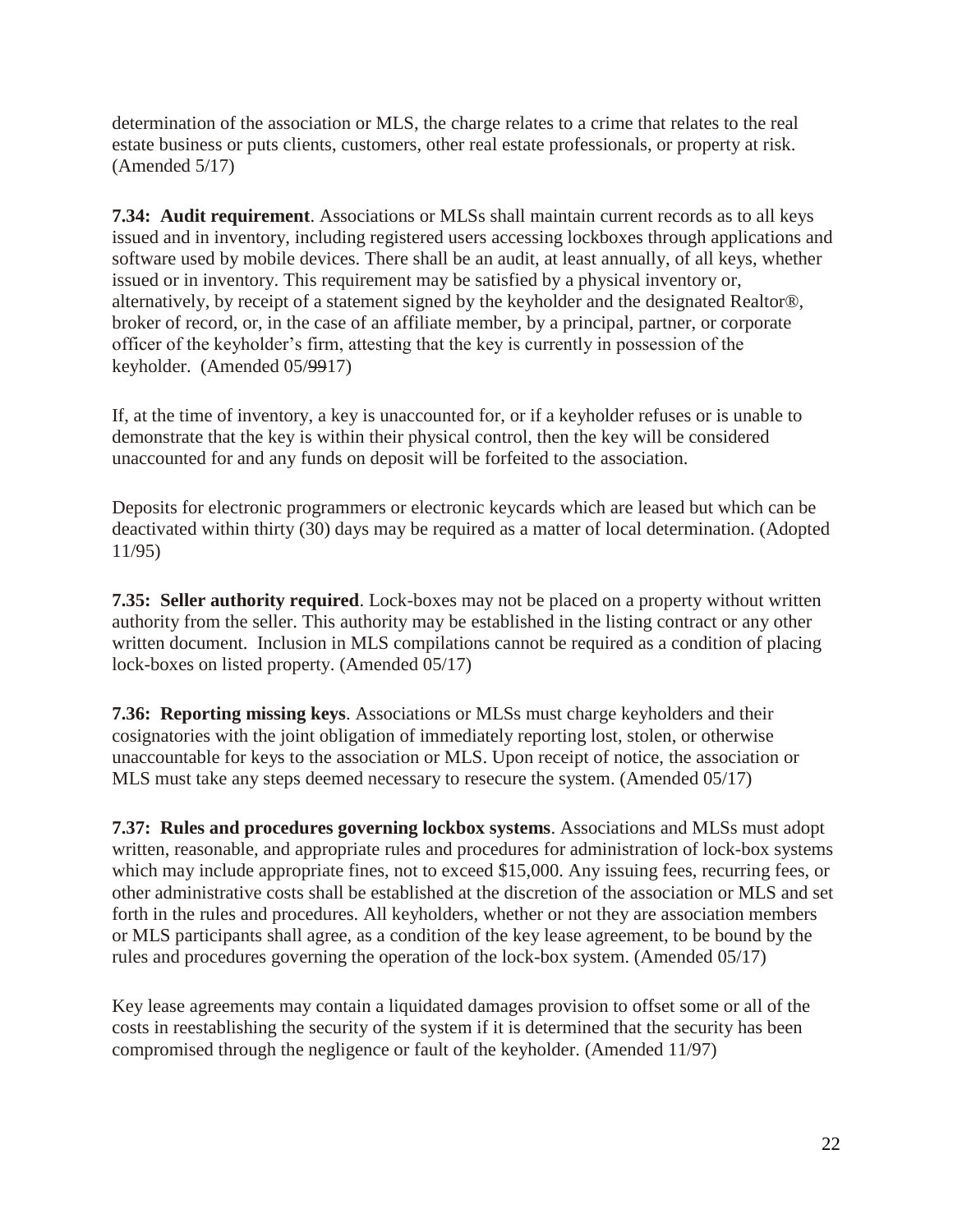determination of the association or MLS, the charge relates to a crime that relates to the real estate business or puts clients, customers, other real estate professionals, or property at risk. (Amended 5/17)

**7.34: Audit requirement**. Associations or MLSs shall maintain current records as to all keys issued and in inventory, including registered users accessing lockboxes through applications and software used by mobile devices. There shall be an audit, at least annually, of all keys, whether issued or in inventory. This requirement may be satisfied by a physical inventory or, alternatively, by receipt of a statement signed by the keyholder and the designated Realtor®, broker of record, or, in the case of an affiliate member, by a principal, partner, or corporate officer of the keyholder's firm, attesting that the key is currently in possession of the keyholder. (Amended 05/~~99~~17)

If, at the time of inventory, a key is unaccounted for, or if a keyholder refuses or is unable to demonstrate that the key is within their physical control, then the key will be considered unaccounted for and any funds on deposit will be forfeited to the association.

Deposits for electronic programmers or electronic keycards which are leased but which can be deactivated within thirty (30) days may be required as a matter of local determination. (Adopted 11/95)

**7.35: Seller authority required**. Lock-boxes may not be placed on a property without written authority from the seller. This authority may be established in the listing contract or any other written document. Inclusion in MLS compilations cannot be required as a condition of placing lock-boxes on listed property. (Amended 05/17)

**7.36: Reporting missing keys**. Associations or MLSs must charge keyholders and their cosignatories with the joint obligation of immediately reporting lost, stolen, or otherwise unaccountable for keys to the association or MLS. Upon receipt of notice, the association or MLS must take any steps deemed necessary to resecure the system. (Amended 05/17)

**7.37: Rules and procedures governing lockbox systems**. Associations and MLSs must adopt written, reasonable, and appropriate rules and procedures for administration of lock-box systems which may include appropriate fines, not to exceed $15,000. Any issuing fees, recurring fees, or other administrative costs shall be established at the discretion of the association or MLS and set forth in the rules and procedures. All keyholders, whether or not they are association members or MLS participants shall agree, as a condition of the key lease agreement, to be bound by the rules and procedures governing the operation of the lock-box system. (Amended 05/17)

Key lease agreements may contain a liquidated damages provision to offset some or all of the costs in reestablishing the security of the system if it is determined that the security has been compromised through the negligence or fault of the keyholder. (Amended 11/97)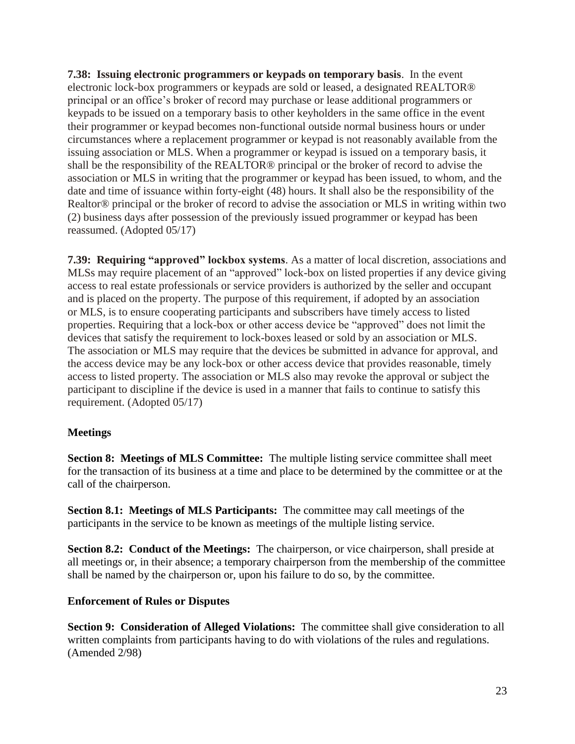**7.38: Issuing electronic programmers or keypads on temporary basis**. In the event electronic lock-box programmers or keypads are sold or leased, a designated REALTOR® principal or an office's broker of record may purchase or lease additional programmers or keypads to be issued on a temporary basis to other keyholders in the same office in the event their programmer or keypad becomes non-functional outside normal business hours or under circumstances where a replacement programmer or keypad is not reasonably available from the issuing association or MLS. When a programmer or keypad is issued on a temporary basis, it shall be the responsibility of the REALTOR® principal or the broker of record to advise the association or MLS in writing that the programmer or keypad has been issued, to whom, and the date and time of issuance within forty-eight (48) hours. It shall also be the responsibility of the Realtor® principal or the broker of record to advise the association or MLS in writing within two (2) business days after possession of the previously issued programmer or keypad has been reassumed. (Adopted 05/17)

**7.39: Requiring "approved" lockbox systems**. As a matter of local discretion, associations and MLSs may require placement of an "approved" lock-box on listed properties if any device giving access to real estate professionals or service providers is authorized by the seller and occupant and is placed on the property. The purpose of this requirement, if adopted by an association or MLS, is to ensure cooperating participants and subscribers have timely access to listed properties. Requiring that a lock-box or other access device be "approved" does not limit the devices that satisfy the requirement to lock-boxes leased or sold by an association or MLS. The association or MLS may require that the devices be submitted in advance for approval, and the access device may be any lock-box or other access device that provides reasonable, timely access to listed property. The association or MLS also may revoke the approval or subject the participant to discipline if the device is used in a manner that fails to continue to satisfy this requirement. (Adopted 05/17)

**Meetings**

**Section 8: Meetings of MLS Committee:** The multiple listing service committee shall meet for the transaction of its business at a time and place to be determined by the committee or at the call of the chairperson.

**Section 8.1: Meetings of MLS Participants:** The committee may call meetings of the participants in the service to be known as meetings of the multiple listing service.

**Section 8.2: Conduct of the Meetings:** The chairperson, or vice chairperson, shall preside at all meetings or, in their absence; a temporary chairperson from the membership of the committee shall be named by the chairperson or, upon his failure to do so, by the committee.

**Enforcement of Rules or Disputes**

**Section 9: Consideration of Alleged Violations:** The committee shall give consideration to all written complaints from participants having to do with violations of the rules and regulations. (Amended 2/98)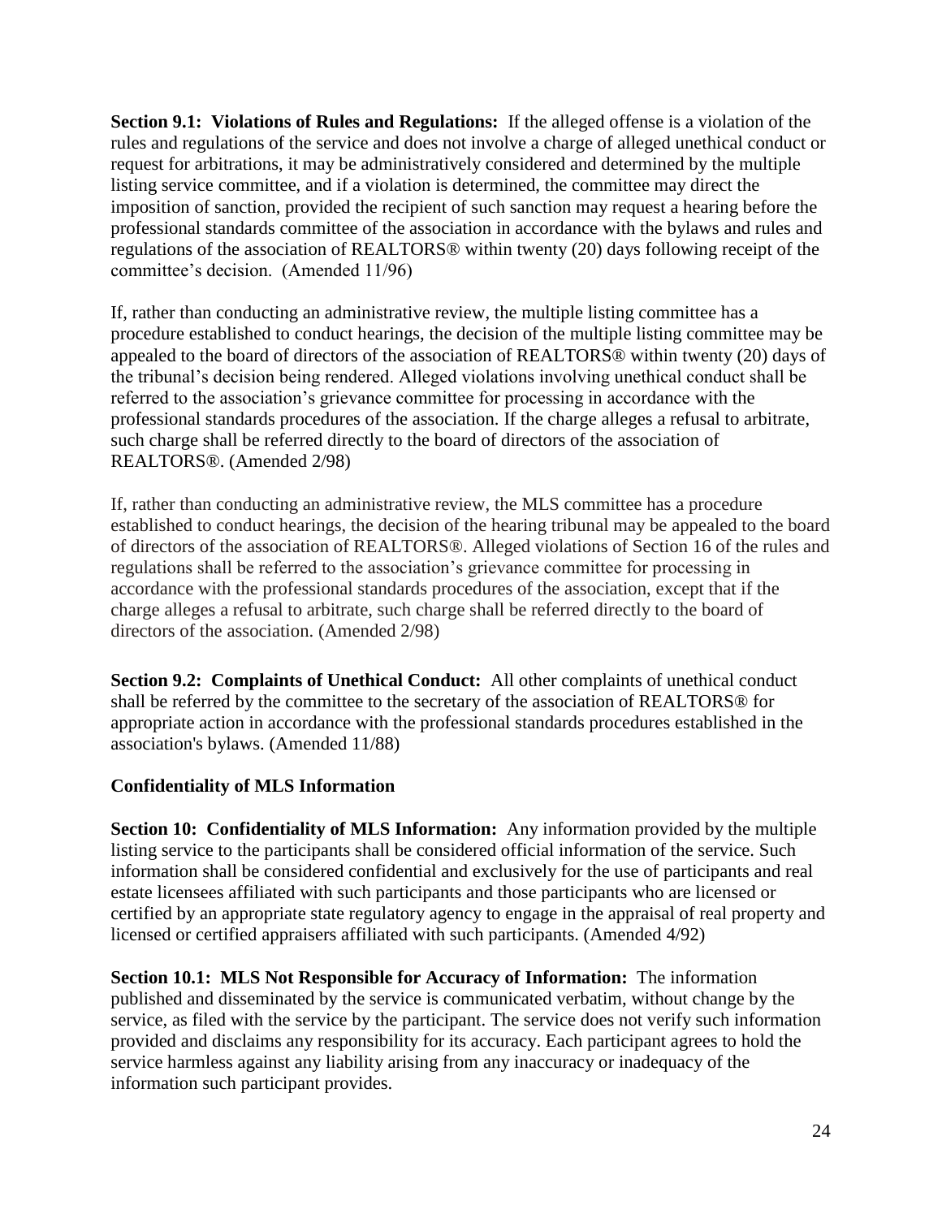**Section 9.1: Violations of Rules and Regulations:** If the alleged offense is a violation of the rules and regulations of the service and does not involve a charge of alleged unethical conduct or request for arbitrations, it may be administratively considered and determined by the multiple listing service committee, and if a violation is determined, the committee may direct the imposition of sanction, provided the recipient of such sanction may request a hearing before the professional standards committee of the association in accordance with the bylaws and rules and regulations of the association of REALTORS® within twenty (20) days following receipt of the committee's decision. (Amended 11/96)

If, rather than conducting an administrative review, the multiple listing committee has a procedure established to conduct hearings, the decision of the multiple listing committee may be appealed to the board of directors of the association of REALTORS® within twenty (20) days of the tribunal's decision being rendered. Alleged violations involving unethical conduct shall be referred to the association's grievance committee for processing in accordance with the professional standards procedures of the association. If the charge alleges a refusal to arbitrate, such charge shall be referred directly to the board of directors of the association of REALTORS®. (Amended 2/98)

If, rather than conducting an administrative review, the MLS committee has a procedure established to conduct hearings, the decision of the hearing tribunal may be appealed to the board of directors of the association of REALTORS®. Alleged violations of Section 16 of the rules and regulations shall be referred to the association's grievance committee for processing in accordance with the professional standards procedures of the association, except that if the charge alleges a refusal to arbitrate, such charge shall be referred directly to the board of directors of the association. (Amended 2/98)

**Section 9.2: Complaints of Unethical Conduct:** All other complaints of unethical conduct shall be referred by the committee to the secretary of the association of REALTORS® for appropriate action in accordance with the professional standards procedures established in the association's bylaws. (Amended 11/88)

**Confidentiality of MLS Information**

**Section 10: Confidentiality of MLS Information:** Any information provided by the multiple listing service to the participants shall be considered official information of the service. Such information shall be considered confidential and exclusively for the use of participants and real estate licensees affiliated with such participants and those participants who are licensed or certified by an appropriate state regulatory agency to engage in the appraisal of real property and licensed or certified appraisers affiliated with such participants. (Amended 4/92)

**Section 10.1: MLS Not Responsible for Accuracy of Information:** The information published and disseminated by the service is communicated verbatim, without change by the service, as filed with the service by the participant. The service does not verify such information provided and disclaims any responsibility for its accuracy. Each participant agrees to hold the service harmless against any liability arising from any inaccuracy or inadequacy of the information such participant provides.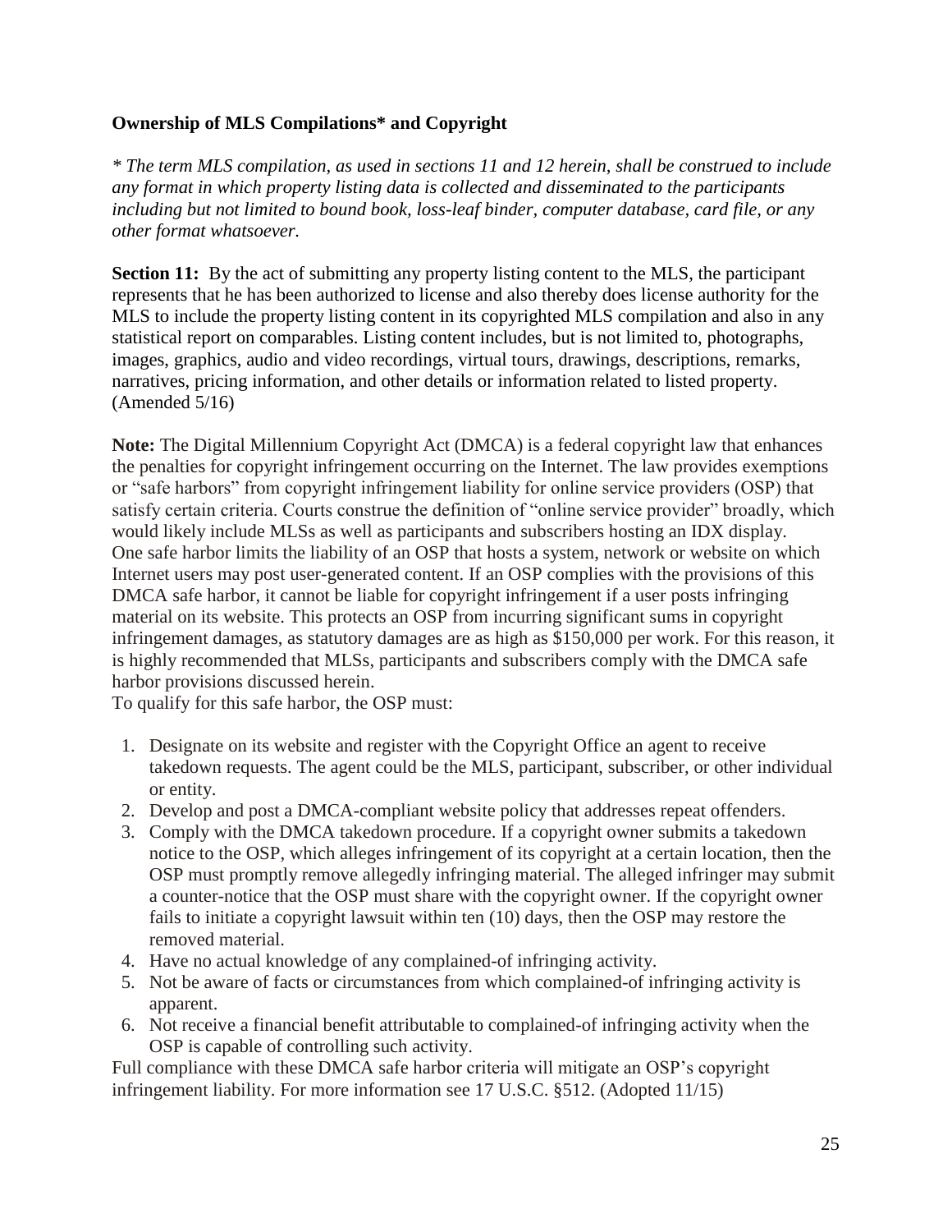**Ownership of MLS Compilations* and Copyright**

*\* The term MLS compilation, as used in sections 11 and 12 herein, shall be construed to include any format in which property listing data is collected and disseminated to the participants including but not limited to bound book, loss-leaf binder, computer database, card file, or any other format whatsoever.*

**Section 11:** By the act of submitting any property listing content to the MLS, the participant represents that he has been authorized to license and also thereby does license authority for the MLS to include the property listing content in its copyrighted MLS compilation and also in any statistical report on comparables. Listing content includes, but is not limited to, photographs, images, graphics, audio and video recordings, virtual tours, drawings, descriptions, remarks, narratives, pricing information, and other details or information related to listed property. (Amended 5/16)

**Note:** The Digital Millennium Copyright Act (DMCA) is a federal copyright law that enhances the penalties for copyright infringement occurring on the Internet. The law provides exemptions or "safe harbors" from copyright infringement liability for online service providers (OSP) that satisfy certain criteria. Courts construe the definition of "online service provider" broadly, which would likely include MLSs as well as participants and subscribers hosting an IDX display. One safe harbor limits the liability of an OSP that hosts a system, network or website on which Internet users may post user-generated content. If an OSP complies with the provisions of this DMCA safe harbor, it cannot be liable for copyright infringement if a user posts infringing material on its website. This protects an OSP from incurring significant sums in copyright infringement damages, as statutory damages are as high as $150,000 per work. For this reason, it is highly recommended that MLSs, participants and subscribers comply with the DMCA safe harbor provisions discussed herein.

To qualify for this safe harbor, the OSP must:

1. Designate on its website and register with the Copyright Office an agent to receive takedown requests. The agent could be the MLS, participant, subscriber, or other individual or entity.
2. Develop and post a DMCA-compliant website policy that addresses repeat offenders.
3. Comply with the DMCA takedown procedure. If a copyright owner submits a takedown notice to the OSP, which alleges infringement of its copyright at a certain location, then the OSP must promptly remove allegedly infringing material. The alleged infringer may submit a counter-notice that the OSP must share with the copyright owner. If the copyright owner fails to initiate a copyright lawsuit within ten (10) days, then the OSP may restore the removed material.
4. Have no actual knowledge of any complained-of infringing activity.
5. Not be aware of facts or circumstances from which complained-of infringing activity is apparent.
6. Not receive a financial benefit attributable to complained-of infringing activity when the OSP is capable of controlling such activity.

Full compliance with these DMCA safe harbor criteria will mitigate an OSP's copyright infringement liability. For more information see 17 U.S.C. §512. (Adopted 11/15)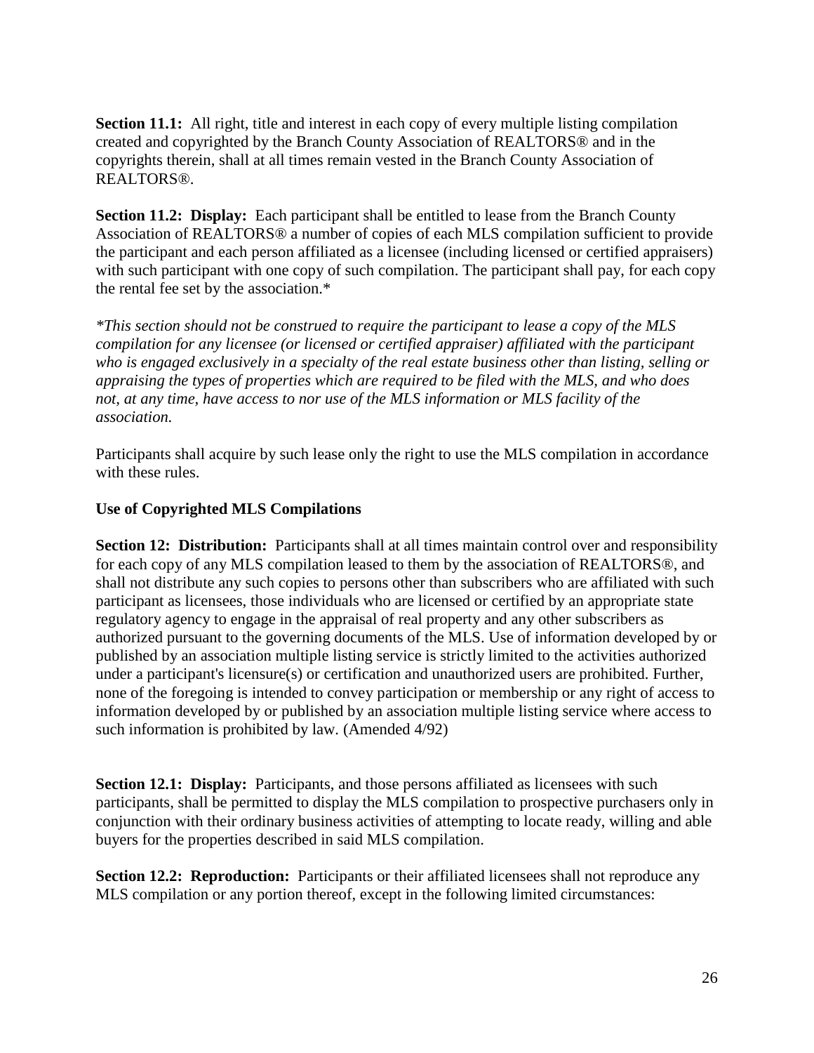**Section 11.1:** All right, title and interest in each copy of every multiple listing compilation created and copyrighted by the Branch County Association of REALTORS® and in the copyrights therein, shall at all times remain vested in the Branch County Association of REALTORS®.

**Section 11.2: Display:** Each participant shall be entitled to lease from the Branch County Association of REALTORS® a number of copies of each MLS compilation sufficient to provide the participant and each person affiliated as a licensee (including licensed or certified appraisers) with such participant with one copy of such compilation. The participant shall pay, for each copy the rental fee set by the association.*

*\*This section should not be construed to require the participant to lease a copy of the MLS compilation for any licensee (or licensed or certified appraiser) affiliated with the participant who is engaged exclusively in a specialty of the real estate business other than listing, selling or appraising the types of properties which are required to be filed with the MLS, and who does not, at any time, have access to nor use of the MLS information or MLS facility of the association.*

Participants shall acquire by such lease only the right to use the MLS compilation in accordance with these rules.

**Use of Copyrighted MLS Compilations**

**Section 12: Distribution:** Participants shall at all times maintain control over and responsibility for each copy of any MLS compilation leased to them by the association of REALTORS®, and shall not distribute any such copies to persons other than subscribers who are affiliated with such participant as licensees, those individuals who are licensed or certified by an appropriate state regulatory agency to engage in the appraisal of real property and any other subscribers as authorized pursuant to the governing documents of the MLS. Use of information developed by or published by an association multiple listing service is strictly limited to the activities authorized under a participant's licensure(s) or certification and unauthorized users are prohibited. Further, none of the foregoing is intended to convey participation or membership or any right of access to information developed by or published by an association multiple listing service where access to such information is prohibited by law. (Amended 4/92)

**Section 12.1: Display:** Participants, and those persons affiliated as licensees with such participants, shall be permitted to display the MLS compilation to prospective purchasers only in conjunction with their ordinary business activities of attempting to locate ready, willing and able buyers for the properties described in said MLS compilation.

**Section 12.2: Reproduction:** Participants or their affiliated licensees shall not reproduce any MLS compilation or any portion thereof, except in the following limited circumstances: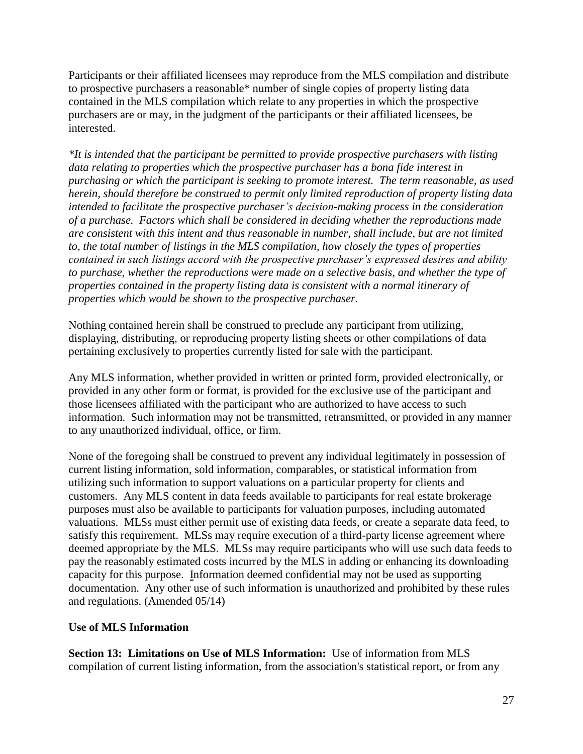Participants or their affiliated licensees may reproduce from the MLS compilation and distribute to prospective purchasers a reasonable* number of single copies of property listing data contained in the MLS compilation which relate to any properties in which the prospective purchasers are or may, in the judgment of the participants or their affiliated licensees, be interested.

*\*It is intended that the participant be permitted to provide prospective purchasers with listing data relating to properties which the prospective purchaser has a bona fide interest in purchasing or which the participant is seeking to promote interest. The term reasonable, as used herein, should therefore be construed to permit only limited reproduction of property listing data intended to facilitate the prospective purchaser's decision-making process in the consideration of a purchase. Factors which shall be considered in deciding whether the reproductions made are consistent with this intent and thus reasonable in number, shall include, but are not limited to, the total number of listings in the MLS compilation, how closely the types of properties contained in such listings accord with the prospective purchaser's expressed desires and ability to purchase, whether the reproductions were made on a selective basis, and whether the type of properties contained in the property listing data is consistent with a normal itinerary of properties which would be shown to the prospective purchaser.*

Nothing contained herein shall be construed to preclude any participant from utilizing, displaying, distributing, or reproducing property listing sheets or other compilations of data pertaining exclusively to properties currently listed for sale with the participant.

Any MLS information, whether provided in written or printed form, provided electronically, or provided in any other form or format, is provided for the exclusive use of the participant and those licensees affiliated with the participant who are authorized to have access to such information. Such information may not be transmitted, retransmitted, or provided in any manner to any unauthorized individual, office, or firm.

None of the foregoing shall be construed to prevent any individual legitimately in possession of current listing information, sold information, comparables, or statistical information from utilizing such information to support valuations on ~~a~~ particular property for clients and customers. Any MLS content in data feeds available to participants for real estate brokerage purposes must also be available to participants for valuation purposes, including automated valuations. MLSs must either permit use of existing data feeds, or create a separate data feed, to satisfy this requirement. MLSs may require execution of a third-party license agreement where deemed appropriate by the MLS. MLSs may require participants who will use such data feeds to pay the reasonably estimated costs incurred by the MLS in adding or enhancing its downloading capacity for this purpose. Information deemed confidential may not be used as supporting documentation. Any other use of such information is unauthorized and prohibited by these rules and regulations. (Amended 05/14)

**Use of MLS Information**

**Section 13: Limitations on Use of MLS Information:** Use of information from MLS compilation of current listing information, from the association's statistical report, or from any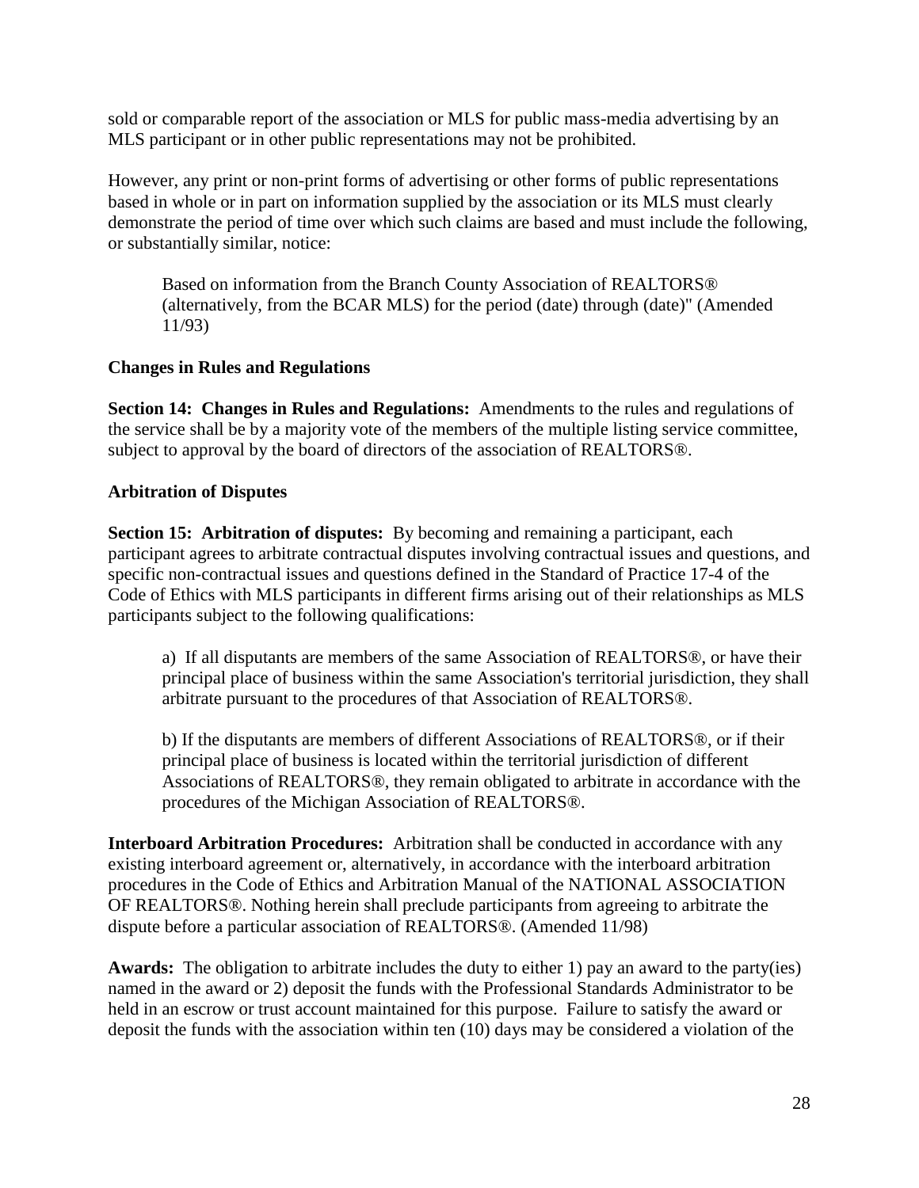sold or comparable report of the association or MLS for public mass-media advertising by an MLS participant or in other public representations may not be prohibited.

However, any print or non-print forms of advertising or other forms of public representations based in whole or in part on information supplied by the association or its MLS must clearly demonstrate the period of time over which such claims are based and must include the following, or substantially similar, notice:

> Based on information from the Branch County Association of REALTORS® (alternatively, from the BCAR MLS) for the period (date) through (date)" (Amended 11/93)

**Changes in Rules and Regulations**

**Section 14: Changes in Rules and Regulations:** Amendments to the rules and regulations of the service shall be by a majority vote of the members of the multiple listing service committee, subject to approval by the board of directors of the association of REALTORS®.

**Arbitration of Disputes**

**Section 15: Arbitration of disputes:** By becoming and remaining a participant, each participant agrees to arbitrate contractual disputes involving contractual issues and questions, and specific non-contractual issues and questions defined in the Standard of Practice 17-4 of the Code of Ethics with MLS participants in different firms arising out of their relationships as MLS participants subject to the following qualifications:

> a) If all disputants are members of the same Association of REALTORS®, or have their principal place of business within the same Association's territorial jurisdiction, they shall arbitrate pursuant to the procedures of that Association of REALTORS®.
>
> b) If the disputants are members of different Associations of REALTORS®, or if their principal place of business is located within the territorial jurisdiction of different Associations of REALTORS®, they remain obligated to arbitrate in accordance with the procedures of the Michigan Association of REALTORS®.

**Interboard Arbitration Procedures:** Arbitration shall be conducted in accordance with any existing interboard agreement or, alternatively, in accordance with the interboard arbitration procedures in the Code of Ethics and Arbitration Manual of the NATIONAL ASSOCIATION OF REALTORS®. Nothing herein shall preclude participants from agreeing to arbitrate the dispute before a particular association of REALTORS®. (Amended 11/98)

**Awards:** The obligation to arbitrate includes the duty to either 1) pay an award to the party(ies) named in the award or 2) deposit the funds with the Professional Standards Administrator to be held in an escrow or trust account maintained for this purpose. Failure to satisfy the award or deposit the funds with the association within ten (10) days may be considered a violation of the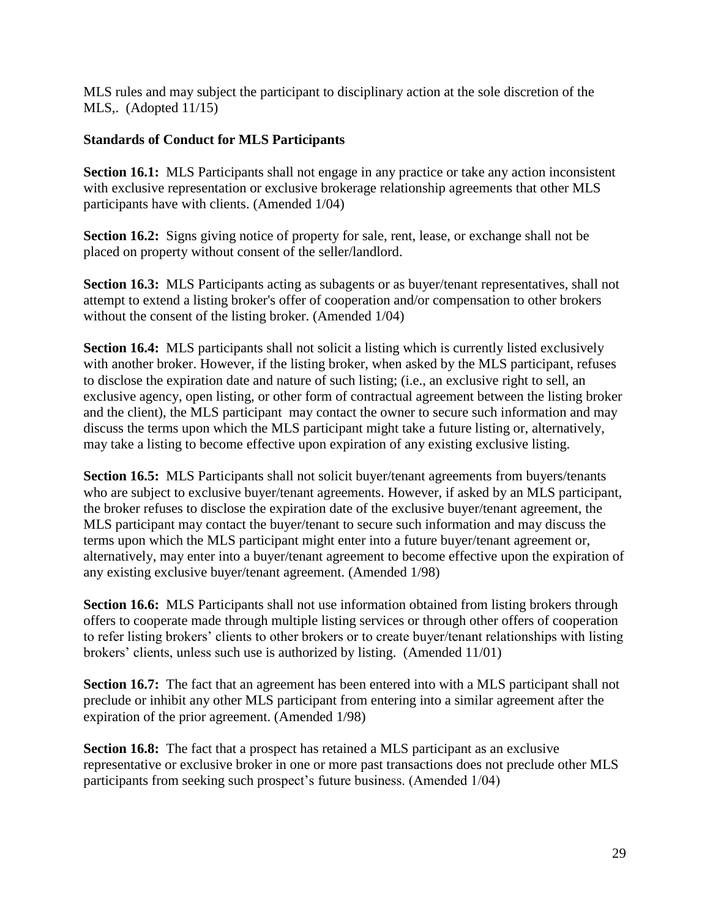MLS rules and may subject the participant to disciplinary action at the sole discretion of the MLS,. (Adopted 11/15)

**Standards of Conduct for MLS Participants**

**Section 16.1:** MLS Participants shall not engage in any practice or take any action inconsistent with exclusive representation or exclusive brokerage relationship agreements that other MLS participants have with clients. (Amended 1/04)

**Section 16.2:** Signs giving notice of property for sale, rent, lease, or exchange shall not be placed on property without consent of the seller/landlord.

**Section 16.3:** MLS Participants acting as subagents or as buyer/tenant representatives, shall not attempt to extend a listing broker's offer of cooperation and/or compensation to other brokers without the consent of the listing broker. (Amended 1/04)

**Section 16.4:** MLS participants shall not solicit a listing which is currently listed exclusively with another broker. However, if the listing broker, when asked by the MLS participant, refuses to disclose the expiration date and nature of such listing; (i.e., an exclusive right to sell, an exclusive agency, open listing, or other form of contractual agreement between the listing broker and the client), the MLS participant may contact the owner to secure such information and may discuss the terms upon which the MLS participant might take a future listing or, alternatively, may take a listing to become effective upon expiration of any existing exclusive listing.

**Section 16.5:** MLS Participants shall not solicit buyer/tenant agreements from buyers/tenants who are subject to exclusive buyer/tenant agreements. However, if asked by an MLS participant, the broker refuses to disclose the expiration date of the exclusive buyer/tenant agreement, the MLS participant may contact the buyer/tenant to secure such information and may discuss the terms upon which the MLS participant might enter into a future buyer/tenant agreement or, alternatively, may enter into a buyer/tenant agreement to become effective upon the expiration of any existing exclusive buyer/tenant agreement. (Amended 1/98)

**Section 16.6:** MLS Participants shall not use information obtained from listing brokers through offers to cooperate made through multiple listing services or through other offers of cooperation to refer listing brokers' clients to other brokers or to create buyer/tenant relationships with listing brokers' clients, unless such use is authorized by listing. (Amended 11/01)

**Section 16.7:** The fact that an agreement has been entered into with a MLS participant shall not preclude or inhibit any other MLS participant from entering into a similar agreement after the expiration of the prior agreement. (Amended 1/98)

**Section 16.8:** The fact that a prospect has retained a MLS participant as an exclusive representative or exclusive broker in one or more past transactions does not preclude other MLS participants from seeking such prospect's future business. (Amended 1/04)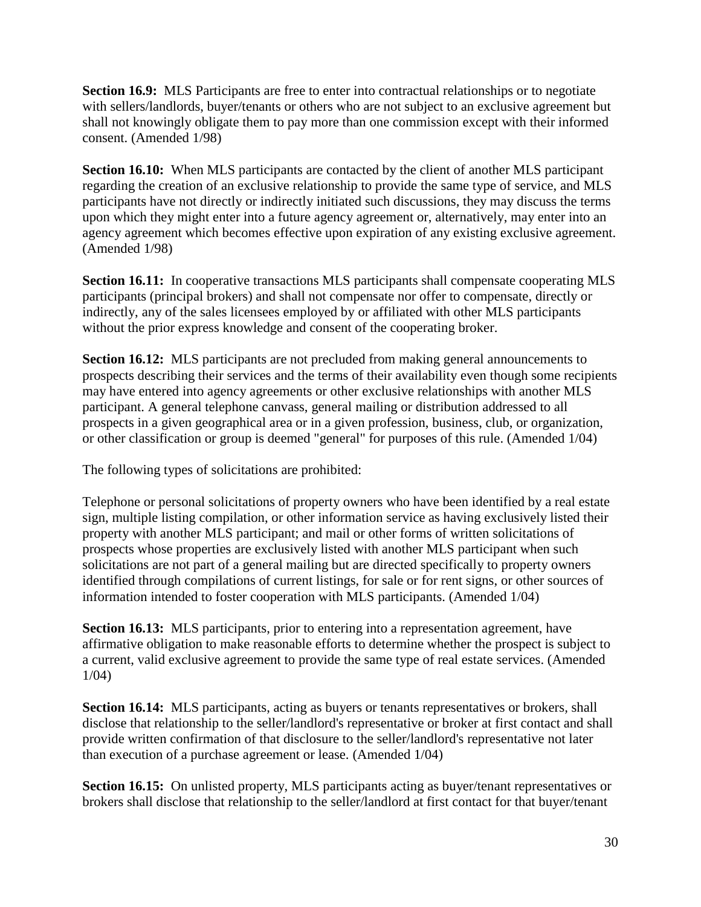**Section 16.9:** MLS Participants are free to enter into contractual relationships or to negotiate with sellers/landlords, buyer/tenants or others who are not subject to an exclusive agreement but shall not knowingly obligate them to pay more than one commission except with their informed consent. (Amended 1/98)

**Section 16.10:** When MLS participants are contacted by the client of another MLS participant regarding the creation of an exclusive relationship to provide the same type of service, and MLS participants have not directly or indirectly initiated such discussions, they may discuss the terms upon which they might enter into a future agency agreement or, alternatively, may enter into an agency agreement which becomes effective upon expiration of any existing exclusive agreement. (Amended 1/98)

**Section 16.11:** In cooperative transactions MLS participants shall compensate cooperating MLS participants (principal brokers) and shall not compensate nor offer to compensate, directly or indirectly, any of the sales licensees employed by or affiliated with other MLS participants without the prior express knowledge and consent of the cooperating broker.

**Section 16.12:** MLS participants are not precluded from making general announcements to prospects describing their services and the terms of their availability even though some recipients may have entered into agency agreements or other exclusive relationships with another MLS participant. A general telephone canvass, general mailing or distribution addressed to all prospects in a given geographical area or in a given profession, business, club, or organization, or other classification or group is deemed "general" for purposes of this rule. (Amended 1/04)

The following types of solicitations are prohibited:

Telephone or personal solicitations of property owners who have been identified by a real estate sign, multiple listing compilation, or other information service as having exclusively listed their property with another MLS participant; and mail or other forms of written solicitations of prospects whose properties are exclusively listed with another MLS participant when such solicitations are not part of a general mailing but are directed specifically to property owners identified through compilations of current listings, for sale or for rent signs, or other sources of information intended to foster cooperation with MLS participants. (Amended 1/04)

**Section 16.13:** MLS participants, prior to entering into a representation agreement, have affirmative obligation to make reasonable efforts to determine whether the prospect is subject to a current, valid exclusive agreement to provide the same type of real estate services. (Amended 1/04)

**Section 16.14:** MLS participants, acting as buyers or tenants representatives or brokers, shall disclose that relationship to the seller/landlord's representative or broker at first contact and shall provide written confirmation of that disclosure to the seller/landlord's representative not later than execution of a purchase agreement or lease. (Amended 1/04)

**Section 16.15:** On unlisted property, MLS participants acting as buyer/tenant representatives or brokers shall disclose that relationship to the seller/landlord at first contact for that buyer/tenant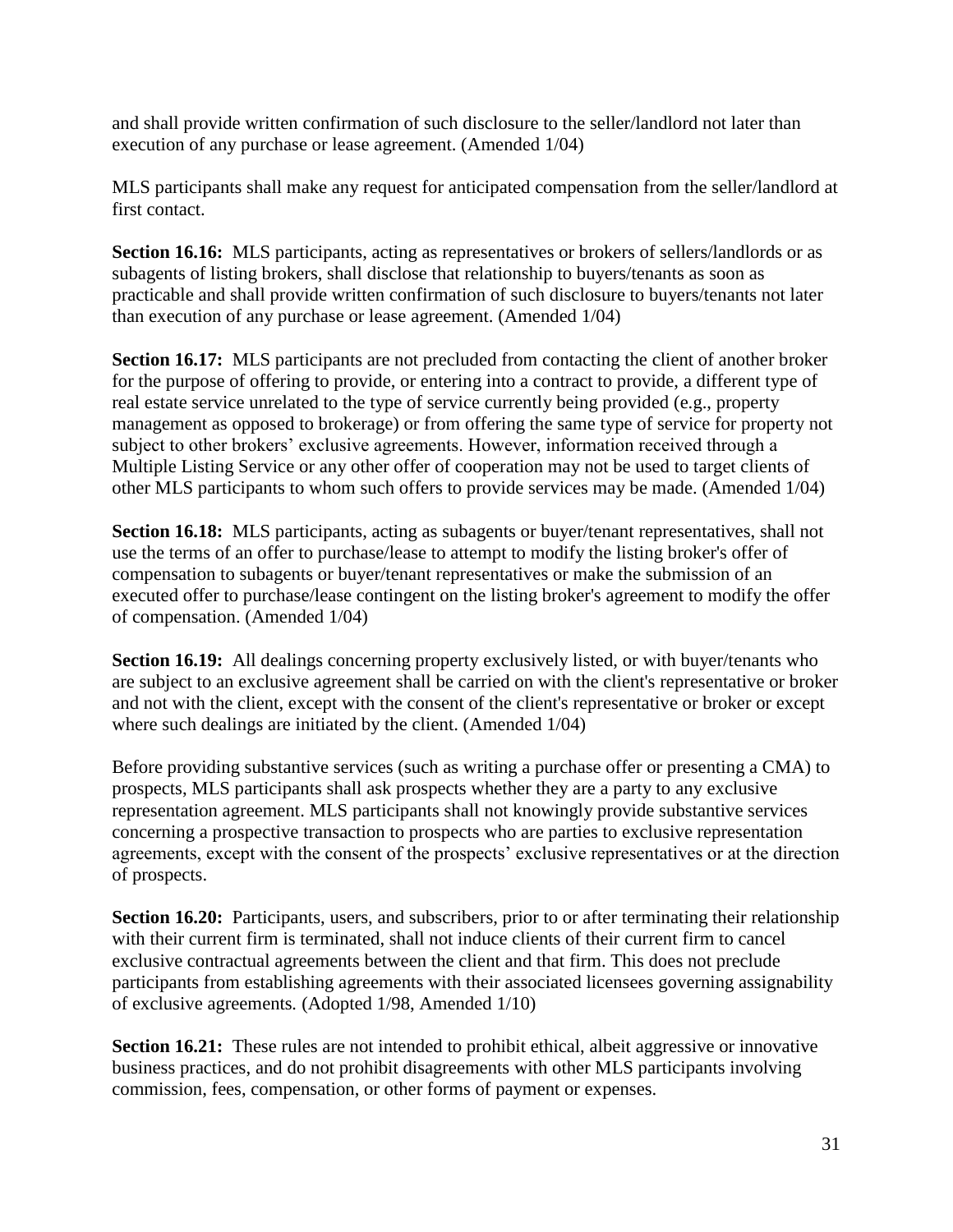and shall provide written confirmation of such disclosure to the seller/landlord not later than execution of any purchase or lease agreement. (Amended 1/04)

MLS participants shall make any request for anticipated compensation from the seller/landlord at first contact.

**Section 16.16:** MLS participants, acting as representatives or brokers of sellers/landlords or as subagents of listing brokers, shall disclose that relationship to buyers/tenants as soon as practicable and shall provide written confirmation of such disclosure to buyers/tenants not later than execution of any purchase or lease agreement. (Amended 1/04)

**Section 16.17:** MLS participants are not precluded from contacting the client of another broker for the purpose of offering to provide, or entering into a contract to provide, a different type of real estate service unrelated to the type of service currently being provided (e.g., property management as opposed to brokerage) or from offering the same type of service for property not subject to other brokers' exclusive agreements. However, information received through a Multiple Listing Service or any other offer of cooperation may not be used to target clients of other MLS participants to whom such offers to provide services may be made. (Amended 1/04)

**Section 16.18:** MLS participants, acting as subagents or buyer/tenant representatives, shall not use the terms of an offer to purchase/lease to attempt to modify the listing broker's offer of compensation to subagents or buyer/tenant representatives or make the submission of an executed offer to purchase/lease contingent on the listing broker's agreement to modify the offer of compensation. (Amended 1/04)

**Section 16.19:** All dealings concerning property exclusively listed, or with buyer/tenants who are subject to an exclusive agreement shall be carried on with the client's representative or broker and not with the client, except with the consent of the client's representative or broker or except where such dealings are initiated by the client. (Amended 1/04)

Before providing substantive services (such as writing a purchase offer or presenting a CMA) to prospects, MLS participants shall ask prospects whether they are a party to any exclusive representation agreement. MLS participants shall not knowingly provide substantive services concerning a prospective transaction to prospects who are parties to exclusive representation agreements, except with the consent of the prospects' exclusive representatives or at the direction of prospects.

**Section 16.20:** Participants, users, and subscribers, prior to or after terminating their relationship with their current firm is terminated, shall not induce clients of their current firm to cancel exclusive contractual agreements between the client and that firm. This does not preclude participants from establishing agreements with their associated licensees governing assignability of exclusive agreements. (Adopted 1/98, Amended 1/10)

**Section 16.21:** These rules are not intended to prohibit ethical, albeit aggressive or innovative business practices, and do not prohibit disagreements with other MLS participants involving commission, fees, compensation, or other forms of payment or expenses.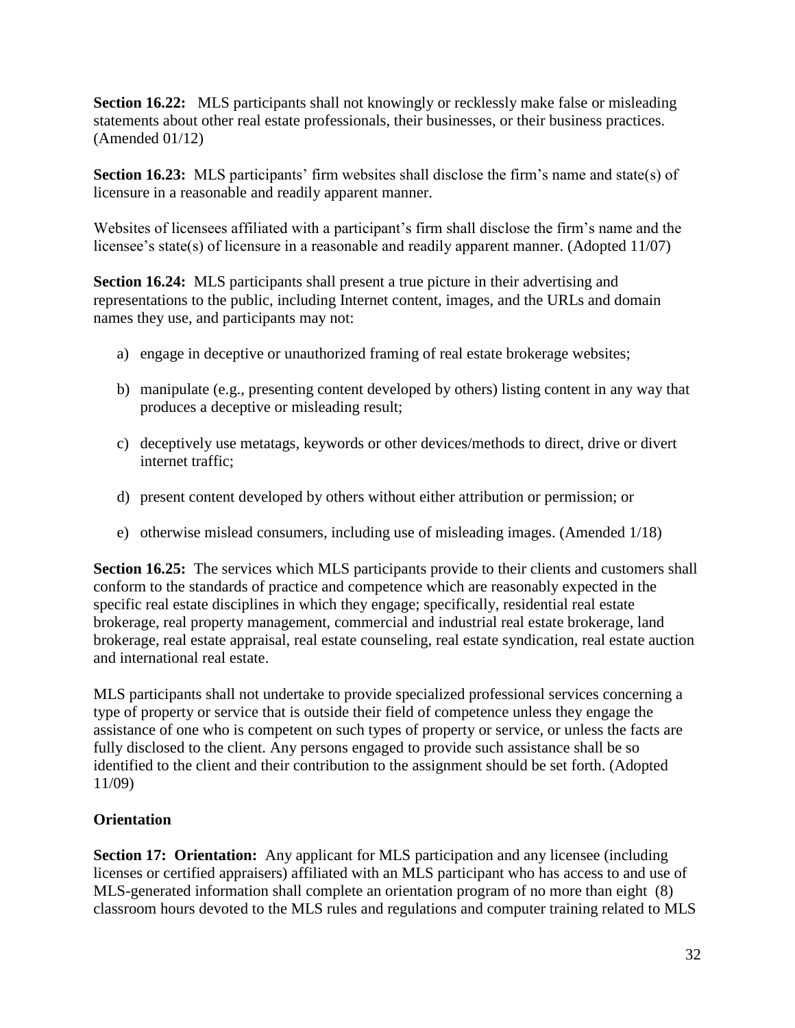**Section 16.22:** MLS participants shall not knowingly or recklessly make false or misleading statements about other real estate professionals, their businesses, or their business practices. (Amended 01/12)

**Section 16.23:** MLS participants' firm websites shall disclose the firm's name and state(s) of licensure in a reasonable and readily apparent manner.

Websites of licensees affiliated with a participant's firm shall disclose the firm's name and the licensee's state(s) of licensure in a reasonable and readily apparent manner. (Adopted 11/07)

**Section 16.24:** MLS participants shall present a true picture in their advertising and representations to the public, including Internet content, images, and the URLs and domain names they use, and participants may not:

a) engage in deceptive or unauthorized framing of real estate brokerage websites;

b) manipulate (e.g., presenting content developed by others) listing content in any way that produces a deceptive or misleading result;

c) deceptively use metatags, keywords or other devices/methods to direct, drive or divert internet traffic;

d) present content developed by others without either attribution or permission; or

e) otherwise mislead consumers, including use of misleading images. (Amended 1/18)

**Section 16.25:** The services which MLS participants provide to their clients and customers shall conform to the standards of practice and competence which are reasonably expected in the specific real estate disciplines in which they engage; specifically, residential real estate brokerage, real property management, commercial and industrial real estate brokerage, land brokerage, real estate appraisal, real estate counseling, real estate syndication, real estate auction and international real estate.

MLS participants shall not undertake to provide specialized professional services concerning a type of property or service that is outside their field of competence unless they engage the assistance of one who is competent on such types of property or service, or unless the facts are fully disclosed to the client. Any persons engaged to provide such assistance shall be so identified to the client and their contribution to the assignment should be set forth. (Adopted 11/09)

## Orientation

**Section 17: Orientation:** Any applicant for MLS participation and any licensee (including licenses or certified appraisers) affiliated with an MLS participant who has access to and use of MLS-generated information shall complete an orientation program of no more than eight (8) classroom hours devoted to the MLS rules and regulations and computer training related to MLS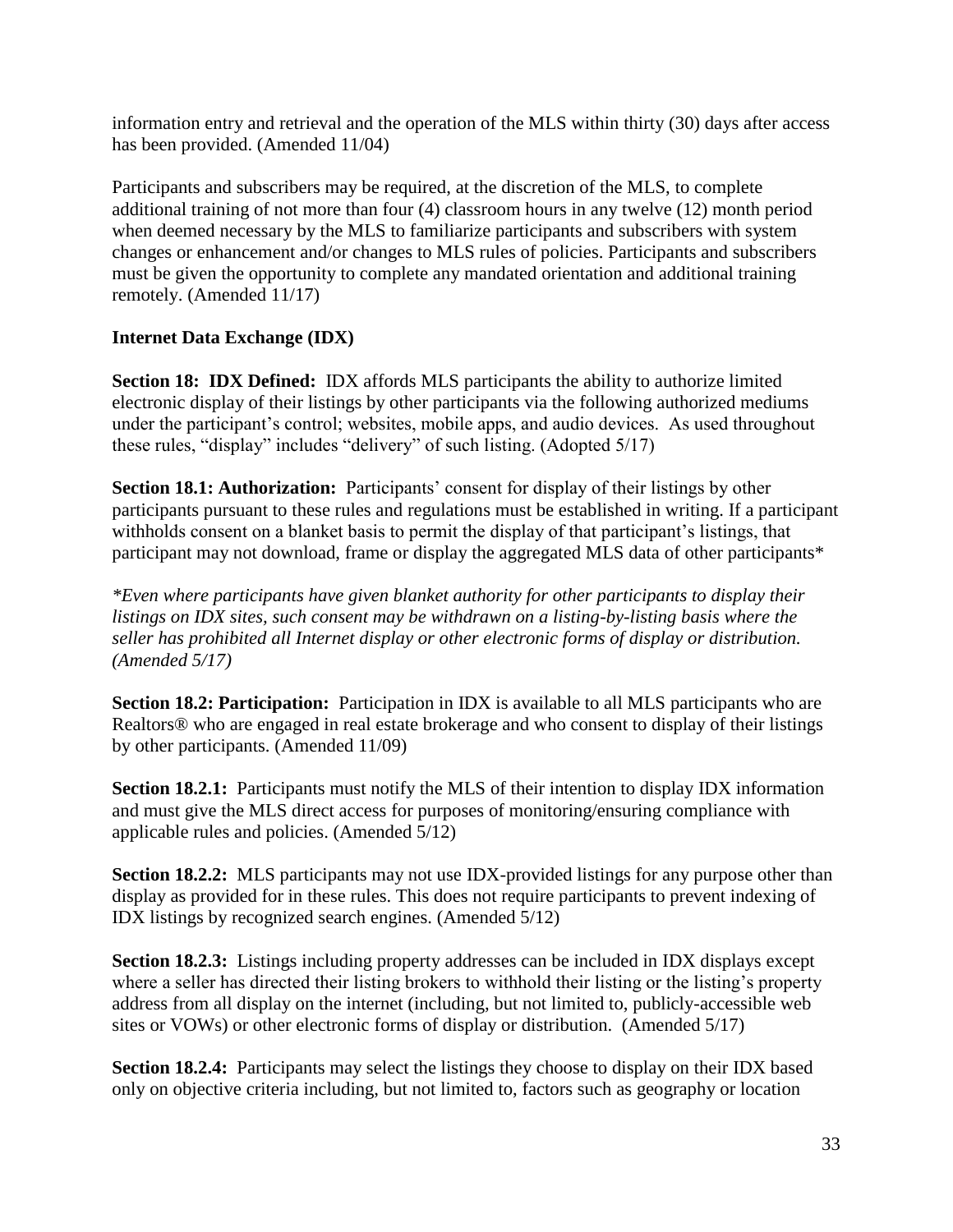information entry and retrieval and the operation of the MLS within thirty (30) days after access has been provided. (Amended 11/04)

Participants and subscribers may be required, at the discretion of the MLS, to complete additional training of not more than four (4) classroom hours in any twelve (12) month period when deemed necessary by the MLS to familiarize participants and subscribers with system changes or enhancement and/or changes to MLS rules of policies. Participants and subscribers must be given the opportunity to complete any mandated orientation and additional training remotely. (Amended 11/17)

**Internet Data Exchange (IDX)**

**Section 18: IDX Defined:** IDX affords MLS participants the ability to authorize limited electronic display of their listings by other participants via the following authorized mediums under the participant's control; websites, mobile apps, and audio devices. As used throughout these rules, "display" includes "delivery" of such listing. (Adopted 5/17)

**Section 18.1: Authorization:** Participants' consent for display of their listings by other participants pursuant to these rules and regulations must be established in writing. If a participant withholds consent on a blanket basis to permit the display of that participant's listings, that participant may not download, frame or display the aggregated MLS data of other participants*

*\*Even where participants have given blanket authority for other participants to display their listings on IDX sites, such consent may be withdrawn on a listing-by-listing basis where the seller has prohibited all Internet display or other electronic forms of display or distribution. (Amended 5/17)*

**Section 18.2: Participation:** Participation in IDX is available to all MLS participants who are Realtors® who are engaged in real estate brokerage and who consent to display of their listings by other participants. (Amended 11/09)

**Section 18.2.1:** Participants must notify the MLS of their intention to display IDX information and must give the MLS direct access for purposes of monitoring/ensuring compliance with applicable rules and policies. (Amended 5/12)

**Section 18.2.2:** MLS participants may not use IDX-provided listings for any purpose other than display as provided for in these rules. This does not require participants to prevent indexing of IDX listings by recognized search engines. (Amended 5/12)

**Section 18.2.3:** Listings including property addresses can be included in IDX displays except where a seller has directed their listing brokers to withhold their listing or the listing's property address from all display on the internet (including, but not limited to, publicly-accessible web sites or VOWs) or other electronic forms of display or distribution. (Amended 5/17)

**Section 18.2.4:** Participants may select the listings they choose to display on their IDX based only on objective criteria including, but not limited to, factors such as geography or location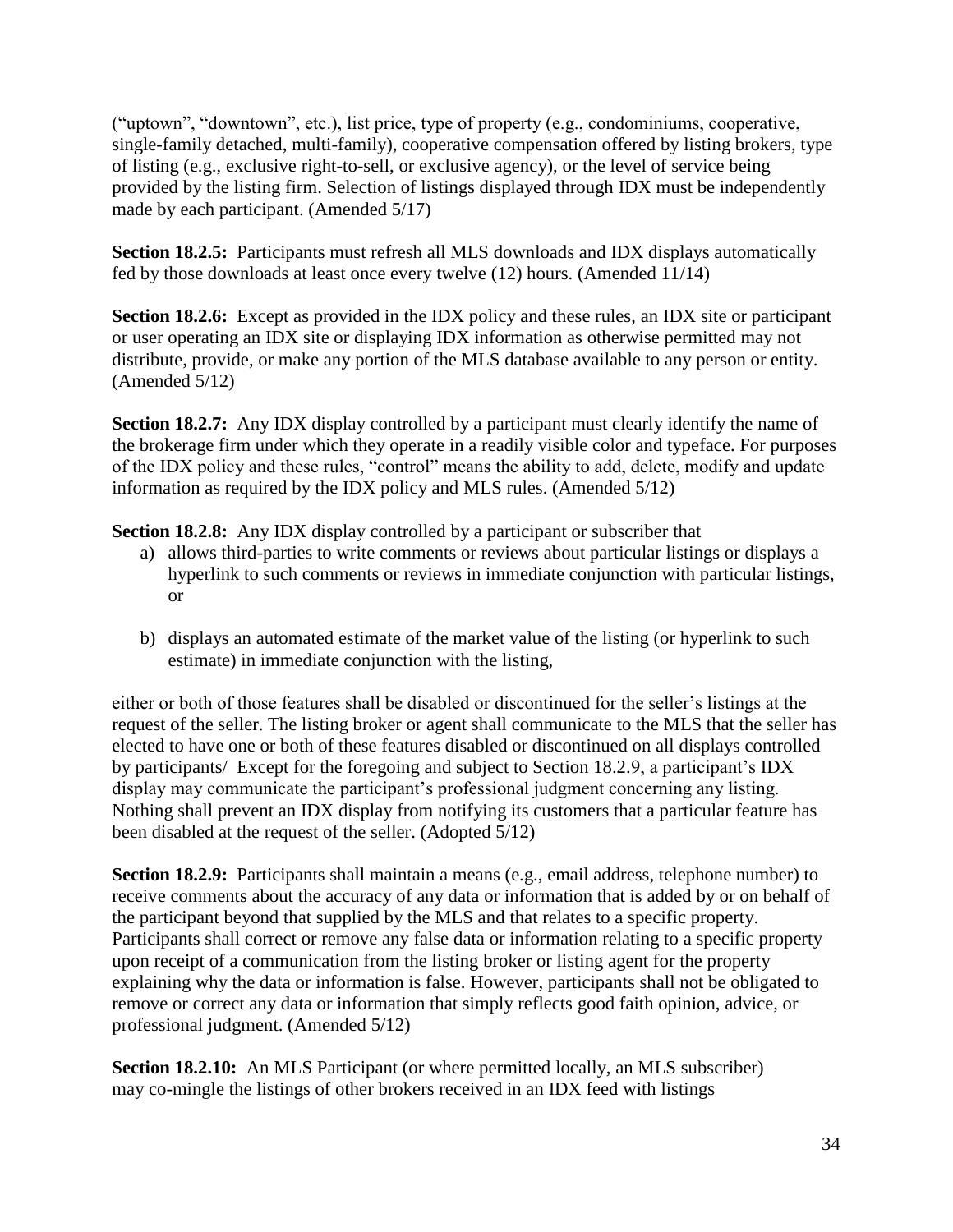("uptown", "downtown", etc.), list price, type of property (e.g., condominiums, cooperative, single-family detached, multi-family), cooperative compensation offered by listing brokers, type of listing (e.g., exclusive right-to-sell, or exclusive agency), or the level of service being provided by the listing firm. Selection of listings displayed through IDX must be independently made by each participant. (Amended 5/17)

**Section 18.2.5:** Participants must refresh all MLS downloads and IDX displays automatically fed by those downloads at least once every twelve (12) hours. (Amended 11/14)

**Section 18.2.6:** Except as provided in the IDX policy and these rules, an IDX site or participant or user operating an IDX site or displaying IDX information as otherwise permitted may not distribute, provide, or make any portion of the MLS database available to any person or entity. (Amended 5/12)

**Section 18.2.7:** Any IDX display controlled by a participant must clearly identify the name of the brokerage firm under which they operate in a readily visible color and typeface. For purposes of the IDX policy and these rules, "control" means the ability to add, delete, modify and update information as required by the IDX policy and MLS rules. (Amended 5/12)

**Section 18.2.8:** Any IDX display controlled by a participant or subscriber that

a) allows third-parties to write comments or reviews about particular listings or displays a hyperlink to such comments or reviews in immediate conjunction with particular listings, or

b) displays an automated estimate of the market value of the listing (or hyperlink to such estimate) in immediate conjunction with the listing,

either or both of those features shall be disabled or discontinued for the seller's listings at the request of the seller. The listing broker or agent shall communicate to the MLS that the seller has elected to have one or both of these features disabled or discontinued on all displays controlled by participants/ Except for the foregoing and subject to Section 18.2.9, a participant's IDX display may communicate the participant's professional judgment concerning any listing. Nothing shall prevent an IDX display from notifying its customers that a particular feature has been disabled at the request of the seller. (Adopted 5/12)

**Section 18.2.9:** Participants shall maintain a means (e.g., email address, telephone number) to receive comments about the accuracy of any data or information that is added by or on behalf of the participant beyond that supplied by the MLS and that relates to a specific property. Participants shall correct or remove any false data or information relating to a specific property upon receipt of a communication from the listing broker or listing agent for the property explaining why the data or information is false. However, participants shall not be obligated to remove or correct any data or information that simply reflects good faith opinion, advice, or professional judgment. (Amended 5/12)

**Section 18.2.10:** An MLS Participant (or where permitted locally, an MLS subscriber) may co-mingle the listings of other brokers received in an IDX feed with listings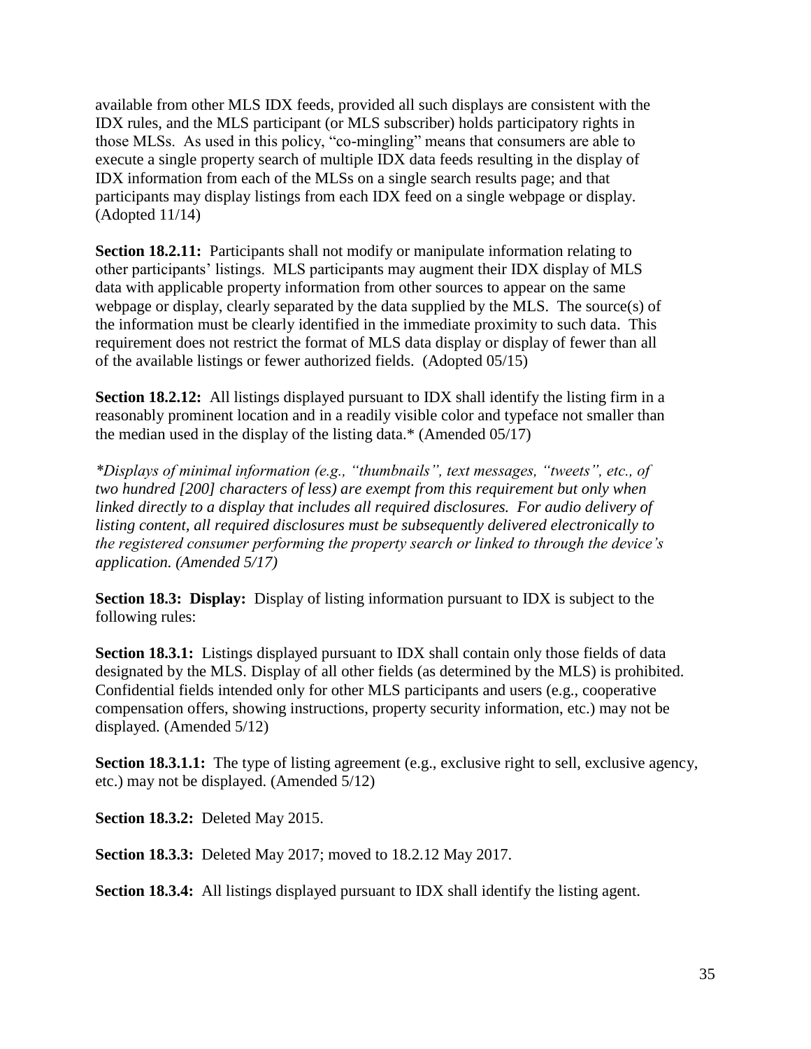available from other MLS IDX feeds, provided all such displays are consistent with the IDX rules, and the MLS participant (or MLS subscriber) holds participatory rights in those MLSs. As used in this policy, "co-mingling" means that consumers are able to execute a single property search of multiple IDX data feeds resulting in the display of IDX information from each of the MLSs on a single search results page; and that participants may display listings from each IDX feed on a single webpage or display. (Adopted 11/14)

**Section 18.2.11:** Participants shall not modify or manipulate information relating to other participants' listings. MLS participants may augment their IDX display of MLS data with applicable property information from other sources to appear on the same webpage or display, clearly separated by the data supplied by the MLS. The source(s) of the information must be clearly identified in the immediate proximity to such data. This requirement does not restrict the format of MLS data display or display of fewer than all of the available listings or fewer authorized fields. (Adopted 05/15)

**Section 18.2.12:** All listings displayed pursuant to IDX shall identify the listing firm in a reasonably prominent location and in a readily visible color and typeface not smaller than the median used in the display of the listing data.* (Amended 05/17)

*\*Displays of minimal information (e.g., "thumbnails", text messages, "tweets", etc., of two hundred [200] characters of less) are exempt from this requirement but only when linked directly to a display that includes all required disclosures. For audio delivery of listing content, all required disclosures must be subsequently delivered electronically to the registered consumer performing the property search or linked to through the device's application. (Amended 5/17)*

**Section 18.3: Display:** Display of listing information pursuant to IDX is subject to the following rules:

**Section 18.3.1:** Listings displayed pursuant to IDX shall contain only those fields of data designated by the MLS. Display of all other fields (as determined by the MLS) is prohibited. Confidential fields intended only for other MLS participants and users (e.g., cooperative compensation offers, showing instructions, property security information, etc.) may not be displayed. (Amended 5/12)

**Section 18.3.1.1:** The type of listing agreement (e.g., exclusive right to sell, exclusive agency, etc.) may not be displayed. (Amended 5/12)

**Section 18.3.2:** Deleted May 2015.

**Section 18.3.3:** Deleted May 2017; moved to 18.2.12 May 2017.

**Section 18.3.4:** All listings displayed pursuant to IDX shall identify the listing agent.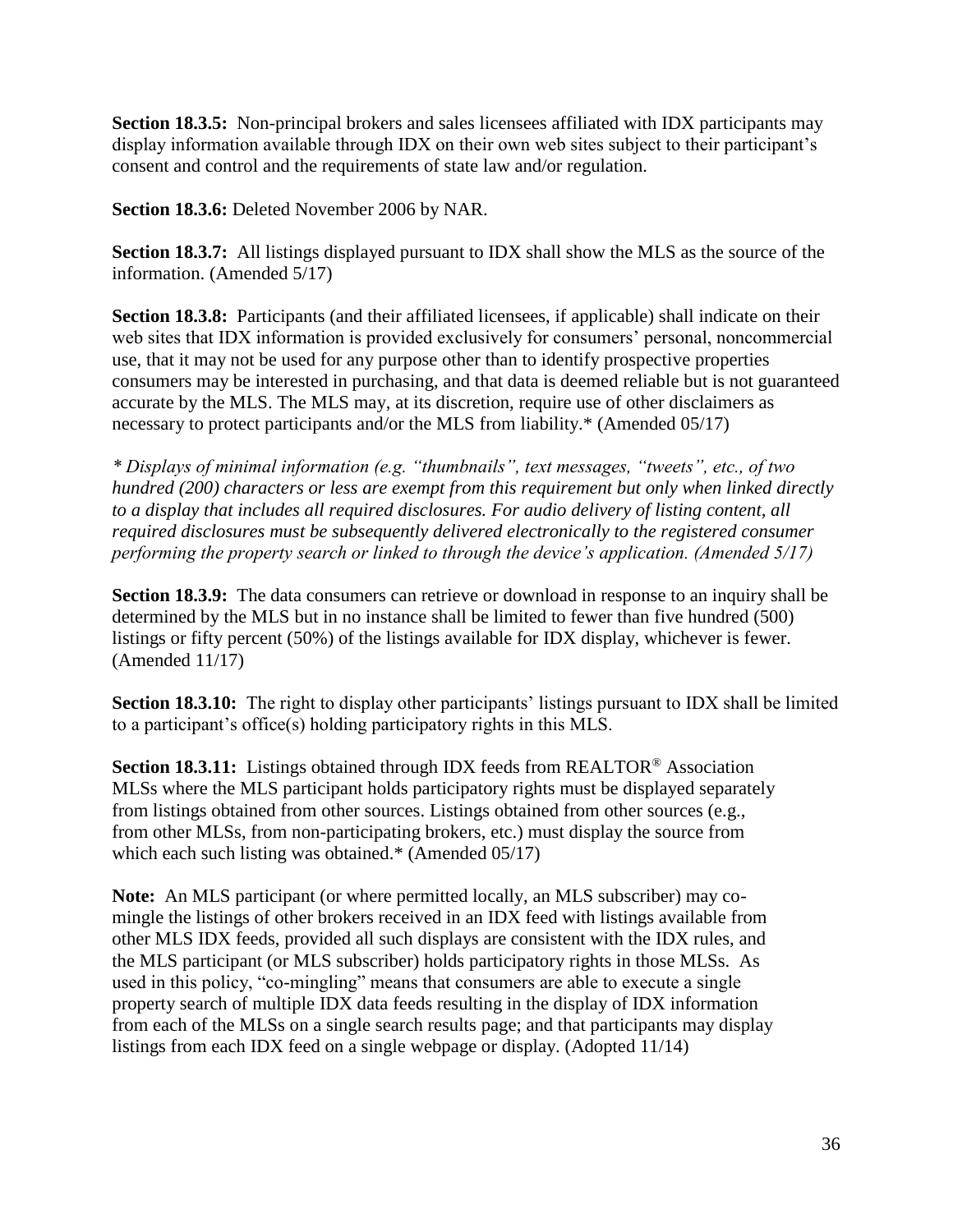**Section 18.3.5:** Non-principal brokers and sales licensees affiliated with IDX participants may display information available through IDX on their own web sites subject to their participant's consent and control and the requirements of state law and/or regulation.

**Section 18.3.6:** Deleted November 2006 by NAR.

**Section 18.3.7:** All listings displayed pursuant to IDX shall show the MLS as the source of the information. (Amended 5/17)

**Section 18.3.8:** Participants (and their affiliated licensees, if applicable) shall indicate on their web sites that IDX information is provided exclusively for consumers' personal, noncommercial use, that it may not be used for any purpose other than to identify prospective properties consumers may be interested in purchasing, and that data is deemed reliable but is not guaranteed accurate by the MLS. The MLS may, at its discretion, require use of other disclaimers as necessary to protect participants and/or the MLS from liability.* (Amended 05/17)

*\* Displays of minimal information (e.g. "thumbnails", text messages, "tweets", etc., of two hundred (200) characters or less are exempt from this requirement but only when linked directly to a display that includes all required disclosures. For audio delivery of listing content, all required disclosures must be subsequently delivered electronically to the registered consumer performing the property search or linked to through the device's application. (Amended 5/17)*

**Section 18.3.9:** The data consumers can retrieve or download in response to an inquiry shall be determined by the MLS but in no instance shall be limited to fewer than five hundred (500) listings or fifty percent (50%) of the listings available for IDX display, whichever is fewer. (Amended 11/17)

**Section 18.3.10:** The right to display other participants' listings pursuant to IDX shall be limited to a participant's office(s) holding participatory rights in this MLS.

**Section 18.3.11:** Listings obtained through IDX feeds from REALTOR® Association MLSs where the MLS participant holds participatory rights must be displayed separately from listings obtained from other sources. Listings obtained from other sources (e.g., from other MLSs, from non-participating brokers, etc.) must display the source from which each such listing was obtained.* (Amended 05/17)

**Note:** An MLS participant (or where permitted locally, an MLS subscriber) may co-mingle the listings of other brokers received in an IDX feed with listings available from other MLS IDX feeds, provided all such displays are consistent with the IDX rules, and the MLS participant (or MLS subscriber) holds participatory rights in those MLSs. As used in this policy, "co-mingling" means that consumers are able to execute a single property search of multiple IDX data feeds resulting in the display of IDX information from each of the MLSs on a single search results page; and that participants may display listings from each IDX feed on a single webpage or display. (Adopted 11/14)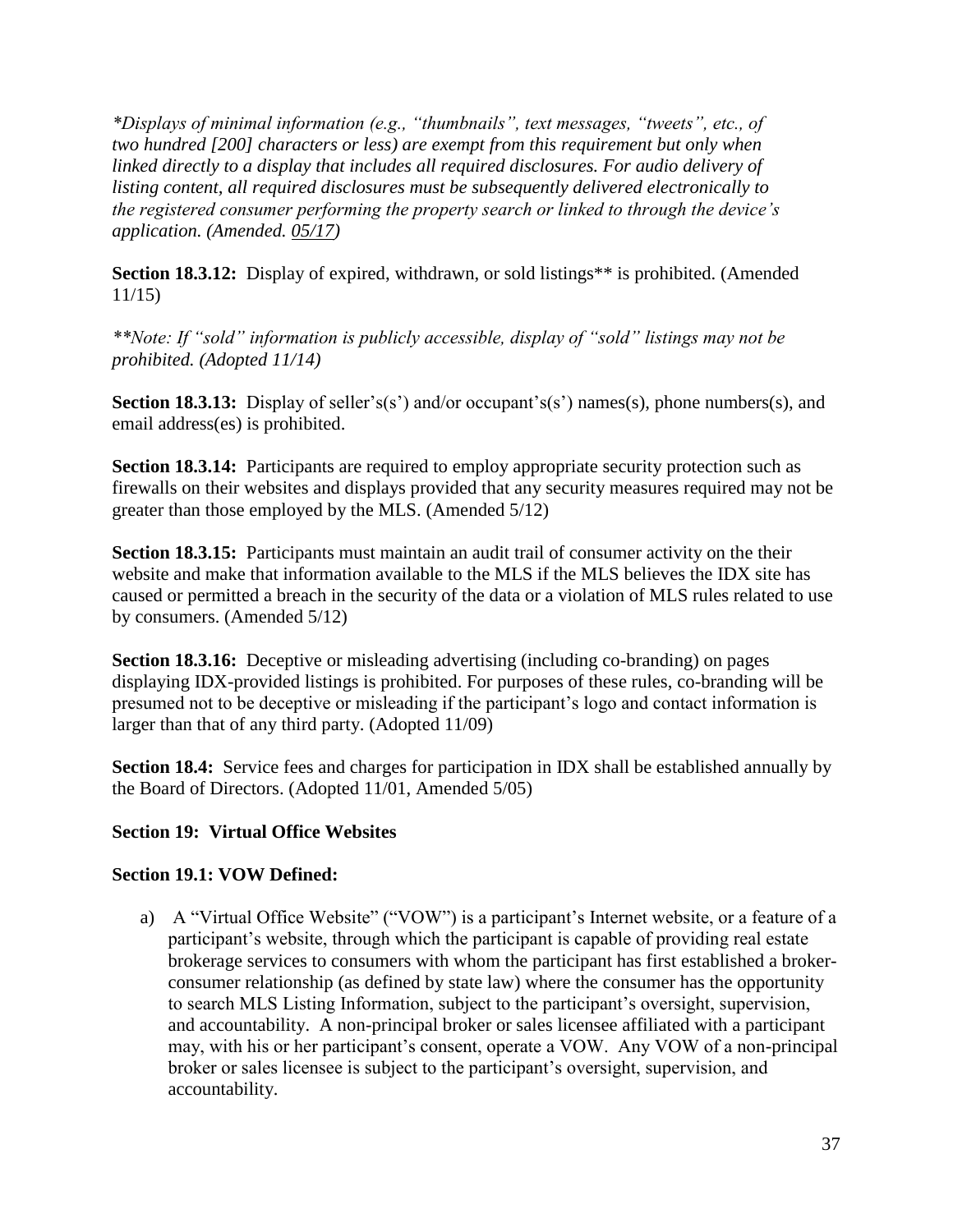*\*Displays of minimal information (e.g., "thumbnails", text messages, "tweets", etc., of two hundred [200] characters or less) are exempt from this requirement but only when linked directly to a display that includes all required disclosures. For audio delivery of listing content, all required disclosures must be subsequently delivered electronically to the registered consumer performing the property search or linked to through the device's application. (Amended. 05/17)*

**Section 18.3.12:** Display of expired, withdrawn, or sold listings** is prohibited. (Amended 11/15)

*\*\*Note: If "sold" information is publicly accessible, display of "sold" listings may not be prohibited. (Adopted 11/14)*

**Section 18.3.13:** Display of seller's(s') and/or occupant's(s') names(s), phone numbers(s), and email address(es) is prohibited.

**Section 18.3.14:** Participants are required to employ appropriate security protection such as firewalls on their websites and displays provided that any security measures required may not be greater than those employed by the MLS. (Amended 5/12)

**Section 18.3.15:** Participants must maintain an audit trail of consumer activity on the their website and make that information available to the MLS if the MLS believes the IDX site has caused or permitted a breach in the security of the data or a violation of MLS rules related to use by consumers. (Amended 5/12)

**Section 18.3.16:** Deceptive or misleading advertising (including co-branding) on pages displaying IDX-provided listings is prohibited. For purposes of these rules, co-branding will be presumed not to be deceptive or misleading if the participant's logo and contact information is larger than that of any third party. (Adopted 11/09)

**Section 18.4:** Service fees and charges for participation in IDX shall be established annually by the Board of Directors. (Adopted 11/01, Amended 5/05)

## Section 19: Virtual Office Websites

### Section 19.1: VOW Defined:

a) A "Virtual Office Website" ("VOW") is a participant's Internet website, or a feature of a participant's website, through which the participant is capable of providing real estate brokerage services to consumers with whom the participant has first established a broker-consumer relationship (as defined by state law) where the consumer has the opportunity to search MLS Listing Information, subject to the participant's oversight, supervision, and accountability. A non-principal broker or sales licensee affiliated with a participant may, with his or her participant's consent, operate a VOW. Any VOW of a non-principal broker or sales licensee is subject to the participant's oversight, supervision, and accountability.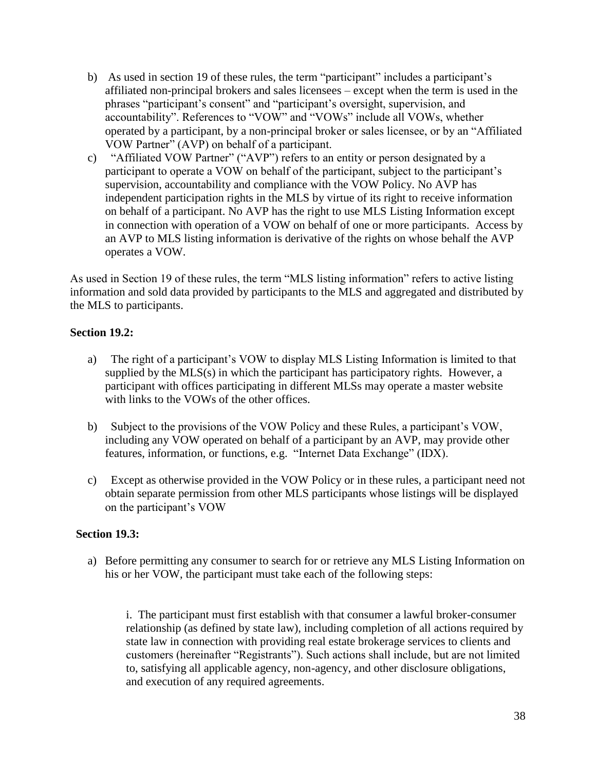b) As used in section 19 of these rules, the term "participant" includes a participant's affiliated non-principal brokers and sales licensees – except when the term is used in the phrases "participant's consent" and "participant's oversight, supervision, and accountability". References to "VOW" and "VOWs" include all VOWs, whether operated by a participant, by a non-principal broker or sales licensee, or by an "Affiliated VOW Partner" (AVP) on behalf of a participant.

c) "Affiliated VOW Partner" ("AVP") refers to an entity or person designated by a participant to operate a VOW on behalf of the participant, subject to the participant's supervision, accountability and compliance with the VOW Policy. No AVP has independent participation rights in the MLS by virtue of its right to receive information on behalf of a participant. No AVP has the right to use MLS Listing Information except in connection with operation of a VOW on behalf of one or more participants. Access by an AVP to MLS listing information is derivative of the rights on whose behalf the AVP operates a VOW.

As used in Section 19 of these rules, the term "MLS listing information" refers to active listing information and sold data provided by participants to the MLS and aggregated and distributed by the MLS to participants.

**Section 19.2:**

a) The right of a participant's VOW to display MLS Listing Information is limited to that supplied by the MLS(s) in which the participant has participatory rights. However, a participant with offices participating in different MLSs may operate a master website with links to the VOWs of the other offices.

b) Subject to the provisions of the VOW Policy and these Rules, a participant's VOW, including any VOW operated on behalf of a participant by an AVP, may provide other features, information, or functions, e.g. "Internet Data Exchange" (IDX).

c) Except as otherwise provided in the VOW Policy or in these rules, a participant need not obtain separate permission from other MLS participants whose listings will be displayed on the participant's VOW

**Section 19.3:**

a) Before permitting any consumer to search for or retrieve any MLS Listing Information on his or her VOW, the participant must take each of the following steps:

   i. The participant must first establish with that consumer a lawful broker-consumer relationship (as defined by state law), including completion of all actions required by state law in connection with providing real estate brokerage services to clients and customers (hereinafter "Registrants"). Such actions shall include, but are not limited to, satisfying all applicable agency, non-agency, and other disclosure obligations, and execution of any required agreements.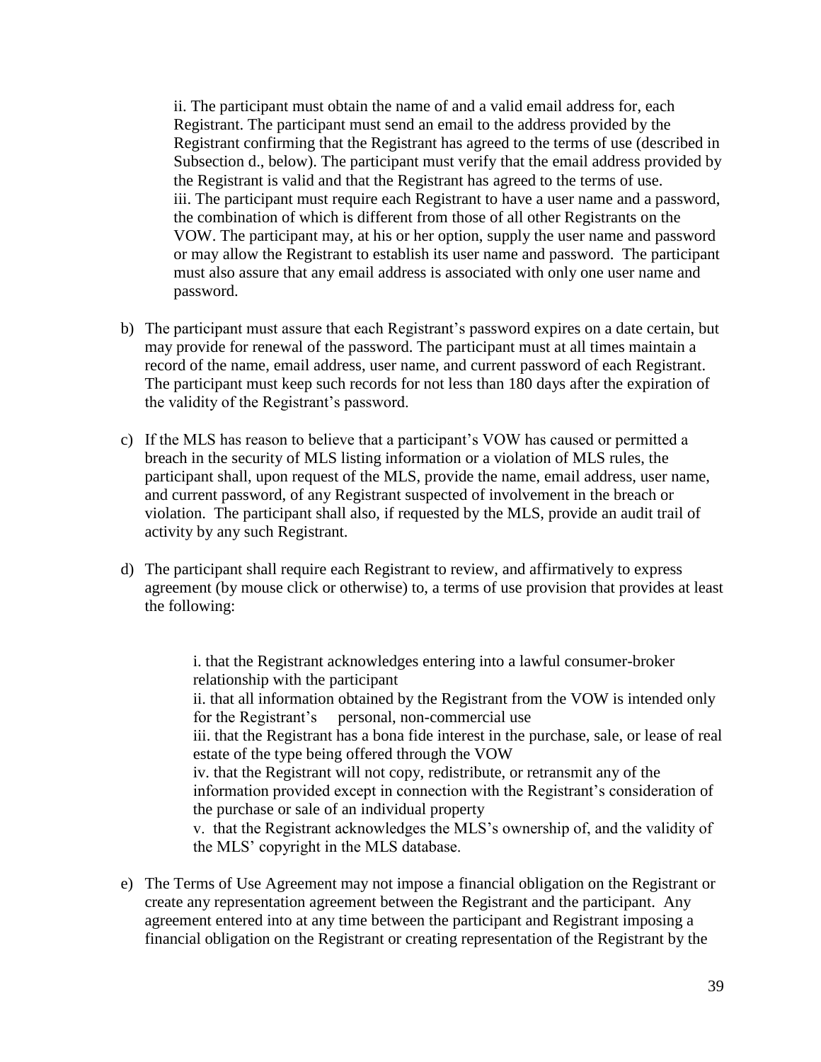ii. The participant must obtain the name of and a valid email address for, each Registrant. The participant must send an email to the address provided by the Registrant confirming that the Registrant has agreed to the terms of use (described in Subsection d., below). The participant must verify that the email address provided by the Registrant is valid and that the Registrant has agreed to the terms of use.
iii. The participant must require each Registrant to have a user name and a password, the combination of which is different from those of all other Registrants on the VOW. The participant may, at his or her option, supply the user name and password or may allow the Registrant to establish its user name and password. The participant must also assure that any email address is associated with only one user name and password.

b) The participant must assure that each Registrant's password expires on a date certain, but may provide for renewal of the password. The participant must at all times maintain a record of the name, email address, user name, and current password of each Registrant. The participant must keep such records for not less than 180 days after the expiration of the validity of the Registrant's password.

c) If the MLS has reason to believe that a participant's VOW has caused or permitted a breach in the security of MLS listing information or a violation of MLS rules, the participant shall, upon request of the MLS, provide the name, email address, user name, and current password, of any Registrant suspected of involvement in the breach or violation. The participant shall also, if requested by the MLS, provide an audit trail of activity by any such Registrant.

d) The participant shall require each Registrant to review, and affirmatively to express agreement (by mouse click or otherwise) to, a terms of use provision that provides at least the following:

   i. that the Registrant acknowledges entering into a lawful consumer-broker relationship with the participant
   ii. that all information obtained by the Registrant from the VOW is intended only for the Registrant's personal, non-commercial use
   iii. that the Registrant has a bona fide interest in the purchase, sale, or lease of real estate of the type being offered through the VOW
   iv. that the Registrant will not copy, redistribute, or retransmit any of the information provided except in connection with the Registrant's consideration of the purchase or sale of an individual property
   v. that the Registrant acknowledges the MLS's ownership of, and the validity of the MLS' copyright in the MLS database.

e) The Terms of Use Agreement may not impose a financial obligation on the Registrant or create any representation agreement between the Registrant and the participant. Any agreement entered into at any time between the participant and Registrant imposing a financial obligation on the Registrant or creating representation of the Registrant by the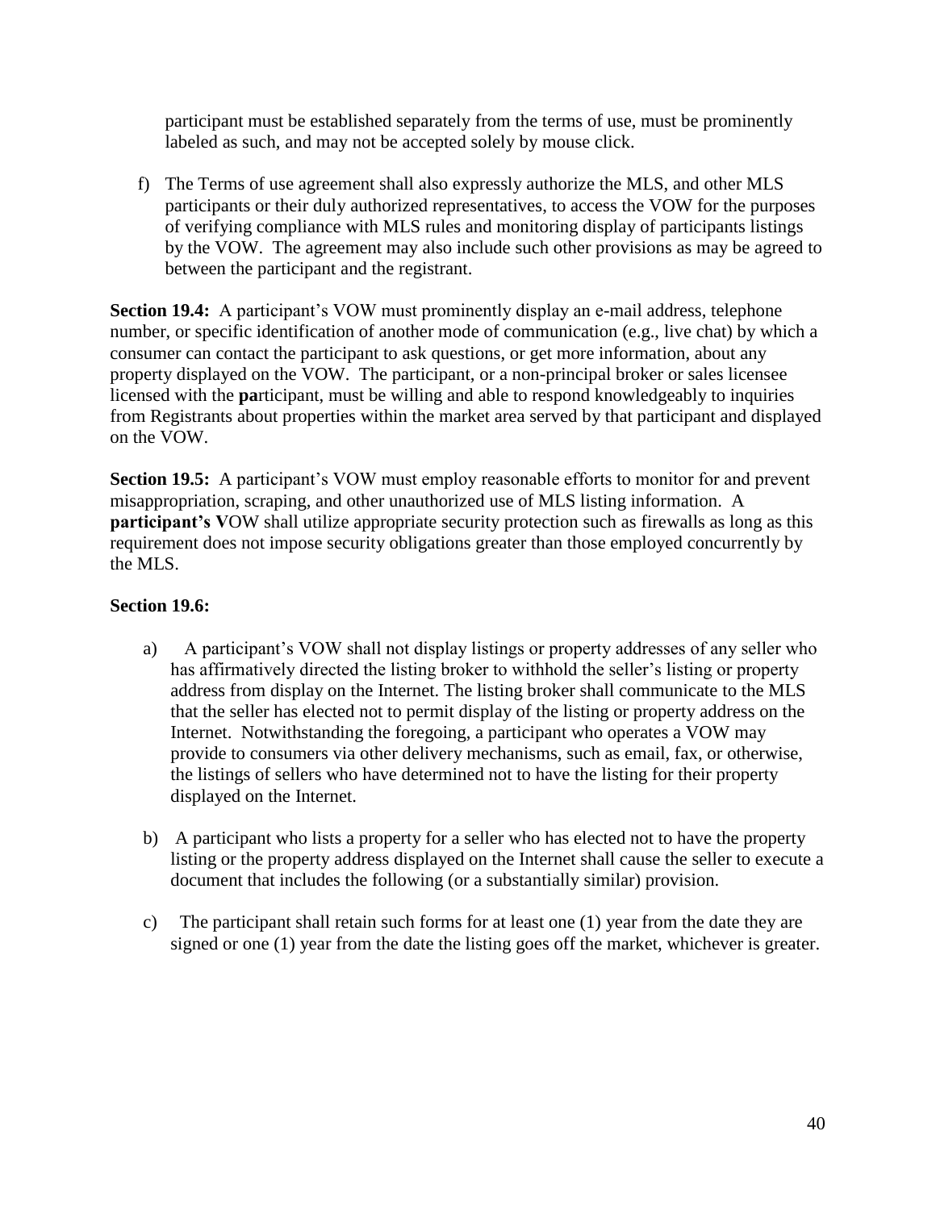participant must be established separately from the terms of use, must be prominently labeled as such, and may not be accepted solely by mouse click.

f) The Terms of use agreement shall also expressly authorize the MLS, and other MLS participants or their duly authorized representatives, to access the VOW for the purposes of verifying compliance with MLS rules and monitoring display of participants listings by the VOW. The agreement may also include such other provisions as may be agreed to between the participant and the registrant.

**Section 19.4:** A participant's VOW must prominently display an e-mail address, telephone number, or specific identification of another mode of communication (e.g., live chat) by which a consumer can contact the participant to ask questions, or get more information, about any property displayed on the VOW. The participant, or a non-principal broker or sales licensee licensed with the **pa**rticipant, must be willing and able to respond knowledgeably to inquiries from Registrants about properties within the market area served by that participant and displayed on the VOW.

**Section 19.5:** A participant's VOW must employ reasonable efforts to monitor for and prevent misappropriation, scraping, and other unauthorized use of MLS listing information. A **participant's V**OW shall utilize appropriate security protection such as firewalls as long as this requirement does not impose security obligations greater than those employed concurrently by the MLS.

**Section 19.6:**

a) A participant's VOW shall not display listings or property addresses of any seller who has affirmatively directed the listing broker to withhold the seller's listing or property address from display on the Internet. The listing broker shall communicate to the MLS that the seller has elected not to permit display of the listing or property address on the Internet. Notwithstanding the foregoing, a participant who operates a VOW may provide to consumers via other delivery mechanisms, such as email, fax, or otherwise, the listings of sellers who have determined not to have the listing for their property displayed on the Internet.

b) A participant who lists a property for a seller who has elected not to have the property listing or the property address displayed on the Internet shall cause the seller to execute a document that includes the following (or a substantially similar) provision.

c) The participant shall retain such forms for at least one (1) year from the date they are signed or one (1) year from the date the listing goes off the market, whichever is greater.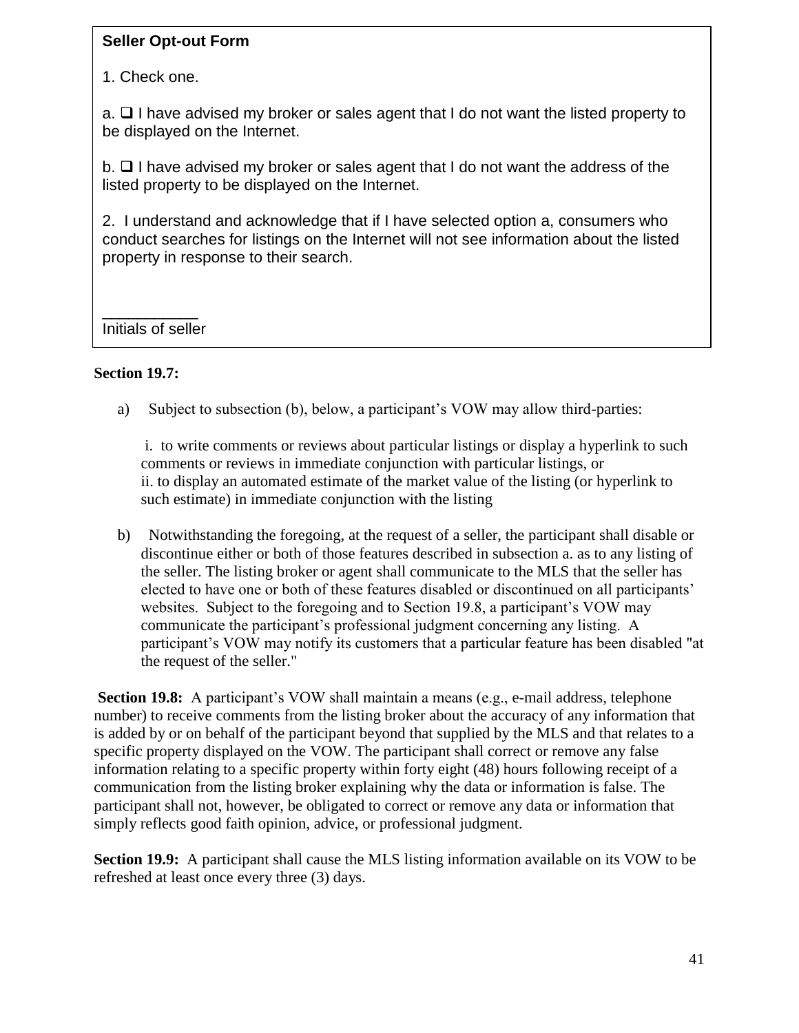**Seller Opt-out Form**

1. Check one.

a. ☐ I have advised my broker or sales agent that I do not want the listed property to be displayed on the Internet.

b. ☐ I have advised my broker or sales agent that I do not want the address of the listed property to be displayed on the Internet.

2. I understand and acknowledge that if I have selected option a, consumers who conduct searches for listings on the Internet will not see information about the listed property in response to their search.

___________
Initials of seller

**Section 19.7:**

a) Subject to subsection (b), below, a participant's VOW may allow third-parties:

   i. to write comments or reviews about particular listings or display a hyperlink to such comments or reviews in immediate conjunction with particular listings, or
   ii. to display an automated estimate of the market value of the listing (or hyperlink to such estimate) in immediate conjunction with the listing

b) Notwithstanding the foregoing, at the request of a seller, the participant shall disable or discontinue either or both of those features described in subsection a. as to any listing of the seller. The listing broker or agent shall communicate to the MLS that the seller has elected to have one or both of these features disabled or discontinued on all participants' websites. Subject to the foregoing and to Section 19.8, a participant's VOW may communicate the participant's professional judgment concerning any listing. A participant's VOW may notify its customers that a particular feature has been disabled "at the request of the seller."

**Section 19.8:** A participant's VOW shall maintain a means (e.g., e-mail address, telephone number) to receive comments from the listing broker about the accuracy of any information that is added by or on behalf of the participant beyond that supplied by the MLS and that relates to a specific property displayed on the VOW. The participant shall correct or remove any false information relating to a specific property within forty eight (48) hours following receipt of a communication from the listing broker explaining why the data or information is false. The participant shall not, however, be obligated to correct or remove any data or information that simply reflects good faith opinion, advice, or professional judgment.

**Section 19.9:** A participant shall cause the MLS listing information available on its VOW to be refreshed at least once every three (3) days.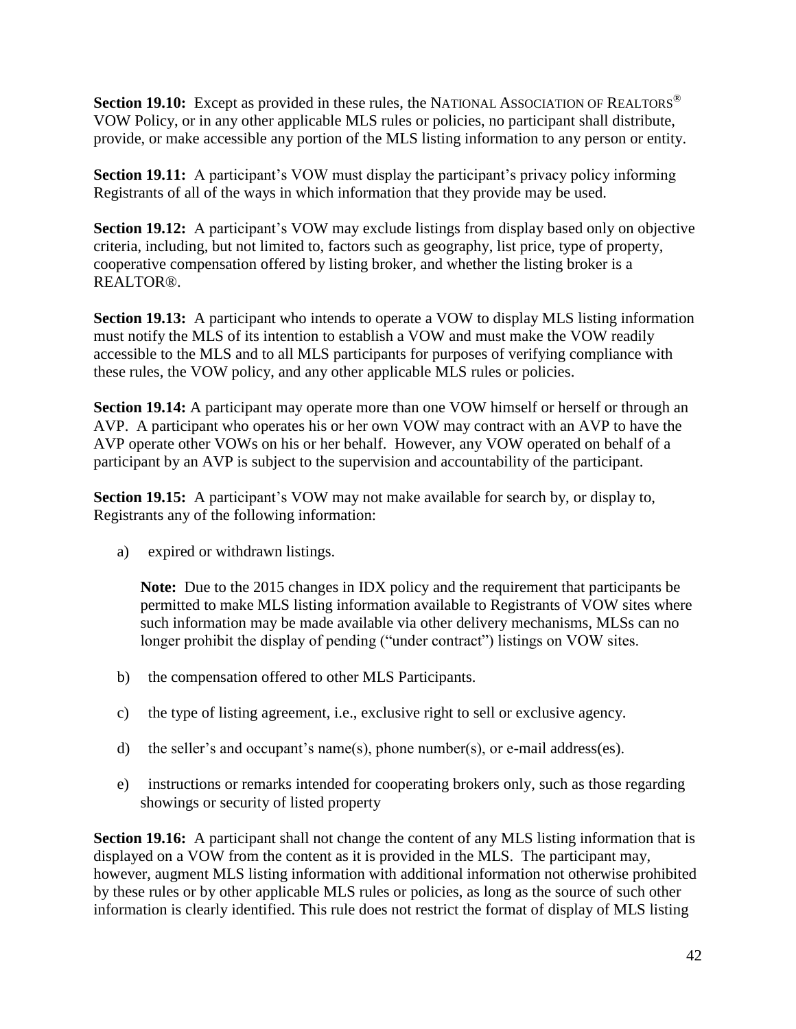**Section 19.10:** Except as provided in these rules, the NATIONAL ASSOCIATION OF REALTORS® VOW Policy, or in any other applicable MLS rules or policies, no participant shall distribute, provide, or make accessible any portion of the MLS listing information to any person or entity.

**Section 19.11:** A participant's VOW must display the participant's privacy policy informing Registrants of all of the ways in which information that they provide may be used.

**Section 19.12:** A participant's VOW may exclude listings from display based only on objective criteria, including, but not limited to, factors such as geography, list price, type of property, cooperative compensation offered by listing broker, and whether the listing broker is a REALTOR®.

**Section 19.13:** A participant who intends to operate a VOW to display MLS listing information must notify the MLS of its intention to establish a VOW and must make the VOW readily accessible to the MLS and to all MLS participants for purposes of verifying compliance with these rules, the VOW policy, and any other applicable MLS rules or policies.

**Section 19.14:** A participant may operate more than one VOW himself or herself or through an AVP. A participant who operates his or her own VOW may contract with an AVP to have the AVP operate other VOWs on his or her behalf. However, any VOW operated on behalf of a participant by an AVP is subject to the supervision and accountability of the participant.

**Section 19.15:** A participant's VOW may not make available for search by, or display to, Registrants any of the following information:

a) expired or withdrawn listings.

   **Note:** Due to the 2015 changes in IDX policy and the requirement that participants be permitted to make MLS listing information available to Registrants of VOW sites where such information may be made available via other delivery mechanisms, MLSs can no longer prohibit the display of pending ("under contract") listings on VOW sites.

b) the compensation offered to other MLS Participants.

c) the type of listing agreement, i.e., exclusive right to sell or exclusive agency.

d) the seller's and occupant's name(s), phone number(s), or e-mail address(es).

e) instructions or remarks intended for cooperating brokers only, such as those regarding showings or security of listed property

**Section 19.16:** A participant shall not change the content of any MLS listing information that is displayed on a VOW from the content as it is provided in the MLS. The participant may, however, augment MLS listing information with additional information not otherwise prohibited by these rules or by other applicable MLS rules or policies, as long as the source of such other information is clearly identified. This rule does not restrict the format of display of MLS listing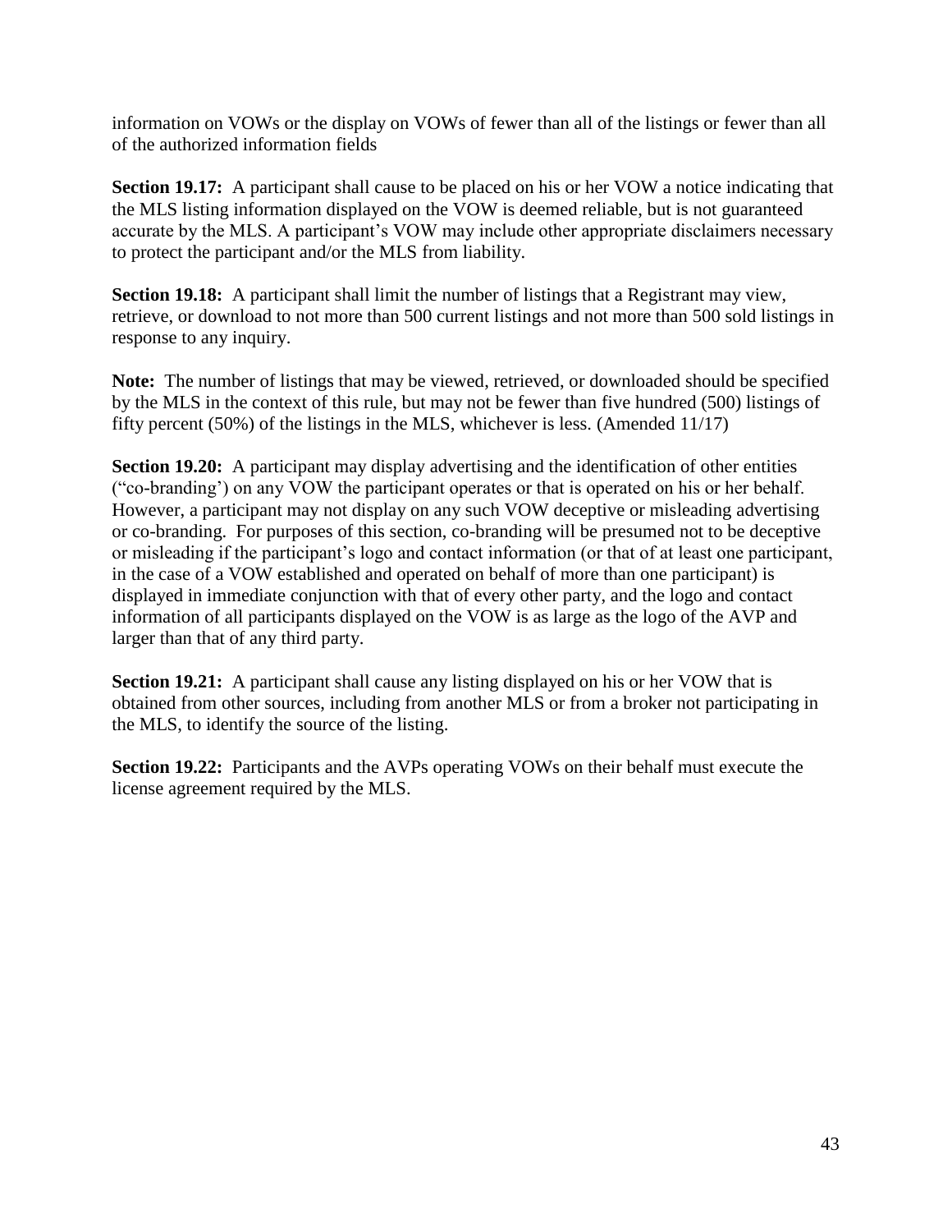information on VOWs or the display on VOWs of fewer than all of the listings or fewer than all of the authorized information fields

**Section 19.17:** A participant shall cause to be placed on his or her VOW a notice indicating that the MLS listing information displayed on the VOW is deemed reliable, but is not guaranteed accurate by the MLS. A participant's VOW may include other appropriate disclaimers necessary to protect the participant and/or the MLS from liability.

**Section 19.18:** A participant shall limit the number of listings that a Registrant may view, retrieve, or download to not more than 500 current listings and not more than 500 sold listings in response to any inquiry.

**Note:** The number of listings that may be viewed, retrieved, or downloaded should be specified by the MLS in the context of this rule, but may not be fewer than five hundred (500) listings of fifty percent (50%) of the listings in the MLS, whichever is less. (Amended 11/17)

**Section 19.20:** A participant may display advertising and the identification of other entities ("co-branding') on any VOW the participant operates or that is operated on his or her behalf. However, a participant may not display on any such VOW deceptive or misleading advertising or co-branding. For purposes of this section, co-branding will be presumed not to be deceptive or misleading if the participant's logo and contact information (or that of at least one participant, in the case of a VOW established and operated on behalf of more than one participant) is displayed in immediate conjunction with that of every other party, and the logo and contact information of all participants displayed on the VOW is as large as the logo of the AVP and larger than that of any third party.

**Section 19.21:** A participant shall cause any listing displayed on his or her VOW that is obtained from other sources, including from another MLS or from a broker not participating in the MLS, to identify the source of the listing.

**Section 19.22:** Participants and the AVPs operating VOWs on their behalf must execute the license agreement required by the MLS.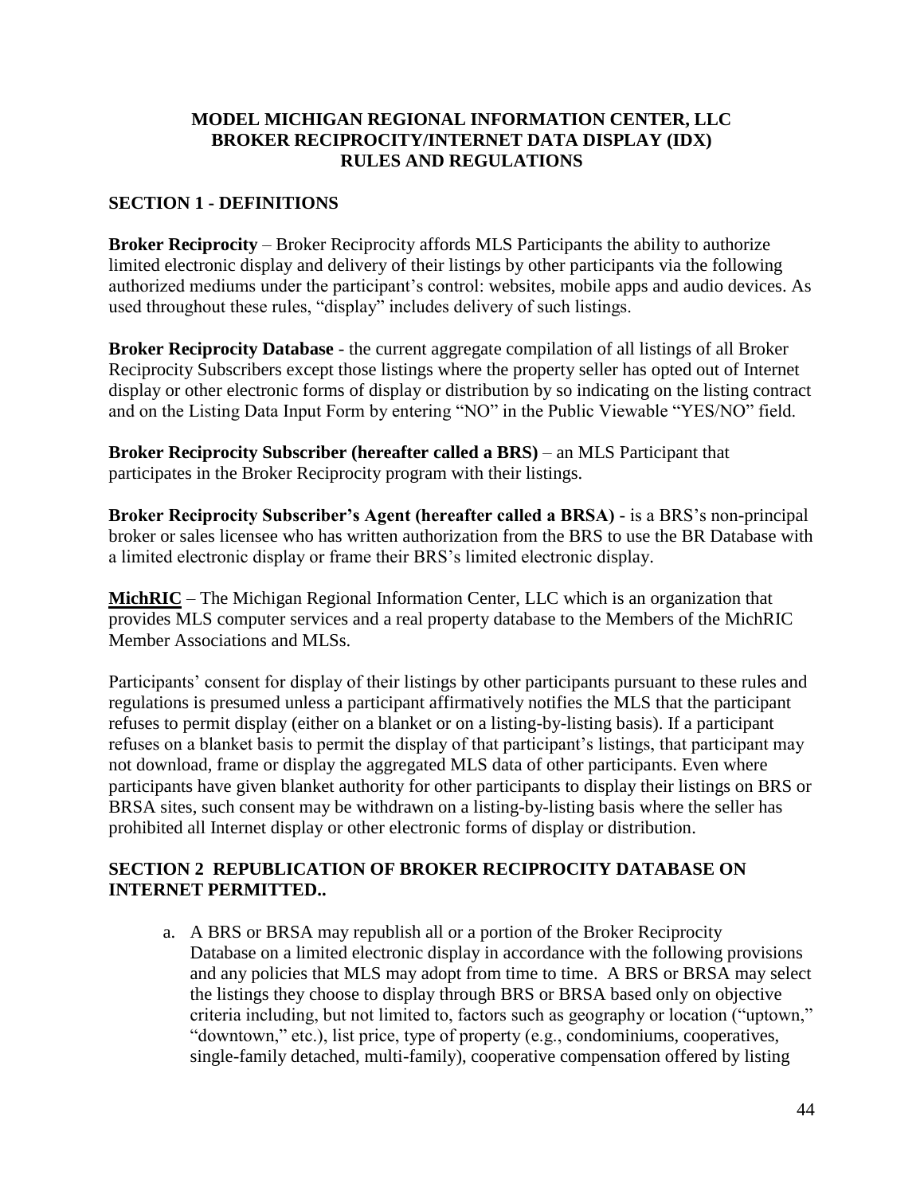**MODEL MICHIGAN REGIONAL INFORMATION CENTER, LLC**
**BROKER RECIPROCITY/INTERNET DATA DISPLAY (IDX)**
**RULES AND REGULATIONS**

## SECTION 1 - DEFINITIONS

**Broker Reciprocity** – Broker Reciprocity affords MLS Participants the ability to authorize limited electronic display and delivery of their listings by other participants via the following authorized mediums under the participant's control: websites, mobile apps and audio devices. As used throughout these rules, "display" includes delivery of such listings.

**Broker Reciprocity Database** - the current aggregate compilation of all listings of all Broker Reciprocity Subscribers except those listings where the property seller has opted out of Internet display or other electronic forms of display or distribution by so indicating on the listing contract and on the Listing Data Input Form by entering "NO" in the Public Viewable "YES/NO" field.

**Broker Reciprocity Subscriber (hereafter called a BRS)** – an MLS Participant that participates in the Broker Reciprocity program with their listings.

**Broker Reciprocity Subscriber's Agent (hereafter called a BRSA)** - is a BRS's non-principal broker or sales licensee who has written authorization from the BRS to use the BR Database with a limited electronic display or frame their BRS's limited electronic display.

**MichRIC** – The Michigan Regional Information Center, LLC which is an organization that provides MLS computer services and a real property database to the Members of the MichRIC Member Associations and MLSs.

Participants' consent for display of their listings by other participants pursuant to these rules and regulations is presumed unless a participant affirmatively notifies the MLS that the participant refuses to permit display (either on a blanket or on a listing-by-listing basis). If a participant refuses on a blanket basis to permit the display of that participant's listings, that participant may not download, frame or display the aggregated MLS data of other participants. Even where participants have given blanket authority for other participants to display their listings on BRS or BRSA sites, such consent may be withdrawn on a listing-by-listing basis where the seller has prohibited all Internet display or other electronic forms of display or distribution.

## SECTION 2 REPUBLICATION OF BROKER RECIPROCITY DATABASE ON INTERNET PERMITTED..

a. A BRS or BRSA may republish all or a portion of the Broker Reciprocity Database on a limited electronic display in accordance with the following provisions and any policies that MLS may adopt from time to time. A BRS or BRSA may select the listings they choose to display through BRS or BRSA based only on objective criteria including, but not limited to, factors such as geography or location ("uptown," "downtown," etc.), list price, type of property (e.g., condominiums, cooperatives, single-family detached, multi-family), cooperative compensation offered by listing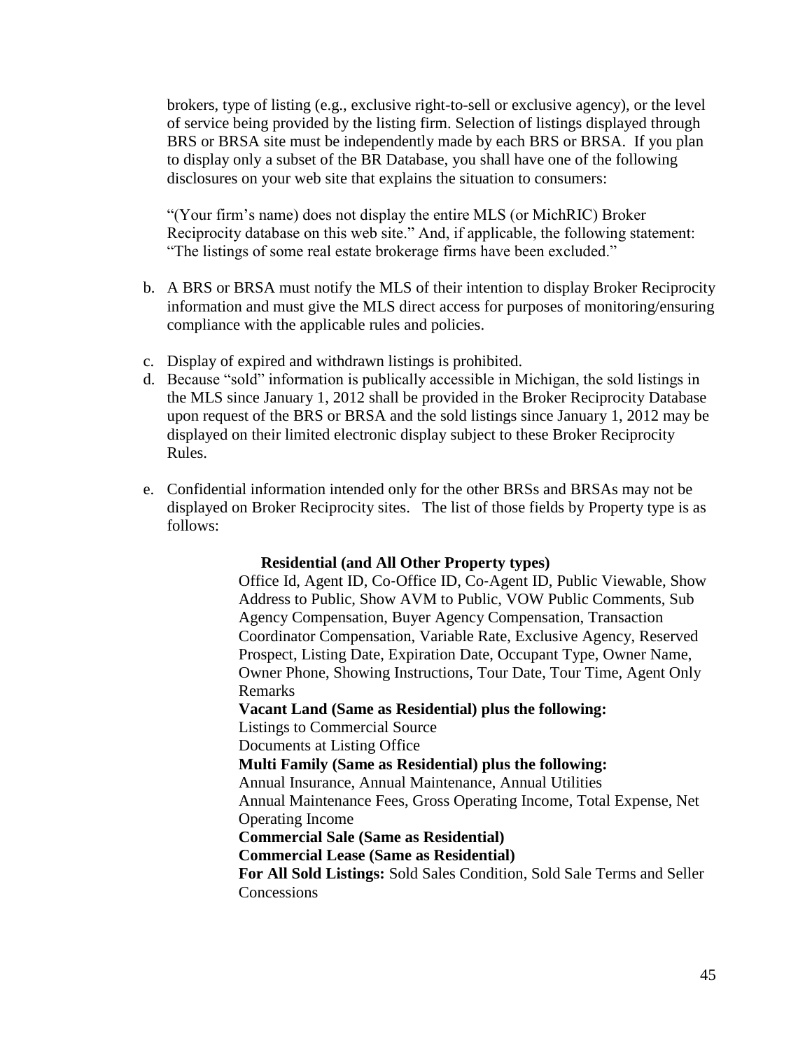brokers, type of listing (e.g., exclusive right-to-sell or exclusive agency), or the level of service being provided by the listing firm. Selection of listings displayed through BRS or BRSA site must be independently made by each BRS or BRSA. If you plan to display only a subset of the BR Database, you shall have one of the following disclosures on your web site that explains the situation to consumers:

"(Your firm's name) does not display the entire MLS (or MichRIC) Broker Reciprocity database on this web site." And, if applicable, the following statement: "The listings of some real estate brokerage firms have been excluded."

b. A BRS or BRSA must notify the MLS of their intention to display Broker Reciprocity information and must give the MLS direct access for purposes of monitoring/ensuring compliance with the applicable rules and policies.

c. Display of expired and withdrawn listings is prohibited.

d. Because "sold" information is publically accessible in Michigan, the sold listings in the MLS since January 1, 2012 shall be provided in the Broker Reciprocity Database upon request of the BRS or BRSA and the sold listings since January 1, 2012 may be displayed on their limited electronic display subject to these Broker Reciprocity Rules.

e. Confidential information intended only for the other BRSs and BRSAs may not be displayed on Broker Reciprocity sites. The list of those fields by Property type is as follows:

**Residential (and All Other Property types)**
Office Id, Agent ID, Co-Office ID, Co-Agent ID, Public Viewable, Show Address to Public, Show AVM to Public, VOW Public Comments, Sub Agency Compensation, Buyer Agency Compensation, Transaction Coordinator Compensation, Variable Rate, Exclusive Agency, Reserved Prospect, Listing Date, Expiration Date, Occupant Type, Owner Name, Owner Phone, Showing Instructions, Tour Date, Tour Time, Agent Only Remarks

**Vacant Land (Same as Residential) plus the following:**
Listings to Commercial Source
Documents at Listing Office

**Multi Family (Same as Residential) plus the following:**
Annual Insurance, Annual Maintenance, Annual Utilities
Annual Maintenance Fees, Gross Operating Income, Total Expense, Net Operating Income

**Commercial Sale (Same as Residential)**

**Commercial Lease (Same as Residential)**

**For All Sold Listings:** Sold Sales Condition, Sold Sale Terms and Seller Concessions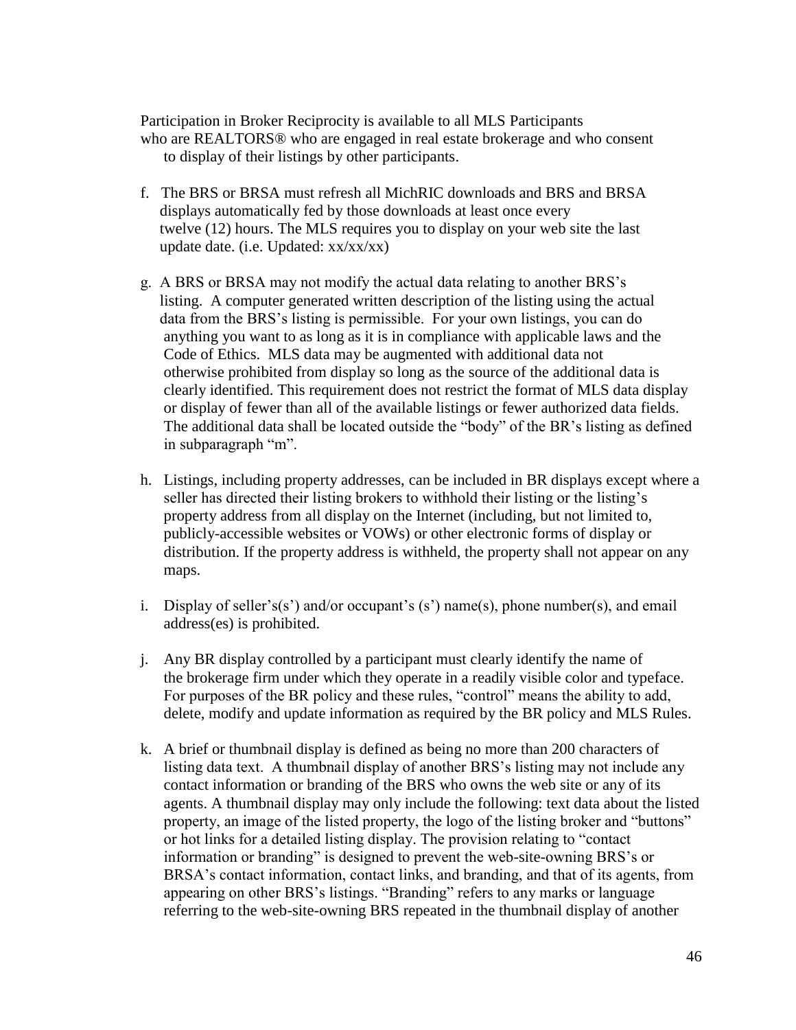Participation in Broker Reciprocity is available to all MLS Participants who are REALTORS® who are engaged in real estate brokerage and who consent to display of their listings by other participants.

f. The BRS or BRSA must refresh all MichRIC downloads and BRS and BRSA displays automatically fed by those downloads at least once every twelve (12) hours. The MLS requires you to display on your web site the last update date. (i.e. Updated: xx/xx/xx)

g. A BRS or BRSA may not modify the actual data relating to another BRS's listing. A computer generated written description of the listing using the actual data from the BRS's listing is permissible. For your own listings, you can do anything you want to as long as it is in compliance with applicable laws and the Code of Ethics. MLS data may be augmented with additional data not otherwise prohibited from display so long as the source of the additional data is clearly identified. This requirement does not restrict the format of MLS data display or display of fewer than all of the available listings or fewer authorized data fields. The additional data shall be located outside the "body" of the BR's listing as defined in subparagraph "m".

h. Listings, including property addresses, can be included in BR displays except where a seller has directed their listing brokers to withhold their listing or the listing's property address from all display on the Internet (including, but not limited to, publicly-accessible websites or VOWs) or other electronic forms of display or distribution. If the property address is withheld, the property shall not appear on any maps.

i. Display of seller's(s') and/or occupant's (s') name(s), phone number(s), and email address(es) is prohibited.

j. Any BR display controlled by a participant must clearly identify the name of the brokerage firm under which they operate in a readily visible color and typeface. For purposes of the BR policy and these rules, "control" means the ability to add, delete, modify and update information as required by the BR policy and MLS Rules.

k. A brief or thumbnail display is defined as being no more than 200 characters of listing data text. A thumbnail display of another BRS's listing may not include any contact information or branding of the BRS who owns the web site or any of its agents. A thumbnail display may only include the following: text data about the listed property, an image of the listed property, the logo of the listing broker and "buttons" or hot links for a detailed listing display. The provision relating to "contact information or branding" is designed to prevent the web-site-owning BRS's or BRSA's contact information, contact links, and branding, and that of its agents, from appearing on other BRS's listings. "Branding" refers to any marks or language referring to the web-site-owning BRS repeated in the thumbnail display of another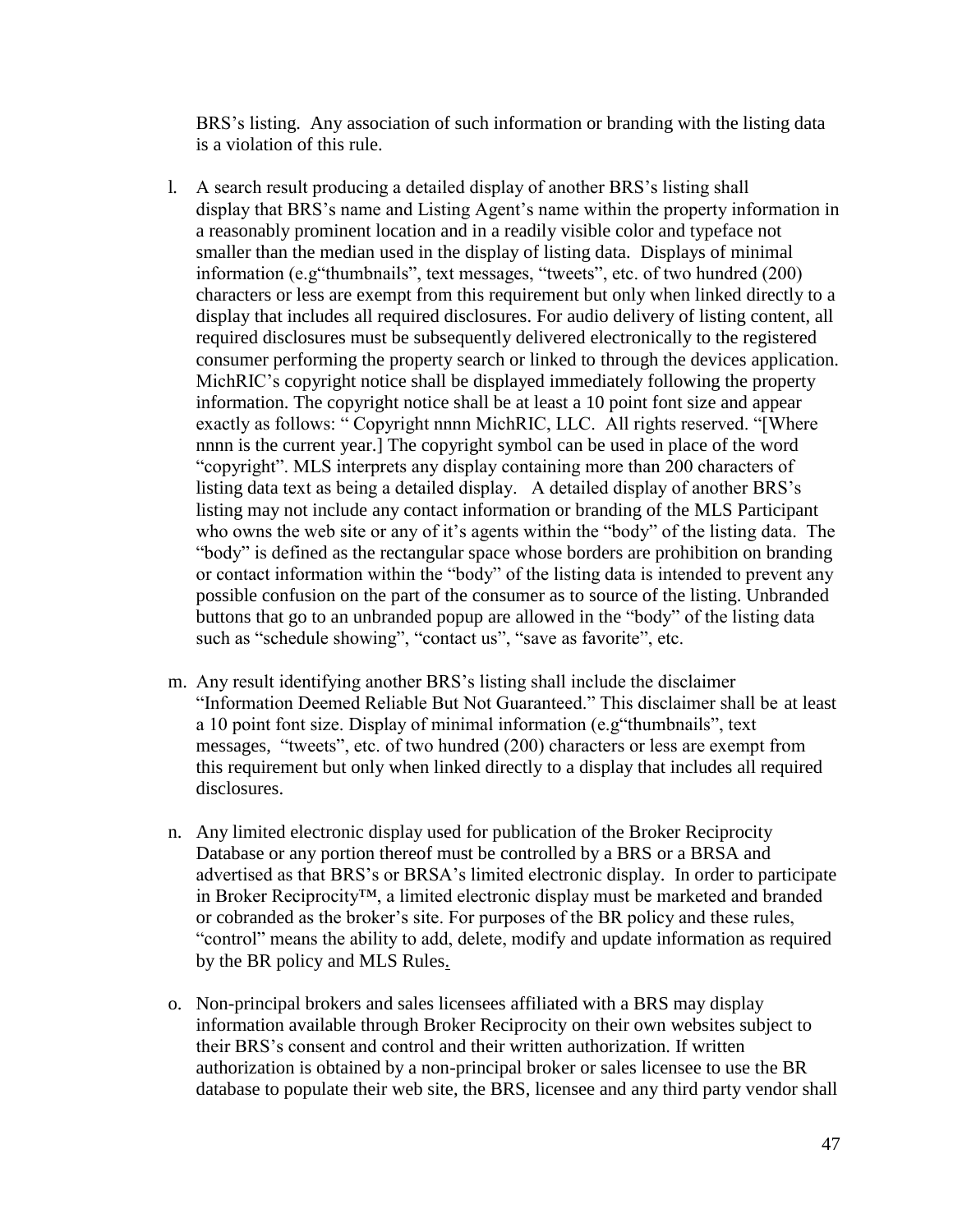BRS's listing. Any association of such information or branding with the listing data is a violation of this rule.

l. A search result producing a detailed display of another BRS's listing shall display that BRS's name and Listing Agent's name within the property information in a reasonably prominent location and in a readily visible color and typeface not smaller than the median used in the display of listing data. Displays of minimal information (e.g"thumbnails", text messages, "tweets", etc. of two hundred (200) characters or less are exempt from this requirement but only when linked directly to a display that includes all required disclosures. For audio delivery of listing content, all required disclosures must be subsequently delivered electronically to the registered consumer performing the property search or linked to through the devices application. MichRIC's copyright notice shall be displayed immediately following the property information. The copyright notice shall be at least a 10 point font size and appear exactly as follows: " Copyright nnnn MichRIC, LLC. All rights reserved. "[Where nnnn is the current year.] The copyright symbol can be used in place of the word "copyright". MLS interprets any display containing more than 200 characters of listing data text as being a detailed display. A detailed display of another BRS's listing may not include any contact information or branding of the MLS Participant who owns the web site or any of it's agents within the "body" of the listing data. The "body" is defined as the rectangular space whose borders are prohibition on branding or contact information within the "body" of the listing data is intended to prevent any possible confusion on the part of the consumer as to source of the listing. Unbranded buttons that go to an unbranded popup are allowed in the "body" of the listing data such as "schedule showing", "contact us", "save as favorite", etc.

m. Any result identifying another BRS's listing shall include the disclaimer "Information Deemed Reliable But Not Guaranteed." This disclaimer shall be at least a 10 point font size. Display of minimal information (e.g"thumbnails", text messages, "tweets", etc. of two hundred (200) characters or less are exempt from this requirement but only when linked directly to a display that includes all required disclosures.

n. Any limited electronic display used for publication of the Broker Reciprocity Database or any portion thereof must be controlled by a BRS or a BRSA and advertised as that BRS's or BRSA's limited electronic display. In order to participate in Broker Reciprocity™, a limited electronic display must be marketed and branded or cobranded as the broker's site. For purposes of the BR policy and these rules, "control" means the ability to add, delete, modify and update information as required by the BR policy and MLS Rules.

o. Non-principal brokers and sales licensees affiliated with a BRS may display information available through Broker Reciprocity on their own websites subject to their BRS's consent and control and their written authorization. If written authorization is obtained by a non-principal broker or sales licensee to use the BR database to populate their web site, the BRS, licensee and any third party vendor shall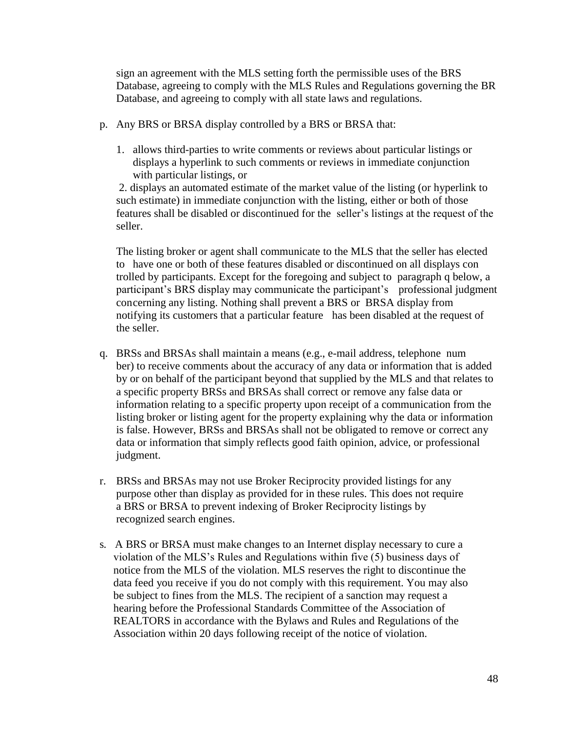sign an agreement with the MLS setting forth the permissible uses of the BRS Database, agreeing to comply with the MLS Rules and Regulations governing the BR Database, and agreeing to comply with all state laws and regulations.

p. Any BRS or BRSA display controlled by a BRS or BRSA that:

   1. allows third-parties to write comments or reviews about particular listings or displays a hyperlink to such comments or reviews in immediate conjunction with particular listings, or

   2. displays an automated estimate of the market value of the listing (or hyperlink to such estimate) in immediate conjunction with the listing, either or both of those features shall be disabled or discontinued for the seller's listings at the request of the seller.

   The listing broker or agent shall communicate to the MLS that the seller has elected to have one or both of these features disabled or discontinued on all displays con trolled by participants. Except for the foregoing and subject to paragraph q below, a participant's BRS display may communicate the participant's professional judgment concerning any listing. Nothing shall prevent a BRS or BRSA display from notifying its customers that a particular feature has been disabled at the request of the seller.

q. BRSs and BRSAs shall maintain a means (e.g., e-mail address, telephone num ber) to receive comments about the accuracy of any data or information that is added by or on behalf of the participant beyond that supplied by the MLS and that relates to a specific property BRSs and BRSAs shall correct or remove any false data or information relating to a specific property upon receipt of a communication from the listing broker or listing agent for the property explaining why the data or information is false. However, BRSs and BRSAs shall not be obligated to remove or correct any data or information that simply reflects good faith opinion, advice, or professional judgment.

r. BRSs and BRSAs may not use Broker Reciprocity provided listings for any purpose other than display as provided for in these rules. This does not require a BRS or BRSA to prevent indexing of Broker Reciprocity listings by recognized search engines.

s. A BRS or BRSA must make changes to an Internet display necessary to cure a violation of the MLS's Rules and Regulations within five (5) business days of notice from the MLS of the violation. MLS reserves the right to discontinue the data feed you receive if you do not comply with this requirement. You may also be subject to fines from the MLS. The recipient of a sanction may request a hearing before the Professional Standards Committee of the Association of REALTORS in accordance with the Bylaws and Rules and Regulations of the Association within 20 days following receipt of the notice of violation.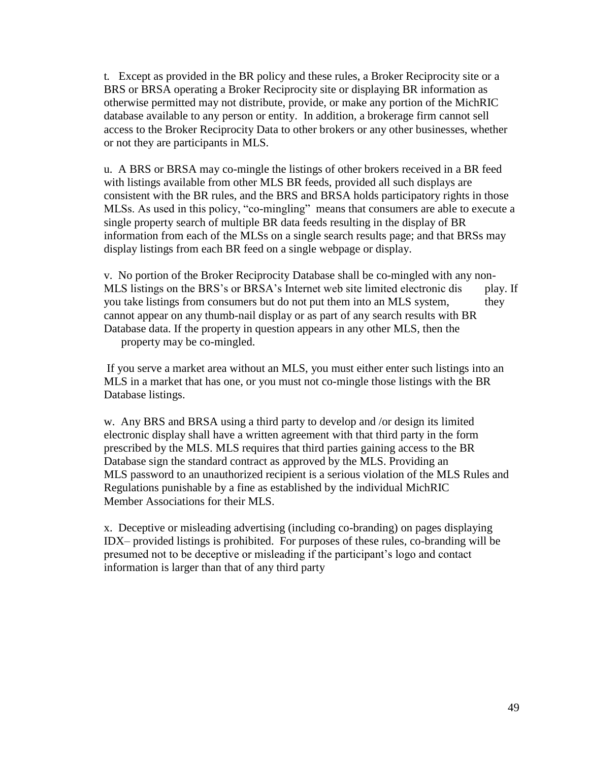t. Except as provided in the BR policy and these rules, a Broker Reciprocity site or a BRS or BRSA operating a Broker Reciprocity site or displaying BR information as otherwise permitted may not distribute, provide, or make any portion of the MichRIC database available to any person or entity. In addition, a brokerage firm cannot sell access to the Broker Reciprocity Data to other brokers or any other businesses, whether or not they are participants in MLS.

u. A BRS or BRSA may co-mingle the listings of other brokers received in a BR feed with listings available from other MLS BR feeds, provided all such displays are consistent with the BR rules, and the BRS and BRSA holds participatory rights in those MLSs. As used in this policy, "co-mingling" means that consumers are able to execute a single property search of multiple BR data feeds resulting in the display of BR information from each of the MLSs on a single search results page; and that BRSs may display listings from each BR feed on a single webpage or display.

v. No portion of the Broker Reciprocity Database shall be co-mingled with any non-MLS listings on the BRS's or BRSA's Internet web site limited electronic display. If you take listings from consumers but do not put them into an MLS system, they cannot appear on any thumb-nail display or as part of any search results with BR Database data. If the property in question appears in any other MLS, then the property may be co-mingled.

If you serve a market area without an MLS, you must either enter such listings into an MLS in a market that has one, or you must not co-mingle those listings with the BR Database listings.

w. Any BRS and BRSA using a third party to develop and /or design its limited electronic display shall have a written agreement with that third party in the form prescribed by the MLS. MLS requires that third parties gaining access to the BR Database sign the standard contract as approved by the MLS. Providing an MLS password to an unauthorized recipient is a serious violation of the MLS Rules and Regulations punishable by a fine as established by the individual MichRIC Member Associations for their MLS.

x. Deceptive or misleading advertising (including co-branding) on pages displaying IDX– provided listings is prohibited. For purposes of these rules, co-branding will be presumed not to be deceptive or misleading if the participant's logo and contact information is larger than that of any third party